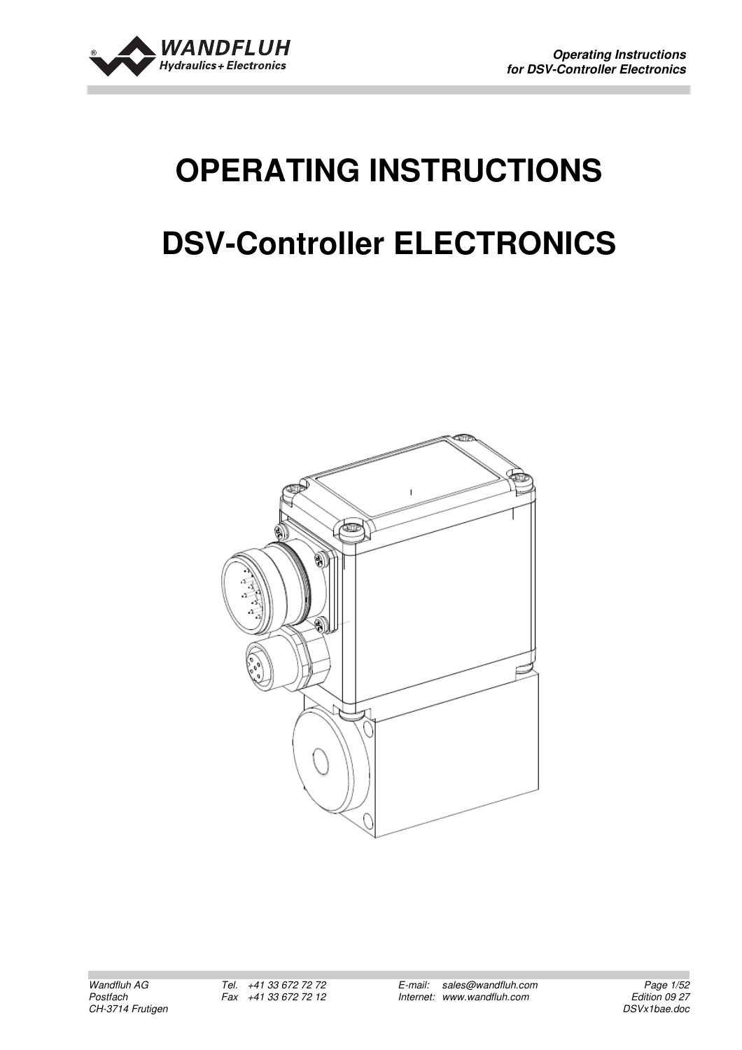# OPERATING INSTRUCTIONS

# DSV-Controller ELECTRONICS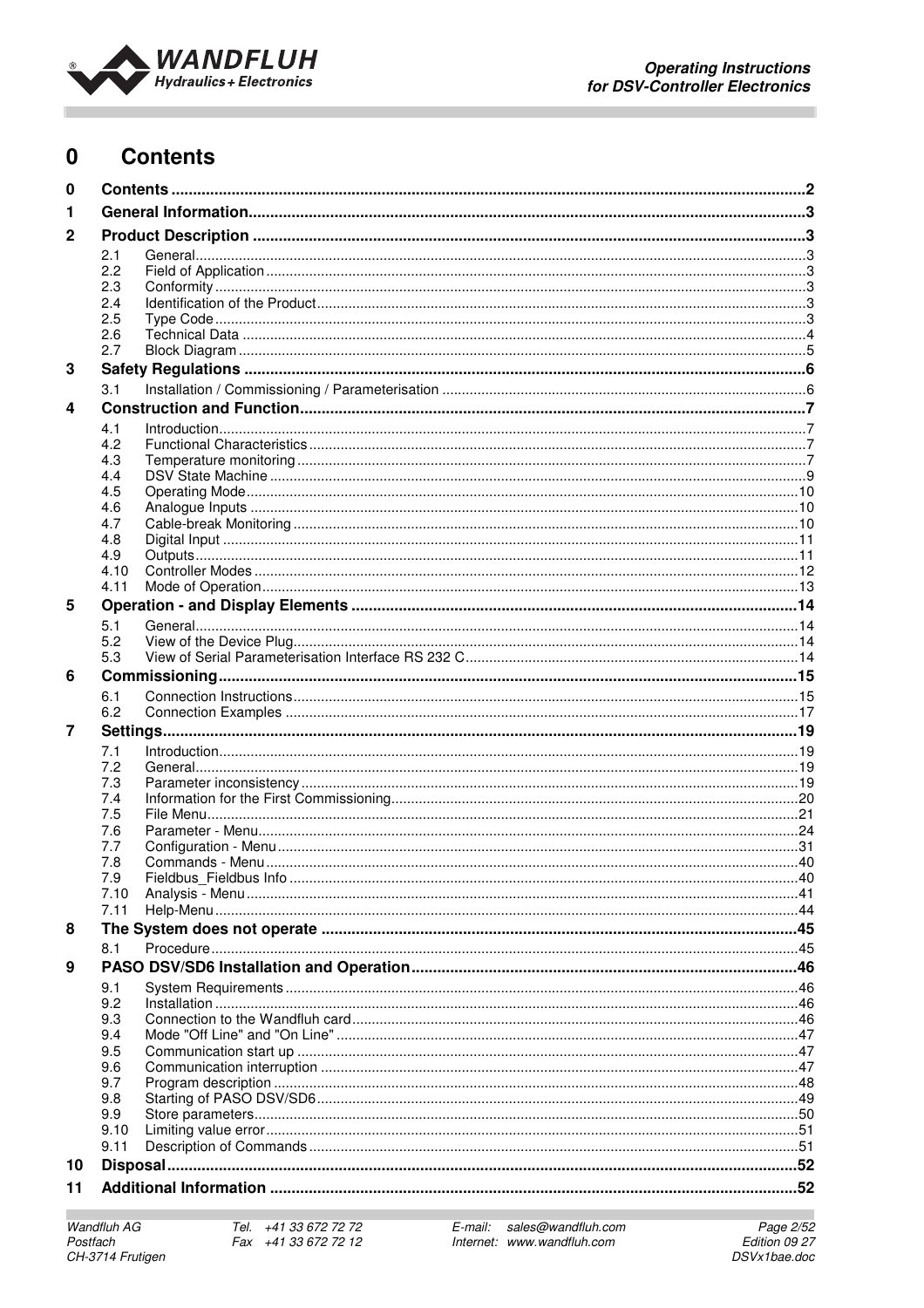# 0 Contents

| | | |
|---|---|---|
| **0** | **Contents** | **2** |
| **1** | **General Information** | **3** |
| **2** | **Product Description** | **3** |
| 2.1 | General | 3 |
| 2.2 | Field of Application | 3 |
| 2.3 | Conformity | 3 |
| 2.4 | Identification of the Product | 3 |
| 2.5 | Type Code | 3 |
| 2.6 | Technical Data | 4 |
| 2.7 | Block Diagram | 5 |
| **3** | **Safety Regulations** | **6** |
| 3.1 | Installation / Commissioning / Parameterisation | 6 |
| **4** | **Construction and Function** | **7** |
| 4.1 | Introduction | 7 |
| 4.2 | Functional Characteristics | 7 |
| 4.3 | Temperature monitoring | 7 |
| 4.4 | DSV State Machine | 9 |
| 4.5 | Operating Mode | 10 |
| 4.6 | Analogue Inputs | 10 |
| 4.7 | Cable-break Monitoring | 10 |
| 4.8 | Digital Input | 11 |
| 4.9 | Outputs | 11 |
| 4.10 | Controller Modes | 12 |
| 4.11 | Mode of Operation | 13 |
| **5** | **Operation - and Display Elements** | **14** |
| 5.1 | General | 14 |
| 5.2 | View of the Device Plug | 14 |
| 5.3 | View of Serial Parameterisation Interface RS 232 C | 14 |
| **6** | **Commissioning** | **15** |
| 6.1 | Connection Instructions | 15 |
| 6.2 | Connection Examples | 17 |
| **7** | **Settings** | **19** |
| 7.1 | Introduction | 19 |
| 7.2 | General | 19 |
| 7.3 | Parameter inconsistency | 19 |
| 7.4 | Information for the First Commissioning | 20 |
| 7.5 | File Menu | 21 |
| 7.6 | Parameter - Menu | 24 |
| 7.7 | Configuration - Menu | 31 |
| 7.8 | Commands - Menu | 40 |
| 7.9 | Fieldbus_Fieldbus Info | 40 |
| 7.10 | Analysis - Menu | 41 |
| 7.11 | Help-Menu | 44 |
| **8** | **The System does not operate** | **45** |
| 8.1 | Procedure | 45 |
| **9** | **PASO DSV/SD6 Installation and Operation** | **46** |
| 9.1 | System Requirements | 46 |
| 9.2 | Installation | 46 |
| 9.3 | Connection to the Wandfluh card | 46 |
| 9.4 | Mode "Off Line" and "On Line" | 47 |
| 9.5 | Communication start up | 47 |
| 9.6 | Communication interruption | 47 |
| 9.7 | Program description | 48 |
| 9.8 | Starting of PASO DSV/SD6 | 49 |
| 9.9 | Store parameters | 50 |
| 9.10 | Limiting value error | 51 |
| 9.11 | Description of Commands | 51 |
| **10** | **Disposal** | **52** |
| **11** | **Additional Information** | **52** |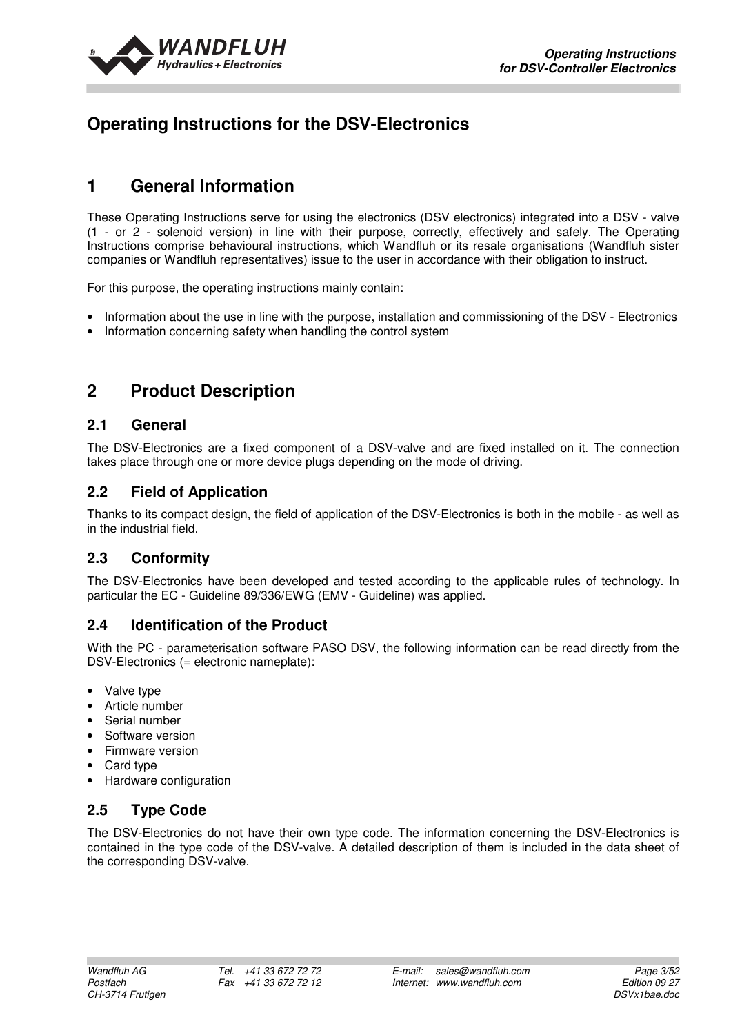# Operating Instructions for the DSV-Electronics

## 1 General Information

These Operating Instructions serve for using the electronics (DSV electronics) integrated into a DSV - valve (1 - or 2 - solenoid version) in line with their purpose, correctly, effectively and safely. The Operating Instructions comprise behavioural instructions, which Wandfluh or its resale organisations (Wandfluh sister companies or Wandfluh representatives) issue to the user in accordance with their obligation to instruct.

For this purpose, the operating instructions mainly contain:

- Information about the use in line with the purpose, installation and commissioning of the DSV - Electronics
- Information concerning safety when handling the control system

## 2 Product Description

### 2.1 General

The DSV-Electronics are a fixed component of a DSV-valve and are fixed installed on it. The connection takes place through one or more device plugs depending on the mode of driving.

### 2.2 Field of Application

Thanks to its compact design, the field of application of the DSV-Electronics is both in the mobile - as well as in the industrial field.

### 2.3 Conformity

The DSV-Electronics have been developed and tested according to the applicable rules of technology. In particular the EC - Guideline 89/336/EWG (EMV - Guideline) was applied.

### 2.4 Identification of the Product

With the PC - parameterisation software PASO DSV, the following information can be read directly from the DSV-Electronics (= electronic nameplate):

- Valve type
- Article number
- Serial number
- Software version
- Firmware version
- Card type
- Hardware configuration

### 2.5 Type Code

The DSV-Electronics do not have their own type code. The information concerning the DSV-Electronics is contained in the type code of the DSV-valve. A detailed description of them is included in the data sheet of the corresponding DSV-valve.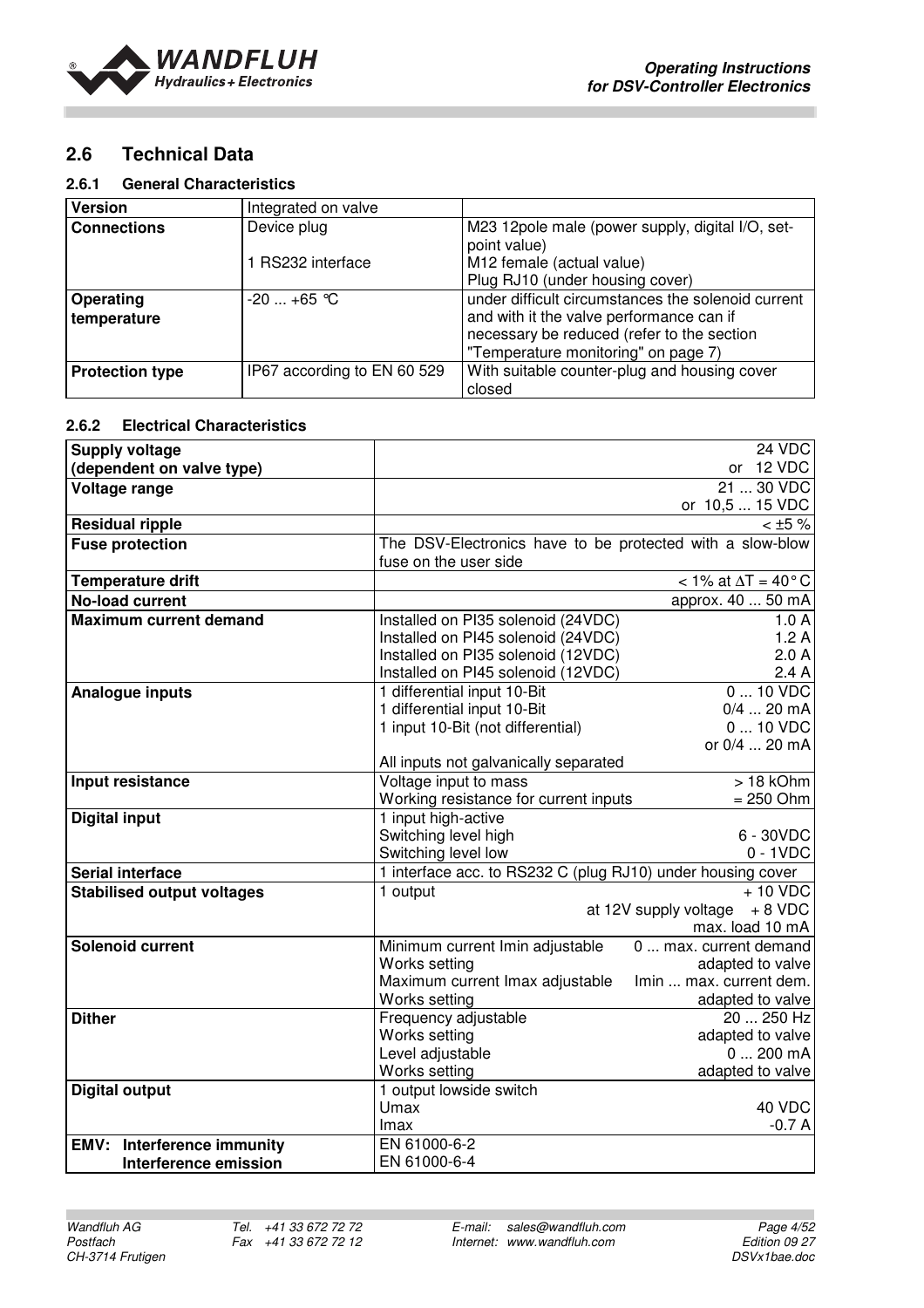## 2.6 Technical Data

### 2.6.1 General Characteristics

| Version | Integrated on valve | |
|---|---|---|
| **Connections** | Device plug<br><br>1 RS232 interface | M23 12pole male (power supply, digital I/O, set-point value)<br>M12 female (actual value)<br>Plug RJ10 (under housing cover) |
| **Operating temperature** | -20 ... +65 °C | under difficult circumstances the solenoid current and with it the valve performance can if necessary be reduced (refer to the section "Temperature monitoring" on page 7) |
| **Protection type** | IP67 according to EN 60 529 | With suitable counter-plug and housing cover closed |

### 2.6.2 Electrical Characteristics

| | | |
|---|---|---|
| **Supply voltage (dependent on valve type)** | | 24 VDC<br>or 12 VDC |
| **Voltage range** | | 21 ... 30 VDC<br>or 10,5 ... 15 VDC |
| **Residual ripple** | | < ±5 % |
| **Fuse protection** | The DSV-Electronics have to be protected with a slow-blow fuse on the user side | |
| **Temperature drift** | | < 1% at $\Delta T = 40°C$ |
| **No-load current** | | approx. 40 ... 50 mA |
| **Maximum current demand** | Installed on PI35 solenoid (24VDC)<br>Installed on PI45 solenoid (24VDC)<br>Installed on PI35 solenoid (12VDC)<br>Installed on PI45 solenoid (12VDC) | 1.0 A<br>1.2 A<br>2.0 A<br>2.4 A |
| **Analogue inputs** | 1 differential input 10-Bit<br>1 differential input 10-Bit<br>1 input 10-Bit (not differential)<br><br>All inputs not galvanically separated | 0 ... 10 VDC<br>0/4 ... 20 mA<br>0 ... 10 VDC<br>or 0/4 ... 20 mA |
| **Input resistance** | Voltage input to mass<br>Working resistance for current inputs | > 18 kOhm<br>= 250 Ohm |
| **Digital input** | 1 input high-active<br>Switching level high<br>Switching level low | <br>6 - 30VDC<br>0 - 1VDC |
| **Serial interface** | 1 interface acc. to RS232 C (plug RJ10) under housing cover | |
| **Stabilised output voltages** | 1 output | + 10 VDC<br>at 12V supply voltage + 8 VDC<br>max. load 10 mA |
| **Solenoid current** | Minimum current Imin adjustable<br>Works setting<br>Maximum current Imax adjustable<br>Works setting | 0 ... max. current demand<br>adapted to valve<br>Imin ... max. current dem.<br>adapted to valve |
| **Dither** | Frequency adjustable<br>Works setting<br>Level adjustable<br>Works setting | 20 ... 250 Hz<br>adapted to valve<br>0 ... 200 mA<br>adapted to valve |
| **Digital output** | 1 output lowside switch<br>Umax<br>Imax | <br>40 VDC<br>-0.7 A |
| **EMV: Interference immunity<br>Interference emission** | EN 61000-6-2<br>EN 61000-6-4 | |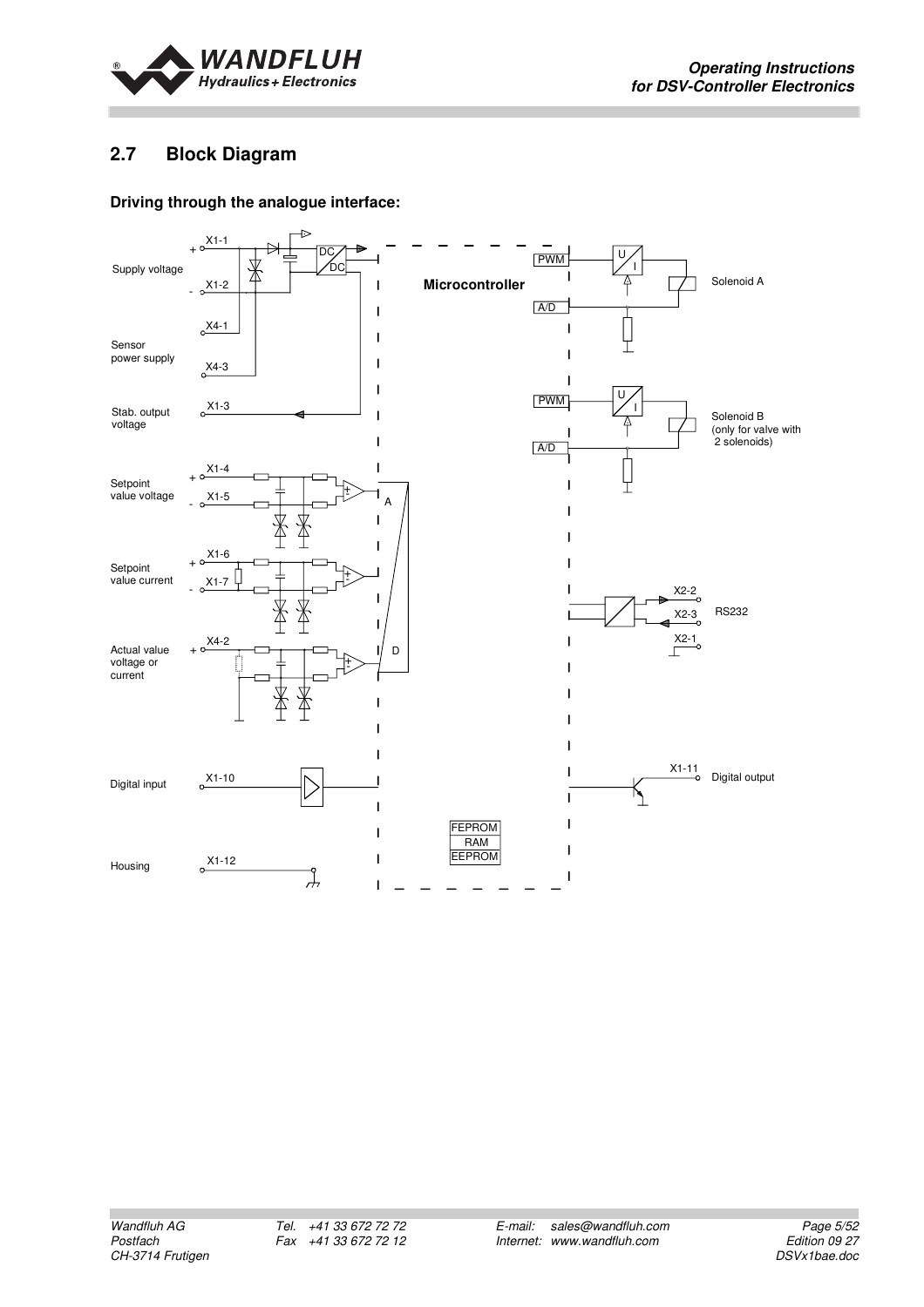## 2.7 Block Diagram

**Driving through the analogue interface:**

X1-1
+
Supply voltage
X1-2
-
X4-1
Sensor power supply
X4-3
Stab. output voltage
X1-3
Setpoint value voltage
+ X1-4
- X1-5
Setpoint value current
+ X1-6
- X1-7
Actual value voltage or current
+ X4-2
Digital input
X1-10
Housing
X1-12

DC/DC

**Microcontroller**

A
D

FEPROM
RAM
EEPROM

PWM
A/D
U/I
Solenoid A

PWM
A/D
U/I
Solenoid B (only for valve with 2 solenoids)

X2-2
X2-3
X2-1
RS232

X1-11
Digital output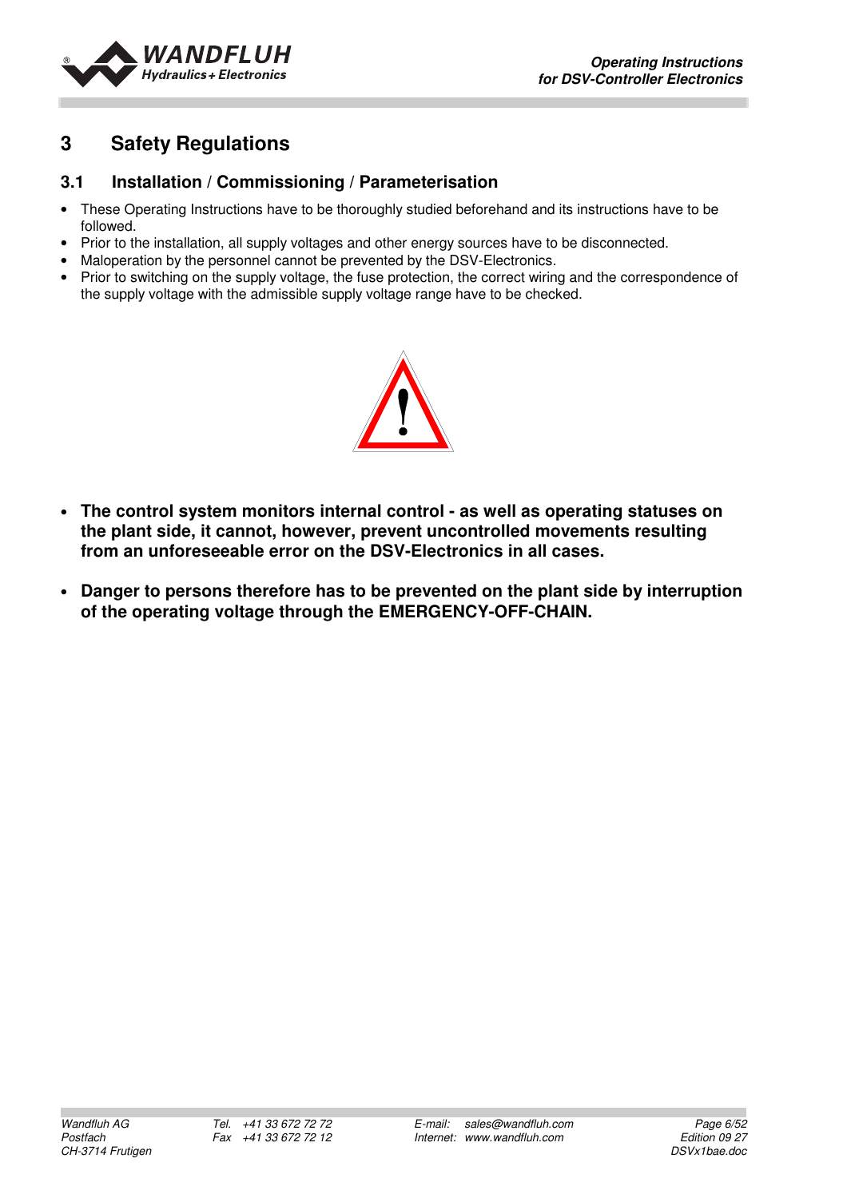# 3 Safety Regulations

## 3.1 Installation / Commissioning / Parameterisation

- These Operating Instructions have to be thoroughly studied beforehand and its instructions have to be followed.
- Prior to the installation, all supply voltages and other energy sources have to be disconnected.
- Maloperation by the personnel cannot be prevented by the DSV-Electronics.
- Prior to switching on the supply voltage, the fuse protection, the correct wiring and the correspondence of the supply voltage with the admissible supply voltage range have to be checked.

- **The control system monitors internal control - as well as operating statuses on the plant side, it cannot, however, prevent uncontrolled movements resulting from an unforeseeable error on the DSV-Electronics in all cases.**
- **Danger to persons therefore has to be prevented on the plant side by interruption of the operating voltage through the EMERGENCY-OFF-CHAIN.**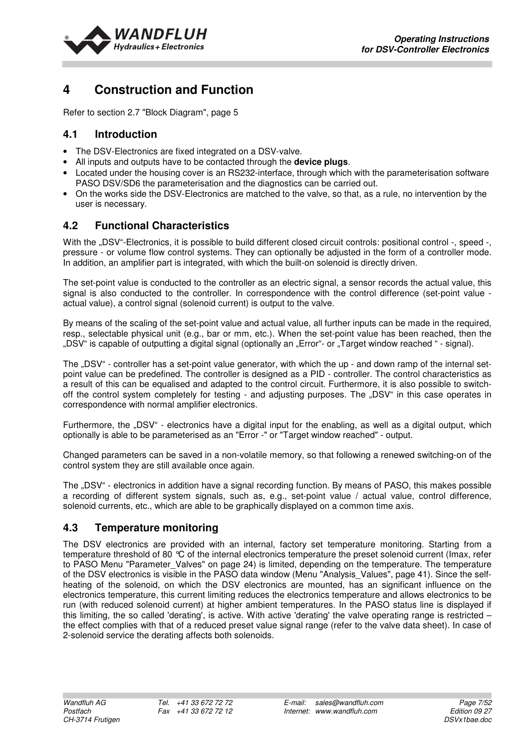# 4 Construction and Function

Refer to section 2.7 "Block Diagram", page 5

## 4.1 Introduction

- The DSV-Electronics are fixed integrated on a DSV-valve.
- All inputs and outputs have to be contacted through the **device plugs**.
- Located under the housing cover is an RS232-interface, through which with the parameterisation software PASO DSV/SD6 the parameterisation and the diagnostics can be carried out.
- On the works side the DSV-Electronics are matched to the valve, so that, as a rule, no intervention by the user is necessary.

## 4.2 Functional Characteristics

With the „DSV"-Electronics, it is possible to build different closed circuit controls: positional control -, speed -, pressure - or volume flow control systems. They can optionally be adjusted in the form of a controller mode. In addition, an amplifier part is integrated, with which the built-on solenoid is directly driven.

The set-point value is conducted to the controller as an electric signal, a sensor records the actual value, this signal is also conducted to the controller. In correspondence with the control difference (set-point value - actual value), a control signal (solenoid current) is output to the valve.

By means of the scaling of the set-point value and actual value, all further inputs can be made in the required, resp., selectable physical unit (e.g., bar or mm, etc.). When the set-point value has been reached, then the „DSV" is capable of outputting a digital signal (optionally an „Error"- or „Target window reached " - signal).

The „DSV" - controller has a set-point value generator, with which the up - and down ramp of the internal set-point value can be predefined. The controller is designed as a PID - controller. The control characteristics as a result of this can be equalised and adapted to the control circuit. Furthermore, it is also possible to switch-off the control system completely for testing - and adjusting purposes. The „DSV" in this case operates in correspondence with normal amplifier electronics.

Furthermore, the „DSV" - electronics have a digital input for the enabling, as well as a digital output, which optionally is able to be parameterised as an "Error -" or "Target window reached" - output.

Changed parameters can be saved in a non-volatile memory, so that following a renewed switching-on of the control system they are still available once again.

The „DSV" - electronics in addition have a signal recording function. By means of PASO, this makes possible a recording of different system signals, such as, e.g., set-point value / actual value, control difference, solenoid currents, etc., which are able to be graphically displayed on a common time axis.

## 4.3 Temperature monitoring

The DSV electronics are provided with an internal, factory set temperature monitoring. Starting from a temperature threshold of 80 °C of the internal electronics temperature the preset solenoid current (Imax, refer to PASO Menu "Parameter_Valves" on page 24) is limited, depending on the temperature. The temperature of the DSV electronics is visible in the PASO data window (Menu "Analysis_Values", page 41). Since the self-heating of the solenoid, on which the DSV electronics are mounted, has an significant influence on the electronics temperature, this current limiting reduces the electronics temperature and allows electronics to be run (with reduced solenoid current) at higher ambient temperatures. In the PASO status line is displayed if this limiting, the so called 'derating', is active. With active 'derating' the valve operating range is restricted – the effect complies with that of a reduced preset value signal range (refer to the valve data sheet). In case of 2-solenoid service the derating affects both solenoids.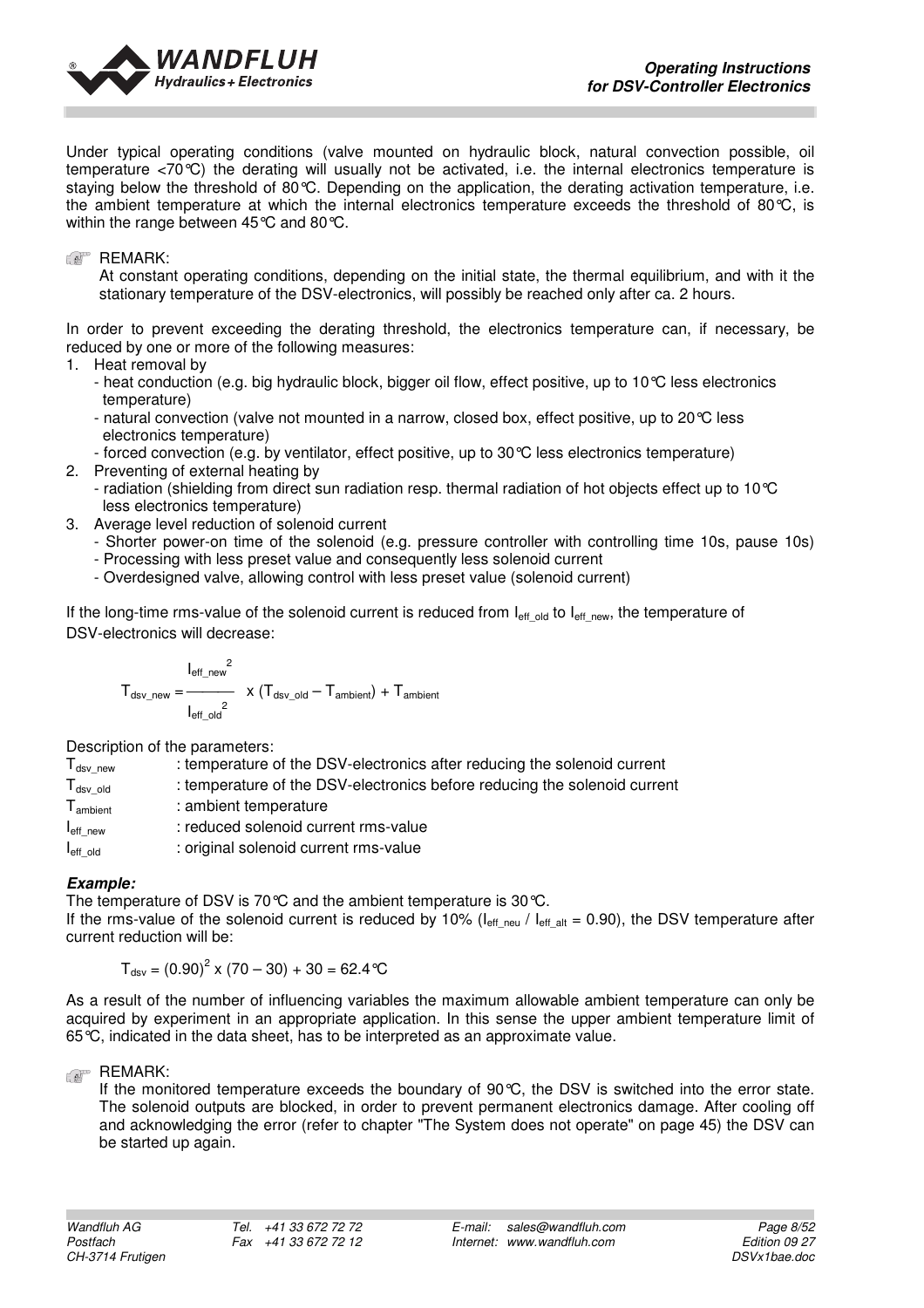Under typical operating conditions (valve mounted on hydraulic block, natural convection possible, oil temperature <70°C) the derating will usually not be activated, i.e. the internal electronics temperature is staying below the threshold of 80°C. Depending on the application, the derating activation temperature, i.e. the ambient temperature at which the internal electronics temperature exceeds the threshold of 80°C, is within the range between 45°C and 80°C.

REMARK:
At constant operating conditions, depending on the initial state, the thermal equilibrium, and with it the stationary temperature of the DSV-electronics, will possibly be reached only after ca. 2 hours.

In order to prevent exceeding the derating threshold, the electronics temperature can, if necessary, be reduced by one or more of the following measures:

1. Heat removal by
   - heat conduction (e.g. big hydraulic block, bigger oil flow, effect positive, up to 10°C less electronics temperature)
   - natural convection (valve not mounted in a narrow, closed box, effect positive, up to 20°C less electronics temperature)
   - forced convection (e.g. by ventilator, effect positive, up to 30°C less electronics temperature)
2. Preventing of external heating by
   - radiation (shielding from direct sun radiation resp. thermal radiation of hot objects effect up to 10°C less electronics temperature)
3. Average level reduction of solenoid current
   - Shorter power-on time of the solenoid (e.g. pressure controller with controlling time 10s, pause 10s)
   - Processing with less preset value and consequently less solenoid current
   - Overdesigned valve, allowing control with less preset value (solenoid current)

If the long-time rms-value of the solenoid current is reduced from $I_{eff\_old}$ to $I_{eff\_new}$, the temperature of DSV-electronics will decrease:

$$T_{dsv\_new} = \frac{I_{eff\_new}^2}{I_{eff\_old}^2} \times (T_{dsv\_old} - T_{ambient}) + T_{ambient}$$

Description of the parameters:

$T_{dsv\_new}$ : temperature of the DSV-electronics after reducing the solenoid current
$T_{dsv\_old}$ : temperature of the DSV-electronics before reducing the solenoid current
$T_{ambient}$ : ambient temperature
$I_{eff\_new}$ : reduced solenoid current rms-value
$I_{eff\_old}$ : original solenoid current rms-value

***Example:***
The temperature of DSV is 70°C and the ambient temperature is 30°C.
If the rms-value of the solenoid current is reduced by 10% ($I_{eff\_neu}$ / $I_{eff\_alt}$ = 0.90), the DSV temperature after current reduction will be:

$$T_{dsv} = (0.90)^2 \times (70 - 30) + 30 = 62.4°C$$

As a result of the number of influencing variables the maximum allowable ambient temperature can only be acquired by experiment in an appropriate application. In this sense the upper ambient temperature limit of 65°C, indicated in the data sheet, has to be interpreted as an approximate value.

REMARK:
If the monitored temperature exceeds the boundary of 90°C, the DSV is switched into the error state. The solenoid outputs are blocked, in order to prevent permanent electronics damage. After cooling off and acknowledging the error (refer to chapter "The System does not operate" on page 45) the DSV can be started up again.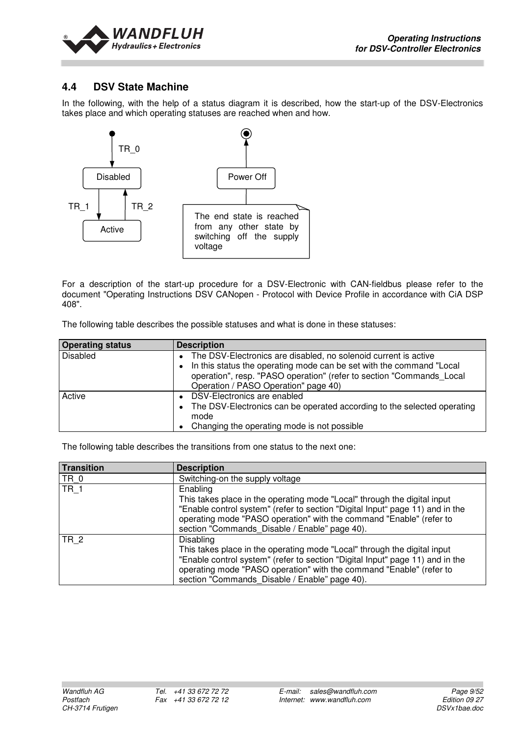## 4.4 DSV State Machine

In the following, with the help of a status diagram it is described, how the start-up of the DSV-Electronics takes place and which operating statuses are reached when and how.

TR_0

Disabled

TR_1 TR_2

Active

Power Off

The end state is reached from any other state by switching off the supply voltage

For a description of the start-up procedure for a DSV-Electronic with CAN-fieldbus please refer to the document "Operating Instructions DSV CANopen - Protocol with Device Profile in accordance with CiA DSP 408".

The following table describes the possible statuses and what is done in these statuses:

| Operating status | Description |
|---|---|
| Disabled | • The DSV-Electronics are disabled, no solenoid current is active<br>• In this status the operating mode can be set with the command "Local operation", resp. "PASO operation" (refer to section "Commands_Local Operation / PASO Operation" page 40) |
| Active | • DSV-Electronics are enabled<br>• The DSV-Electronics can be operated according to the selected operating mode<br>• Changing the operating mode is not possible |

The following table describes the transitions from one status to the next one:

| Transition | Description |
|---|---|
| TR_0 | Switching-on the supply voltage |
| TR_1 | Enabling<br>This takes place in the operating mode "Local" through the digital input "Enable control system" (refer to section "Digital Input" page 11) and in the operating mode "PASO operation" with the command "Enable" (refer to section "Commands_Disable / Enable" page 40). |
| TR_2 | Disabling<br>This takes place in the operating mode "Local" through the digital input "Enable control system" (refer to section "Digital Input" page 11) and in the operating mode "PASO operation" with the command "Enable" (refer to section "Commands_Disable / Enable" page 40). |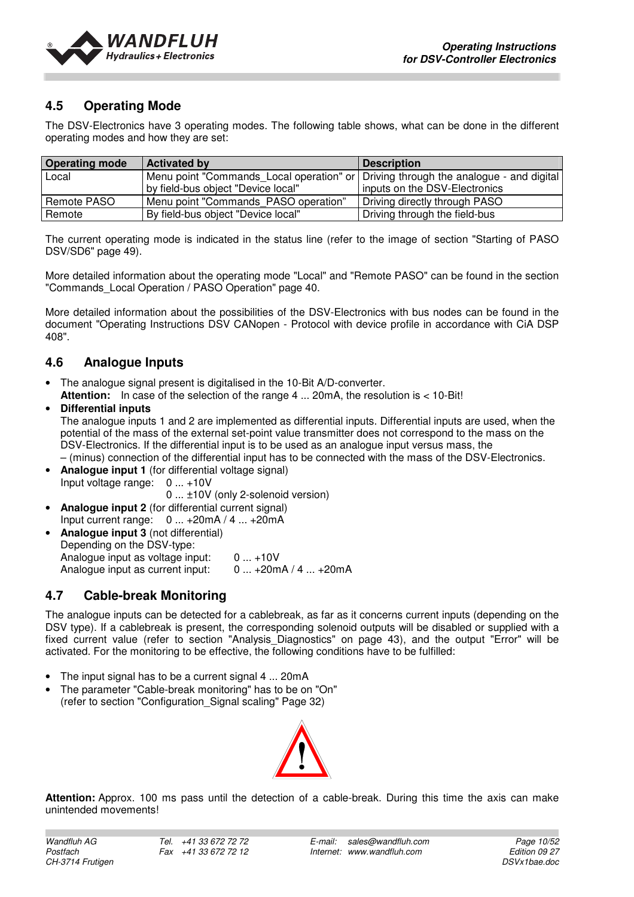## 4.5 Operating Mode

The DSV-Electronics have 3 operating modes. The following table shows, what can be done in the different operating modes and how they are set:

| Operating mode | Activated by | Description |
|---|---|---|
| Local | Menu point "Commands_Local operation" or by field-bus object "Device local" | Driving through the analogue - and digital inputs on the DSV-Electronics |
| Remote PASO | Menu point "Commands_PASO operation" | Driving directly through PASO |
| Remote | By field-bus object "Device local" | Driving through the field-bus |

The current operating mode is indicated in the status line (refer to the image of section "Starting of PASO DSV/SD6" page 49).

More detailed information about the operating mode "Local" and "Remote PASO" can be found in the section "Commands_Local Operation / PASO Operation" page 40.

More detailed information about the possibilities of the DSV-Electronics with bus nodes can be found in the document "Operating Instructions DSV CANopen - Protocol with device profile in accordance with CiA DSP 408".

## 4.6 Analogue Inputs

- The analogue signal present is digitalised in the 10-Bit A/D-converter.
  **Attention:** In case of the selection of the range 4 ... 20mA, the resolution is < 10-Bit!
- **Differential inputs**
  The analogue inputs 1 and 2 are implemented as differential inputs. Differential inputs are used, when the potential of the mass of the external set-point value transmitter does not correspond to the mass on the DSV-Electronics. If the differential input is to be used as an analogue input versus mass, the – (minus) connection of the differential input has to be connected with the mass of the DSV-Electronics.
- **Analogue input 1** (for differential voltage signal)
  Input voltage range: 0 ... +10V
  0 ... ±10V (only 2-solenoid version)
- **Analogue input 2** (for differential current signal)
  Input current range: 0 ... +20mA / 4 ... +20mA
- **Analogue input 3** (not differential)
  Depending on the DSV-type:
  Analogue input as voltage input: 0 ... +10V
  Analogue input as current input: 0 ... +20mA / 4 ... +20mA

## 4.7 Cable-break Monitoring

The analogue inputs can be detected for a cablebreak, as far as it concerns current inputs (depending on the DSV type). If a cablebreak is present, the corresponding solenoid outputs will be disabled or supplied with a fixed current value (refer to section "Analysis_Diagnostics" on page 43), and the output "Error" will be activated. For the monitoring to be effective, the following conditions have to be fulfilled:

- The input signal has to be a current signal 4 ... 20mA
- The parameter "Cable-break monitoring" has to be on "On" (refer to section "Configuration_Signal scaling" Page 32)

**Attention:** Approx. 100 ms pass until the detection of a cable-break. During this time the axis can make unintended movements!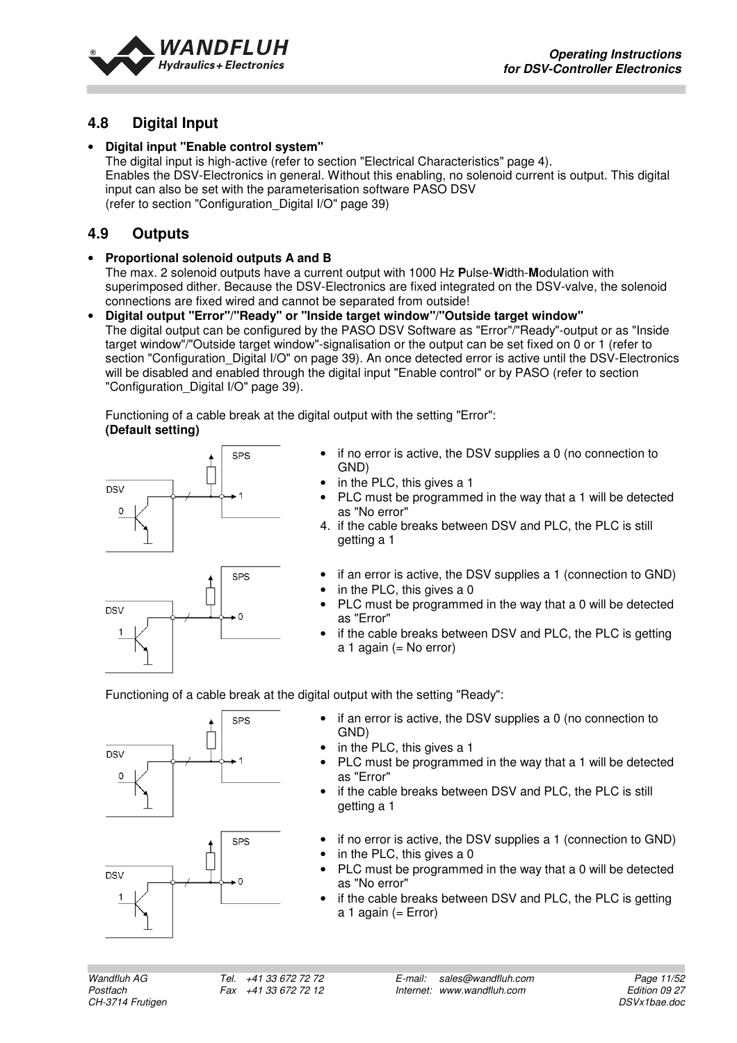## 4.8 Digital Input

- **Digital input "Enable control system"**
  The digital input is high-active (refer to section "Electrical Characteristics" page 4).
  Enables the DSV-Electronics in general. Without this enabling, no solenoid current is output. This digital input can also be set with the parameterisation software PASO DSV
  (refer to section "Configuration_Digital I/O" page 39)

## 4.9 Outputs

- **Proportional solenoid outputs A and B**
  The max. 2 solenoid outputs have a current output with 1000 Hz **P**ulse-**W**idth-**M**odulation with superimposed dither. Because the DSV-Electronics are fixed integrated on the DSV-valve, the solenoid connections are fixed wired and cannot be separated from outside!
- **Digital output "Error"/"Ready" or "Inside target window"/"Outside target window"**
  The digital output can be configured by the PASO DSV Software as "Error"/"Ready"-output or as "Inside target window"/"Outside target window"-signalisation or the output can be set fixed on 0 or 1 (refer to section "Configuration_Digital I/O" on page 39). An once detected error is active until the DSV-Electronics will be disabled and enabled through the digital input "Enable control" or by PASO (refer to section "Configuration_Digital I/O" page 39).

  Functioning of a cable break at the digital output with the setting "Error":
  **(Default setting)**

- if no error is active, the DSV supplies a 0 (no connection to GND)
- in the PLC, this gives a 1
- PLC must be programmed in the way that a 1 will be detected as "No error"

4. if the cable breaks between DSV and PLC, the PLC is still getting a 1

- if an error is active, the DSV supplies a 1 (connection to GND)
- in the PLC, this gives a 0
- PLC must be programmed in the way that a 0 will be detected as "Error"
- if the cable breaks between DSV and PLC, the PLC is getting a 1 again (= No error)

Functioning of a cable break at the digital output with the setting "Ready":

- if an error is active, the DSV supplies a 0 (no connection to GND)
- in the PLC, this gives a 1
- PLC must be programmed in the way that a 1 will be detected as "Error"
- if the cable breaks between DSV and PLC, the PLC is still getting a 1

- if no error is active, the DSV supplies a 1 (connection to GND)
- in the PLC, this gives a 0
- PLC must be programmed in the way that a 0 will be detected as "No error"
- if the cable breaks between DSV and PLC, the PLC is getting a 1 again (= Error)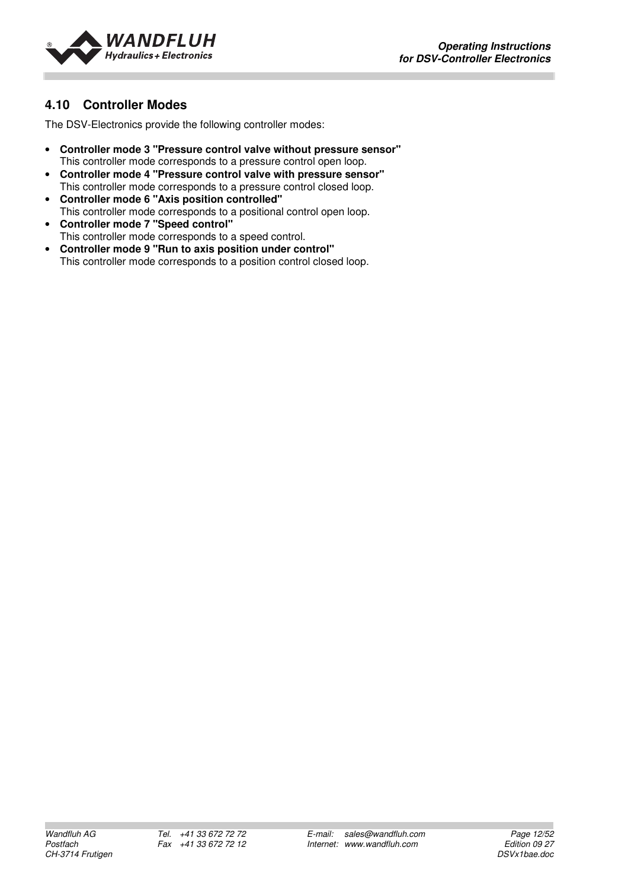## 4.10 Controller Modes

The DSV-Electronics provide the following controller modes:

- **Controller mode 3 "Pressure control valve without pressure sensor"**
  This controller mode corresponds to a pressure control open loop.
- **Controller mode 4 "Pressure control valve with pressure sensor"**
  This controller mode corresponds to a pressure control closed loop.
- **Controller mode 6 "Axis position controlled"**
  This controller mode corresponds to a positional control open loop.
- **Controller mode 7 "Speed control"**
  This controller mode corresponds to a speed control.
- **Controller mode 9 "Run to axis position under control"**
  This controller mode corresponds to a position control closed loop.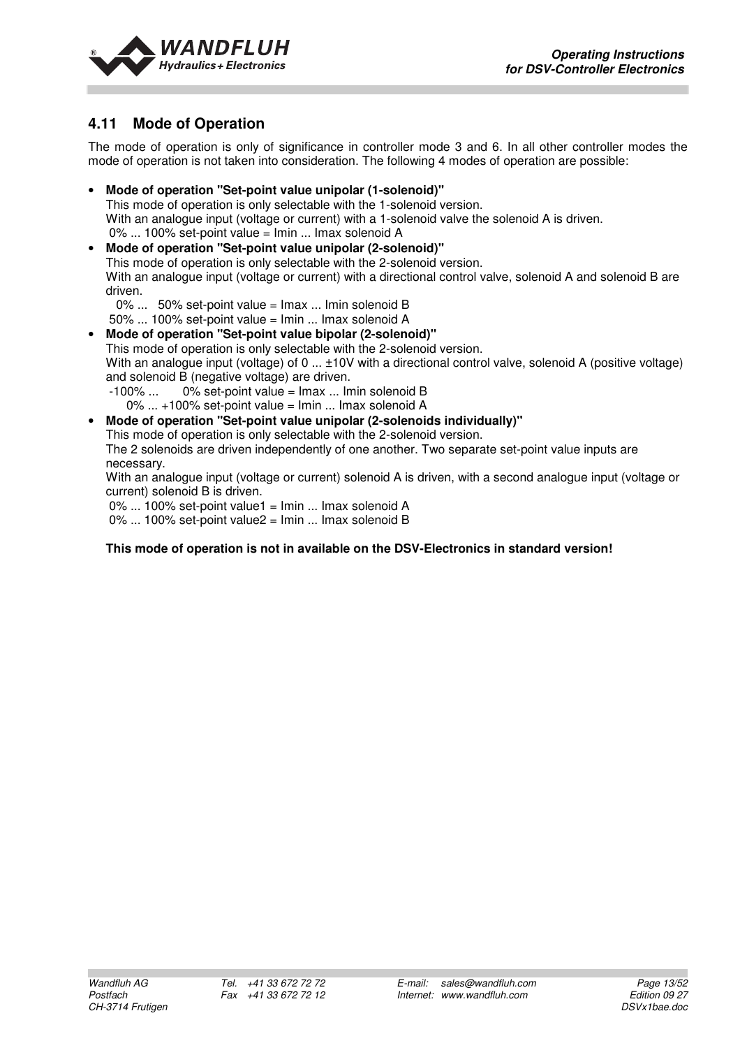## 4.11 Mode of Operation

The mode of operation is only of significance in controller mode 3 and 6. In all other controller modes the mode of operation is not taken into consideration. The following 4 modes of operation are possible:

- **Mode of operation "Set-point value unipolar (1-solenoid)"**
  This mode of operation is only selectable with the 1-solenoid version.
  With an analogue input (voltage or current) with a 1-solenoid valve the solenoid A is driven.
  0% ... 100% set-point value = Imin ... Imax solenoid A
- **Mode of operation "Set-point value unipolar (2-solenoid)"**
  This mode of operation is only selectable with the 2-solenoid version.
  With an analogue input (voltage or current) with a directional control valve, solenoid A and solenoid B are driven.
  0% ... 50% set-point value = Imax ... Imin solenoid B
  50% ... 100% set-point value = Imin ... Imax solenoid A
- **Mode of operation "Set-point value bipolar (2-solenoid)"**
  This mode of operation is only selectable with the 2-solenoid version.
  With an analogue input (voltage) of 0 ... ±10V with a directional control valve, solenoid A (positive voltage) and solenoid B (negative voltage) are driven.
  -100% ... 0% set-point value = Imax ... Imin solenoid B
  0% ... +100% set-point value = Imin ... Imax solenoid A
- **Mode of operation "Set-point value unipolar (2-solenoids individually)"**
  This mode of operation is only selectable with the 2-solenoid version.
  The 2 solenoids are driven independently of one another. Two separate set-point value inputs are necessary.
  With an analogue input (voltage or current) solenoid A is driven, with a second analogue input (voltage or current) solenoid B is driven.
  0% ... 100% set-point value1 = Imin ... Imax solenoid A
  0% ... 100% set-point value2 = Imin ... Imax solenoid B

  **This mode of operation is not in available on the DSV-Electronics in standard version!**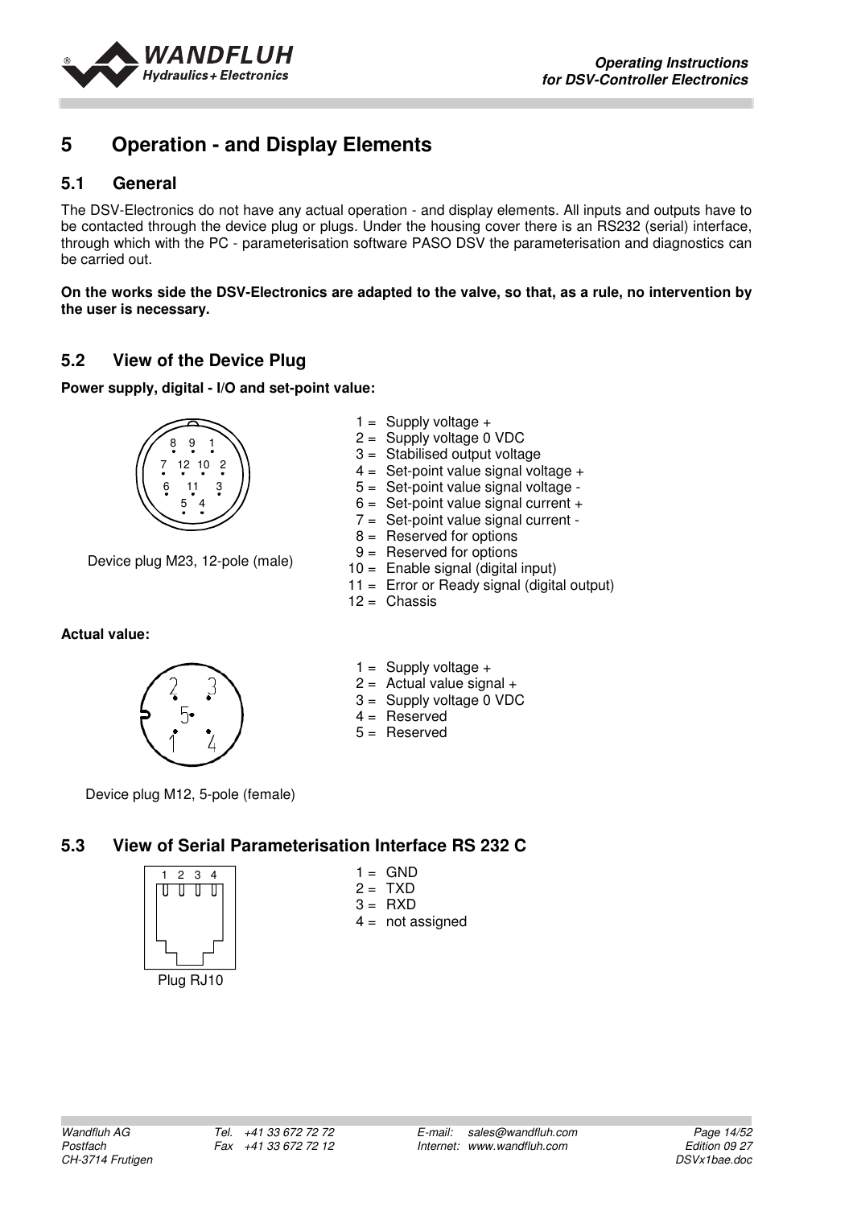# 5 Operation - and Display Elements

## 5.1 General

The DSV-Electronics do not have any actual operation - and display elements. All inputs and outputs have to be contacted through the device plug or plugs. Under the housing cover there is an RS232 (serial) interface, through which with the PC - parameterisation software PASO DSV the parameterisation and diagnostics can be carried out.

**On the works side the DSV-Electronics are adapted to the valve, so that, as a rule, no intervention by the user is necessary.**

## 5.2 View of the Device Plug

**Power supply, digital - I/O and set-point value:**

Device plug M23, 12-pole (male)

1 = Supply voltage +
2 = Supply voltage 0 VDC
3 = Stabilised output voltage
4 = Set-point value signal voltage +
5 = Set-point value signal voltage -
6 = Set-point value signal current +
7 = Set-point value signal current -
8 = Reserved for options
9 = Reserved for options
10 = Enable signal (digital input)
11 = Error or Ready signal (digital output)
12 = Chassis

**Actual value:**

Device plug M12, 5-pole (female)

1 = Supply voltage +
2 = Actual value signal +
3 = Supply voltage 0 VDC
4 = Reserved
5 = Reserved

## 5.3 View of Serial Parameterisation Interface RS 232 C

Plug RJ10

1 = GND
2 = TXD
3 = RXD
4 = not assigned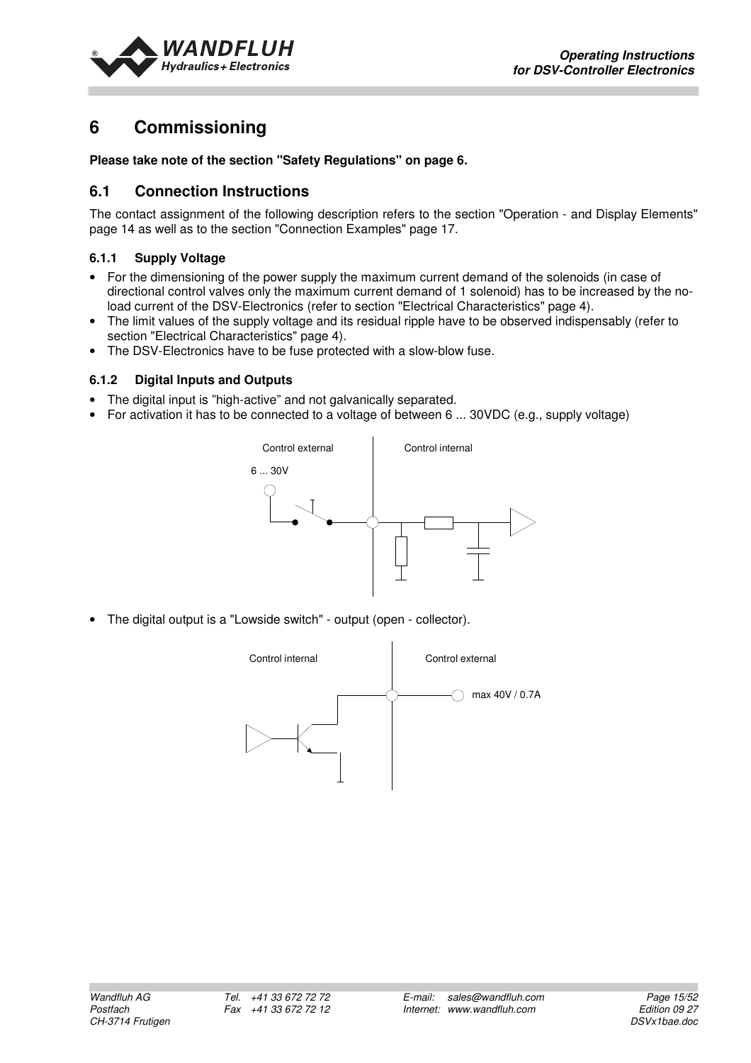# 6 Commissioning

**Please take note of the section "Safety Regulations" on page 6.**

## 6.1 Connection Instructions

The contact assignment of the following description refers to the section "Operation - and Display Elements" page 14 as well as to the section "Connection Examples" page 17.

### 6.1.1 Supply Voltage

- For the dimensioning of the power supply the maximum current demand of the solenoids (in case of directional control valves only the maximum current demand of 1 solenoid) has to be increased by the no-load current of the DSV-Electronics (refer to section "Electrical Characteristics" page 4).
- The limit values of the supply voltage and its residual ripple have to be observed indispensably (refer to section "Electrical Characteristics" page 4).
- The DSV-Electronics have to be fuse protected with a slow-blow fuse.

### 6.1.2 Digital Inputs and Outputs

- The digital input is "high-active" and not galvanically separated.
- For activation it has to be connected to a voltage of between 6 ... 30VDC (e.g., supply voltage)

Control external | Control internal

6 ... 30V

- The digital output is a "Lowside switch" - output (open - collector).

Control internal | Control external

max 40V / 0.7A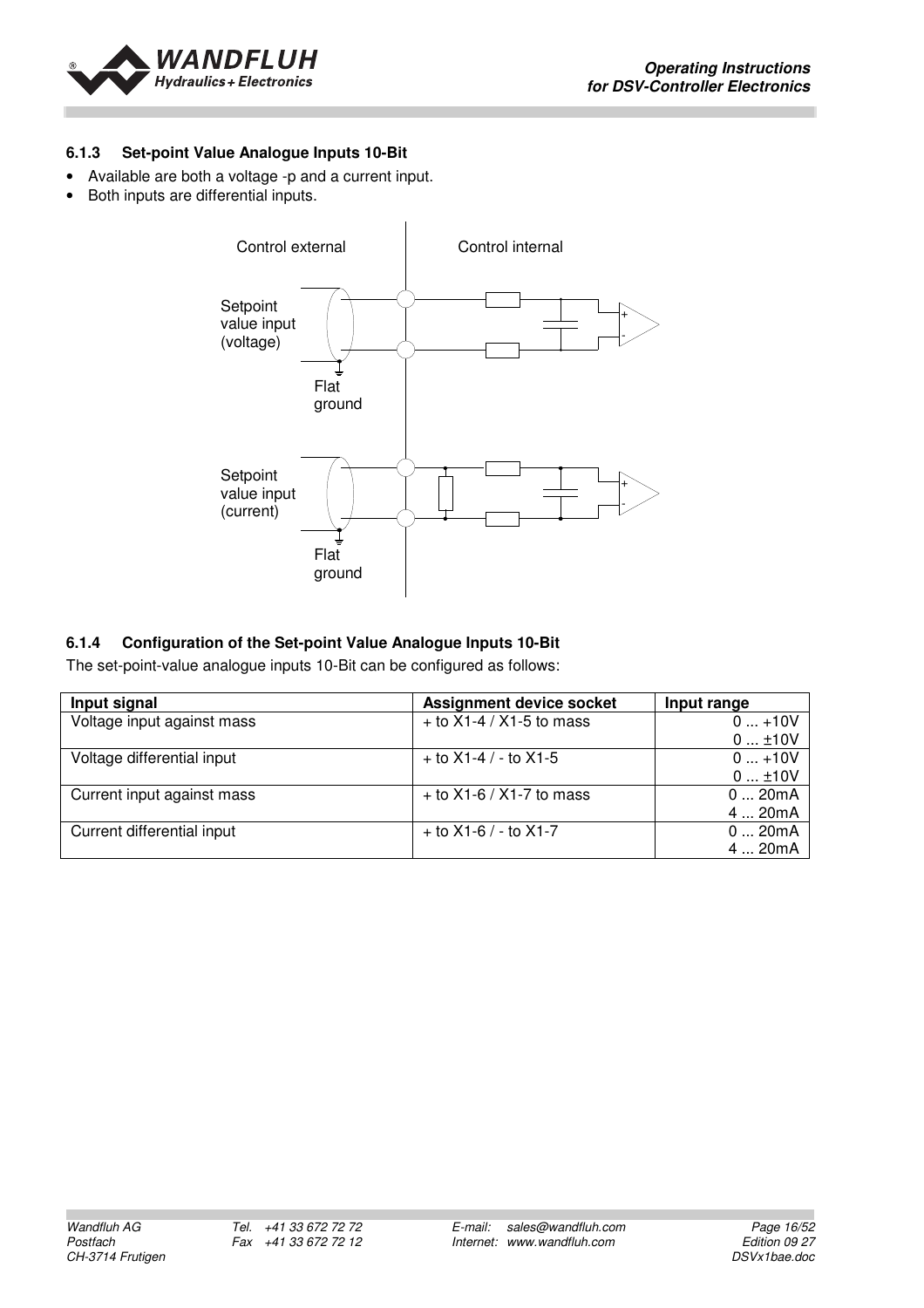### 6.1.3 Set-point Value Analogue Inputs 10-Bit

- Available are both a voltage -p and a current input.
- Both inputs are differential inputs.

Control external

Control internal

Setpoint value input (voltage)

Flat ground

Setpoint value input (current)

Flat ground

### 6.1.4 Configuration of the Set-point Value Analogue Inputs 10-Bit

The set-point-value analogue inputs 10-Bit can be configured as follows:

| Input signal | Assignment device socket | Input range |
|---|---|---|
| Voltage input against mass | + to X1-4 / X1-5 to mass | 0 ... +10V<br>0 ... ±10V |
| Voltage differential input | + to X1-4 / - to X1-5 | 0 ... +10V<br>0 ... ±10V |
| Current input against mass | + to X1-6 / X1-7 to mass | 0 ... 20mA<br>4 ... 20mA |
| Current differential input | + to X1-6 / - to X1-7 | 0 ... 20mA<br>4 ... 20mA |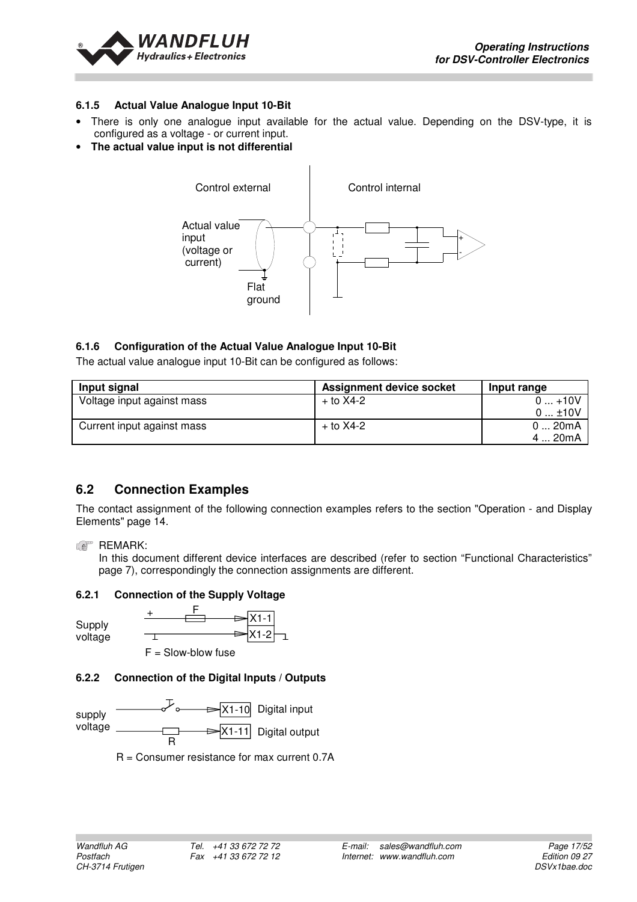#### 6.1.5 Actual Value Analogue Input 10-Bit

- There is only one analogue input available for the actual value. Depending on the DSV-type, it is configured as a voltage - or current input.
- **The actual value input is not differential**

Control external | Control internal

Actual value input (voltage or current)

Flat ground

#### 6.1.6 Configuration of the Actual Value Analogue Input 10-Bit

The actual value analogue input 10-Bit can be configured as follows:

| Input signal | Assignment device socket | Input range |
|---|---|---|
| Voltage input against mass | + to X4-2 | 0 ... +10V<br>0 ... ±10V |
| Current input against mass | + to X4-2 | 0 ... 20mA<br>4 ... 20mA |

## 6.2 Connection Examples

The contact assignment of the following connection examples refers to the section "Operation - and Display Elements" page 14.

REMARK:
In this document different device interfaces are described (refer to section "Functional Characteristics" page 7), correspondingly the connection assignments are different.

#### 6.2.1 Connection of the Supply Voltage

Supply voltage: + → F → X1-1; ⊥ → X1-2

F = Slow-blow fuse

#### 6.2.2 Connection of the Digital Inputs / Outputs

supply voltage: switch → X1-10 Digital input; R → X1-11 Digital output

R = Consumer resistance for max current 0.7A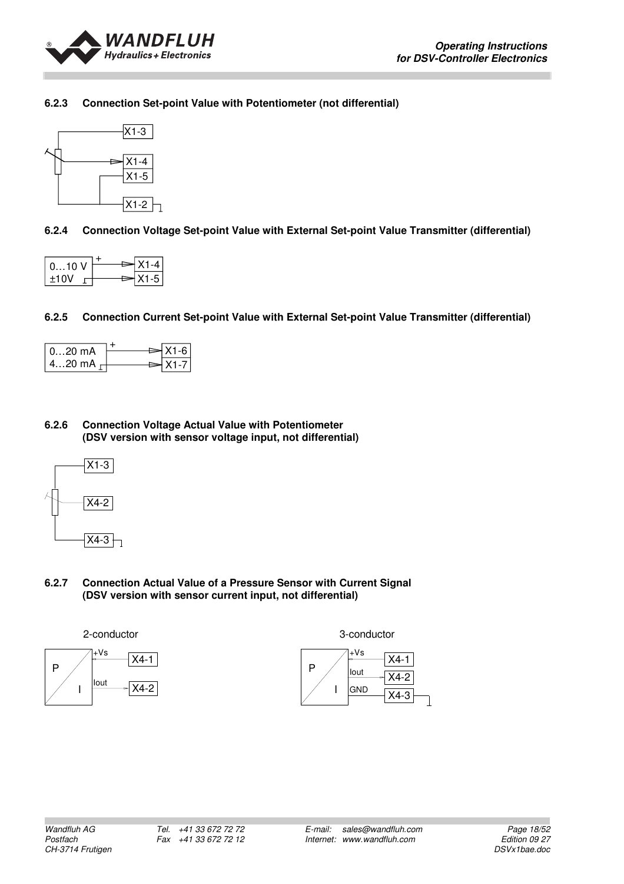### 6.2.3 Connection Set-point Value with Potentiometer (not differential)

X1-3

X1-4

X1-5

X1-2

### 6.2.4 Connection Voltage Set-point Value with External Set-point Value Transmitter (differential)

0…10 V
±10V

X1-4

X1-5

### 6.2.5 Connection Current Set-point Value with External Set-point Value Transmitter (differential)

0…20 mA
4…20 mA

X1-6

X1-7

### 6.2.6 Connection Voltage Actual Value with Potentiometer (DSV version with sensor voltage input, not differential)

X1-3

X4-2

X4-3

### 6.2.7 Connection Actual Value of a Pressure Sensor with Current Signal (DSV version with sensor current input, not differential)

2-conductor

P / I — +Vs → X4-1, Iout → X4-2

3-conductor

P / I — +Vs → X4-1, Iout → X4-2, GND → X4-3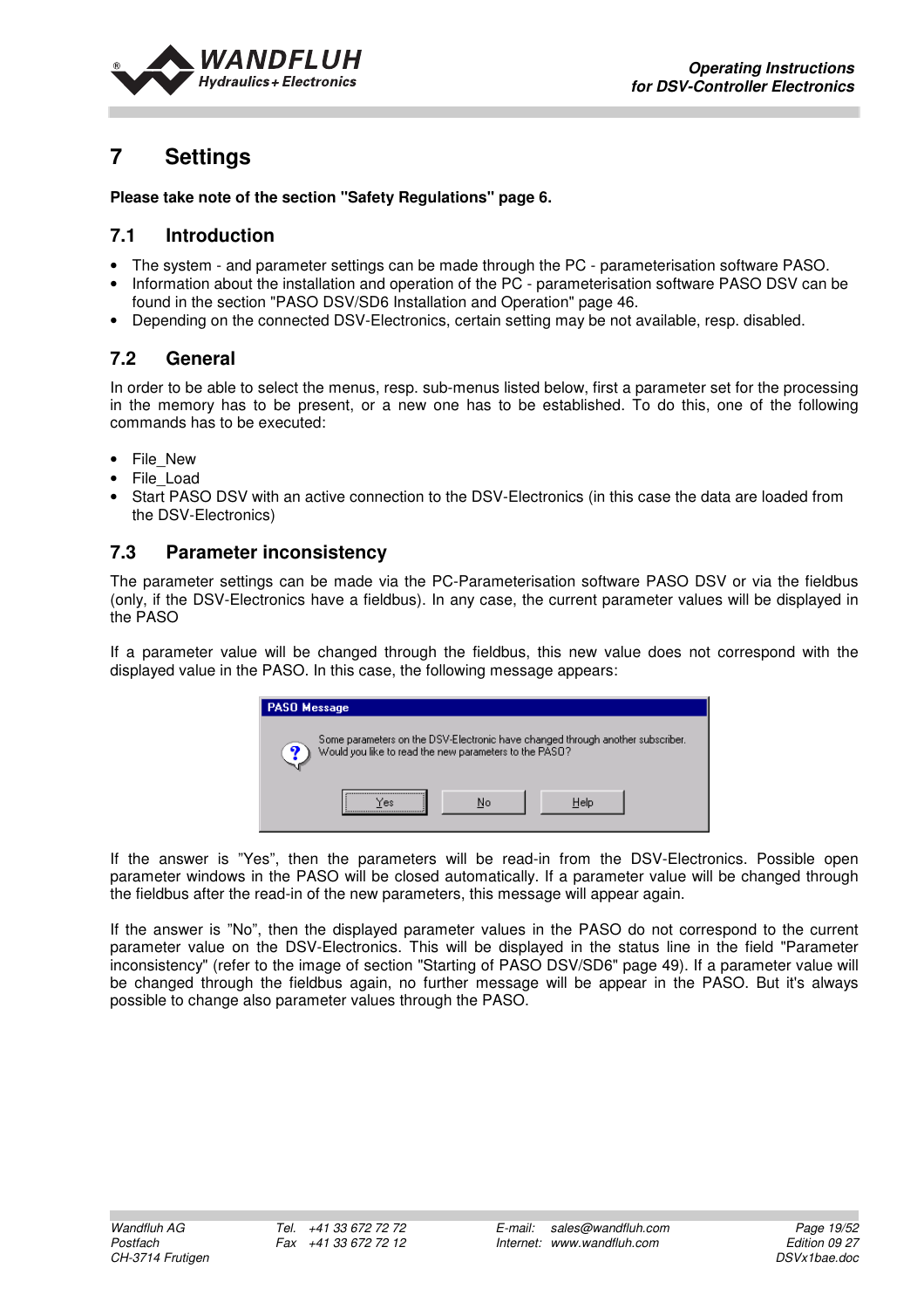# 7 Settings

**Please take note of the section "Safety Regulations" page 6.**

## 7.1 Introduction

- The system - and parameter settings can be made through the PC - parameterisation software PASO.
- Information about the installation and operation of the PC - parameterisation software PASO DSV can be found in the section "PASO DSV/SD6 Installation and Operation" page 46.
- Depending on the connected DSV-Electronics, certain setting may be not available, resp. disabled.

## 7.2 General

In order to be able to select the menus, resp. sub-menus listed below, first a parameter set for the processing in the memory has to be present, or a new one has to be established. To do this, one of the following commands has to be executed:

- File_New
- File_Load
- Start PASO DSV with an active connection to the DSV-Electronics (in this case the data are loaded from the DSV-Electronics)

## 7.3 Parameter inconsistency

The parameter settings can be made via the PC-Parameterisation software PASO DSV or via the fieldbus (only, if the DSV-Electronics have a fieldbus). In any case, the current parameter values will be displayed in the PASO

If a parameter value will be changed through the fieldbus, this new value does not correspond with the displayed value in the PASO. In this case, the following message appears:

PASO Message

Some parameters on the DSV-Electronic have changed through another subscriber.
Would you like to read the new parameters to the PASO?

Yes | No | Help

If the answer is "Yes", then the parameters will be read-in from the DSV-Electronics. Possible open parameter windows in the PASO will be closed automatically. If a parameter value will be changed through the fieldbus after the read-in of the new parameters, this message will appear again.

If the answer is "No", then the displayed parameter values in the PASO do not correspond to the current parameter value on the DSV-Electronics. This will be displayed in the status line in the field "Parameter inconsistency" (refer to the image of section "Starting of PASO DSV/SD6" page 49). If a parameter value will be changed through the fieldbus again, no further message will be appear in the PASO. But it's always possible to change also parameter values through the PASO.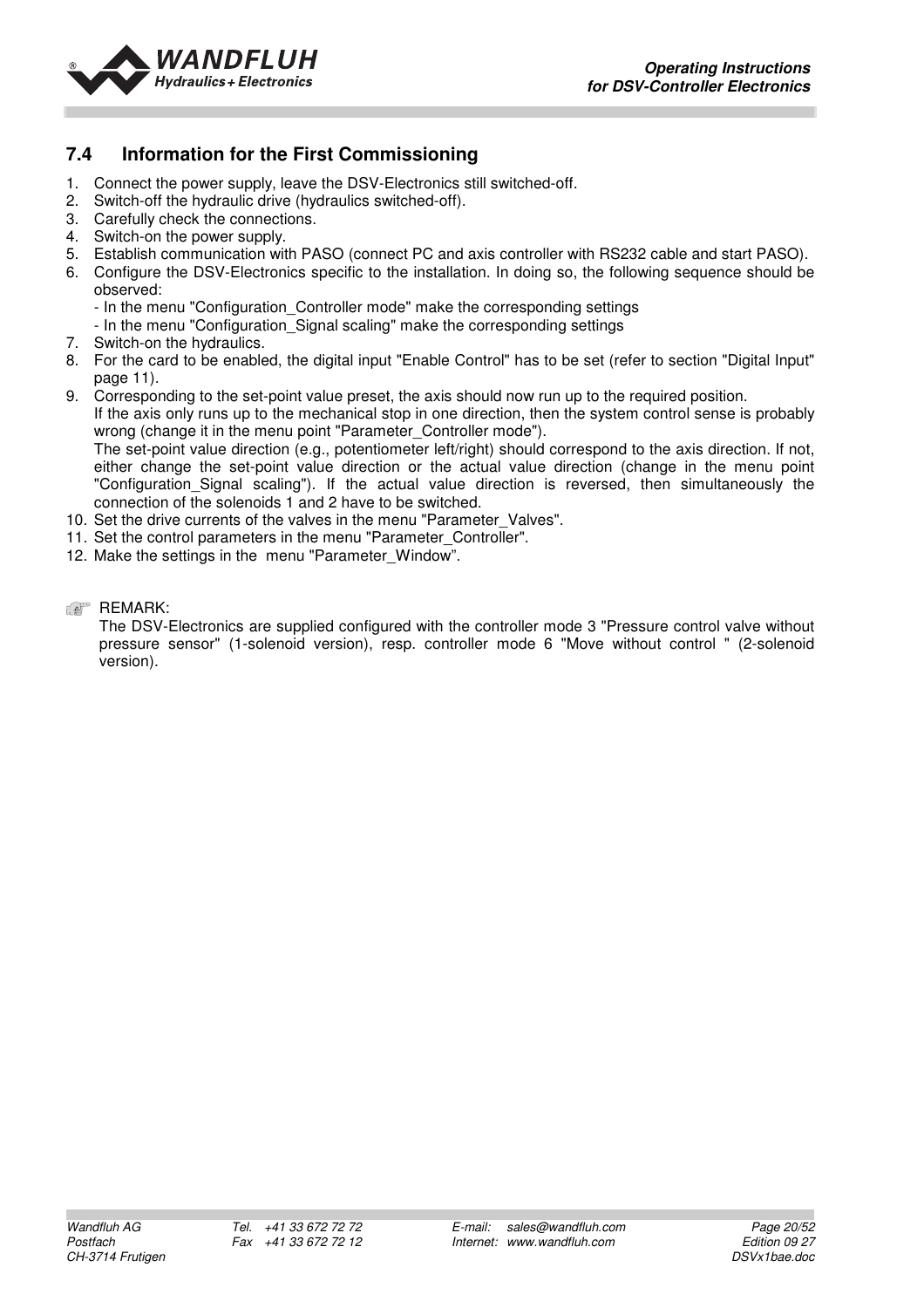## 7.4 Information for the First Commissioning

1. Connect the power supply, leave the DSV-Electronics still switched-off.
2. Switch-off the hydraulic drive (hydraulics switched-off).
3. Carefully check the connections.
4. Switch-on the power supply.
5. Establish communication with PASO (connect PC and axis controller with RS232 cable and start PASO).
6. Configure the DSV-Electronics specific to the installation. In doing so, the following sequence should be observed:
   - In the menu "Configuration_Controller mode" make the corresponding settings
   - In the menu "Configuration_Signal scaling" make the corresponding settings
7. Switch-on the hydraulics.
8. For the card to be enabled, the digital input "Enable Control" has to be set (refer to section "Digital Input" page 11).
9. Corresponding to the set-point value preset, the axis should now run up to the required position. If the axis only runs up to the mechanical stop in one direction, then the system control sense is probably wrong (change it in the menu point "Parameter_Controller mode").
   The set-point value direction (e.g., potentiometer left/right) should correspond to the axis direction. If not, either change the set-point value direction or the actual value direction (change in the menu point "Configuration_Signal scaling"). If the actual value direction is reversed, then simultaneously the connection of the solenoids 1 and 2 have to be switched.
10. Set the drive currents of the valves in the menu "Parameter_Valves".
11. Set the control parameters in the menu "Parameter_Controller".
12. Make the settings in the menu "Parameter_Window".

☞ REMARK:
The DSV-Electronics are supplied configured with the controller mode 3 "Pressure control valve without pressure sensor" (1-solenoid version), resp. controller mode 6 "Move without control " (2-solenoid version).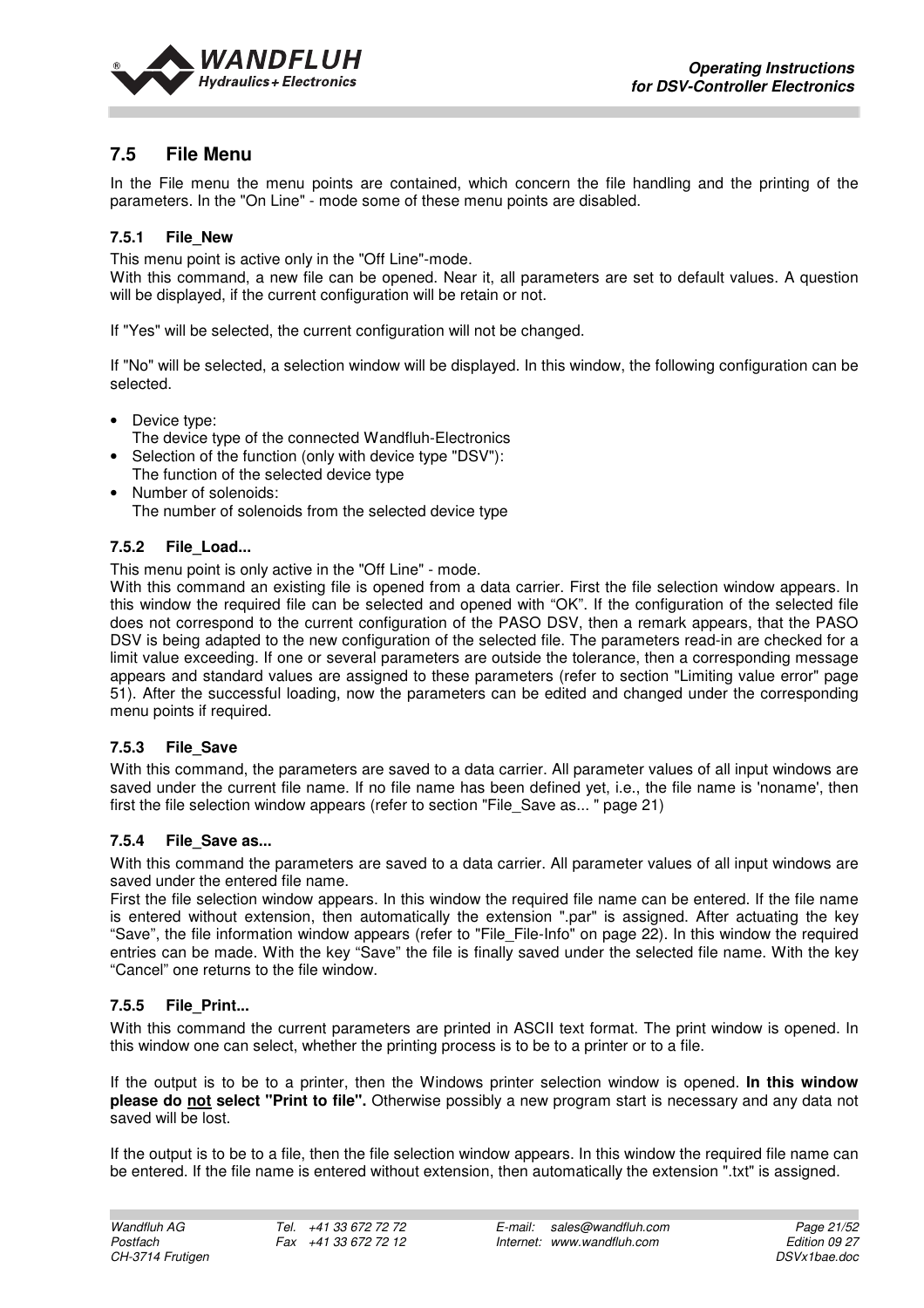## 7.5 File Menu

In the File menu the menu points are contained, which concern the file handling and the printing of the parameters. In the "On Line" - mode some of these menu points are disabled.

### 7.5.1 File_New

This menu point is active only in the "Off Line"-mode.
With this command, a new file can be opened. Near it, all parameters are set to default values. A question will be displayed, if the current configuration will be retain or not.

If "Yes" will be selected, the current configuration will not be changed.

If "No" will be selected, a selection window will be displayed. In this window, the following configuration can be selected.

- Device type:
  The device type of the connected Wandfluh-Electronics
- Selection of the function (only with device type "DSV"):
  The function of the selected device type
- Number of solenoids:
  The number of solenoids from the selected device type

### 7.5.2 File_Load...

This menu point is only active in the "Off Line" - mode.
With this command an existing file is opened from a data carrier. First the file selection window appears. In this window the required file can be selected and opened with "OK". If the configuration of the selected file does not correspond to the current configuration of the PASO DSV, then a remark appears, that the PASO DSV is being adapted to the new configuration of the selected file. The parameters read-in are checked for a limit value exceeding. If one or several parameters are outside the tolerance, then a corresponding message appears and standard values are assigned to these parameters (refer to section "Limiting value error" page 51). After the successful loading, now the parameters can be edited and changed under the corresponding menu points if required.

### 7.5.3 File_Save

With this command, the parameters are saved to a data carrier. All parameter values of all input windows are saved under the current file name. If no file name has been defined yet, i.e., the file name is 'noname', then first the file selection window appears (refer to section "File_Save as... " page 21)

### 7.5.4 File_Save as...

With this command the parameters are saved to a data carrier. All parameter values of all input windows are saved under the entered file name.
First the file selection window appears. In this window the required file name can be entered. If the file name is entered without extension, then automatically the extension ".par" is assigned. After actuating the key "Save", the file information window appears (refer to "File_File-Info" on page 22). In this window the required entries can be made. With the key "Save" the file is finally saved under the selected file name. With the key "Cancel" one returns to the file window.

### 7.5.5 File_Print...

With this command the current parameters are printed in ASCII text format. The print window is opened. In this window one can select, whether the printing process is to be to a printer or to a file.

If the output is to be to a printer, then the Windows printer selection window is opened. **In this window please do <u>not</u> select "Print to file".** Otherwise possibly a new program start is necessary and any data not saved will be lost.

If the output is to be to a file, then the file selection window appears. In this window the required file name can be entered. If the file name is entered without extension, then automatically the extension ".txt" is assigned.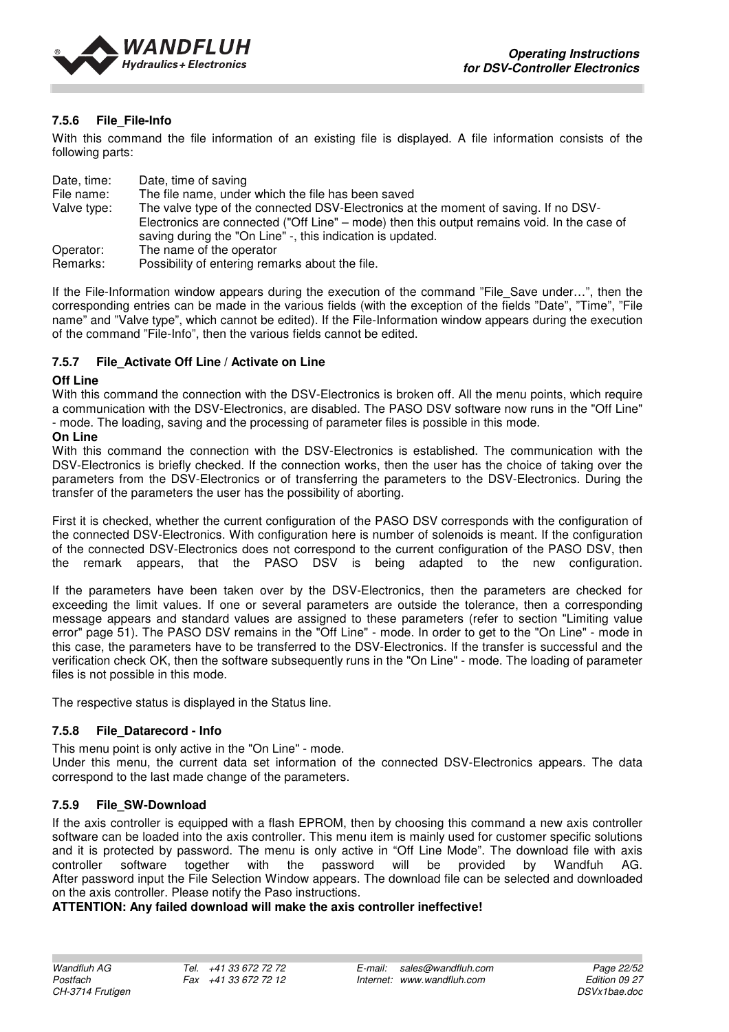### 7.5.6 File_File-Info

With this command the file information of an existing file is displayed. A file information consists of the following parts:

| | |
|---|---|
| Date, time: | Date, time of saving |
| File name: | The file name, under which the file has been saved |
| Valve type: | The valve type of the connected DSV-Electronics at the moment of saving. If no DSV-Electronics are connected ("Off Line" – mode) then this output remains void. In the case of saving during the "On Line" -, this indication is updated. |
| Operator: | The name of the operator |
| Remarks: | Possibility of entering remarks about the file. |

If the File-Information window appears during the execution of the command "File_Save under…", then the corresponding entries can be made in the various fields (with the exception of the fields "Date", "Time", "File name" and "Valve type", which cannot be edited). If the File-Information window appears during the execution of the command "File-Info", then the various fields cannot be edited.

### 7.5.7 File_Activate Off Line / Activate on Line

**Off Line**

With this command the connection with the DSV-Electronics is broken off. All the menu points, which require a communication with the DSV-Electronics, are disabled. The PASO DSV software now runs in the "Off Line" - mode. The loading, saving and the processing of parameter files is possible in this mode.

**On Line**

With this command the connection with the DSV-Electronics is established. The communication with the DSV-Electronics is briefly checked. If the connection works, then the user has the choice of taking over the parameters from the DSV-Electronics or of transferring the parameters to the DSV-Electronics. During the transfer of the parameters the user has the possibility of aborting.

First it is checked, whether the current configuration of the PASO DSV corresponds with the configuration of the connected DSV-Electronics. With configuration here is number of solenoids is meant. If the configuration of the connected DSV-Electronics does not correspond to the current configuration of the PASO DSV, then the remark appears, that the PASO DSV is being adapted to the new configuration.

If the parameters have been taken over by the DSV-Electronics, then the parameters are checked for exceeding the limit values. If one or several parameters are outside the tolerance, then a corresponding message appears and standard values are assigned to these parameters (refer to section "Limiting value error" page 51). The PASO DSV remains in the "Off Line" - mode. In order to get to the "On Line" - mode in this case, the parameters have to be transferred to the DSV-Electronics. If the transfer is successful and the verification check OK, then the software subsequently runs in the "On Line" - mode. The loading of parameter files is not possible in this mode.

The respective status is displayed in the Status line.

### 7.5.8 File_Datarecord - Info

This menu point is only active in the "On Line" - mode.

Under this menu, the current data set information of the connected DSV-Electronics appears. The data correspond to the last made change of the parameters.

### 7.5.9 File_SW-Download

If the axis controller is equipped with a flash EPROM, then by choosing this command a new axis controller software can be loaded into the axis controller. This menu item is mainly used for customer specific solutions and it is protected by password. The menu is only active in "Off Line Mode". The download file with axis controller software together with the password will be provided by Wandfuh AG.
After password input the File Selection Window appears. The download file can be selected and downloaded on the axis controller. Please notify the Paso instructions.

**ATTENTION: Any failed download will make the axis controller ineffective!**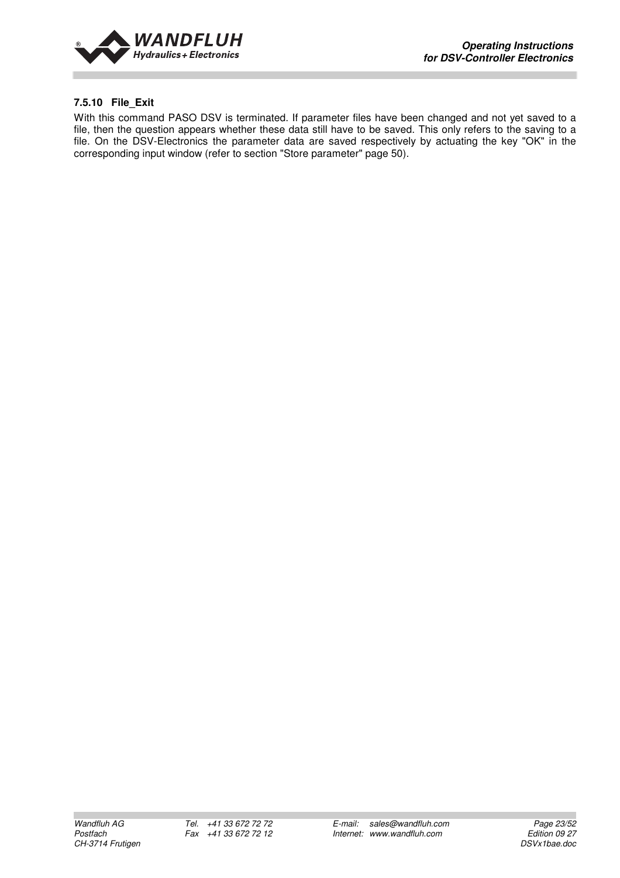#### 7.5.10 File_Exit

With this command PASO DSV is terminated. If parameter files have been changed and not yet saved to a file, then the question appears whether these data still have to be saved. This only refers to the saving to a file. On the DSV-Electronics the parameter data are saved respectively by actuating the key "OK" in the corresponding input window (refer to section "Store parameter" page 50).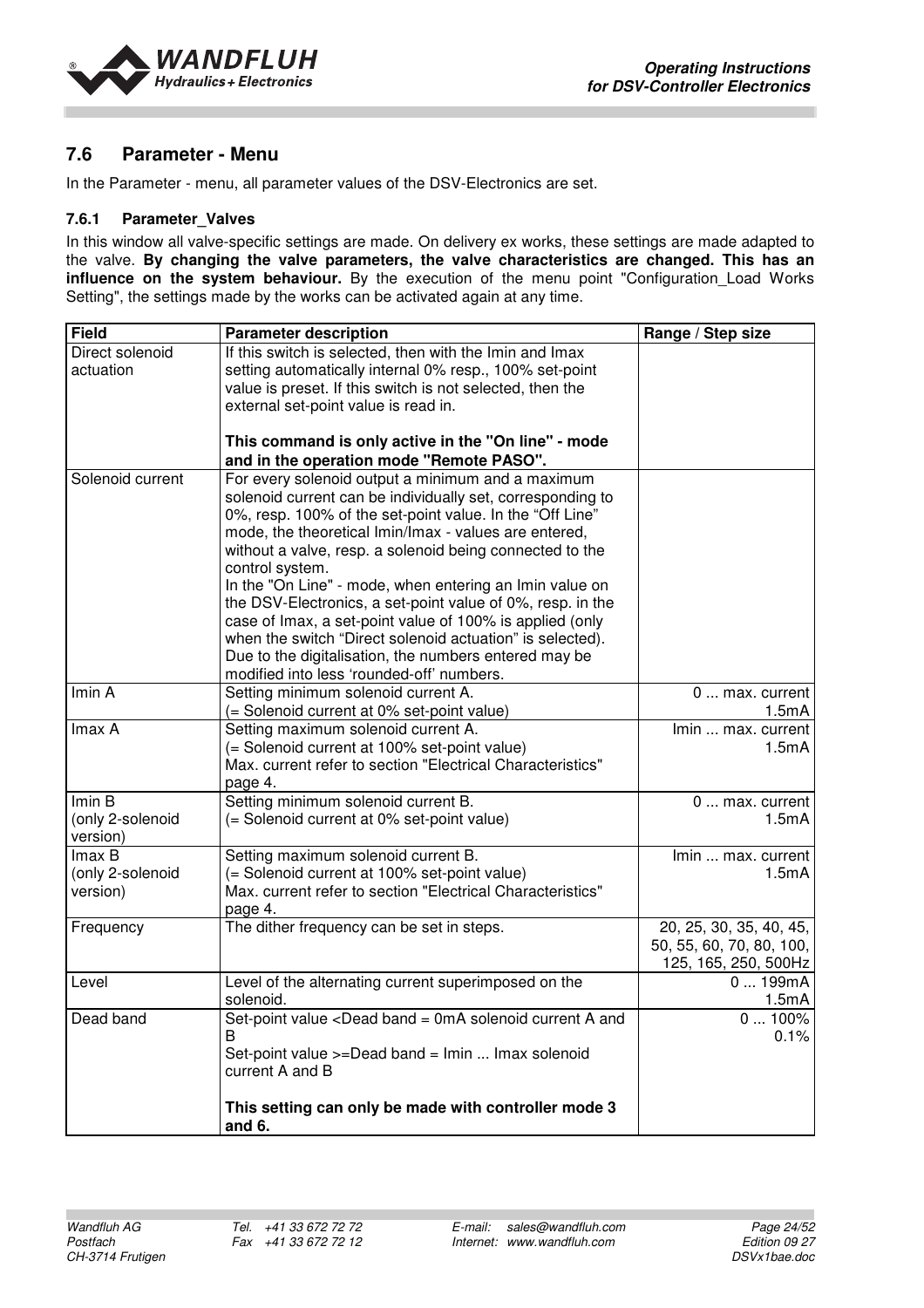## 7.6 Parameter - Menu

In the Parameter - menu, all parameter values of the DSV-Electronics are set.

### 7.6.1 Parameter_Valves

In this window all valve-specific settings are made. On delivery ex works, these settings are made adapted to the valve. **By changing the valve parameters, the valve characteristics are changed. This has an influence on the system behaviour.** By the execution of the menu point "Configuration_Load Works Setting", the settings made by the works can be activated again at any time.

| Field | Parameter description | Range / Step size |
|---|---|---|
| Direct solenoid actuation | If this switch is selected, then with the Imin and Imax setting automatically internal 0% resp., 100% set-point value is preset. If this switch is not selected, then the external set-point value is read in.<br><br>**This command is only active in the "On line" - mode and in the operation mode "Remote PASO".** | |
| Solenoid current | For every solenoid output a minimum and a maximum solenoid current can be individually set, corresponding to 0%, resp. 100% of the set-point value. In the "Off Line" mode, the theoretical Imin/Imax - values are entered, without a valve, resp. a solenoid being connected to the control system.<br>In the "On Line" - mode, when entering an Imin value on the DSV-Electronics, a set-point value of 0%, resp. in the case of Imax, a set-point value of 100% is applied (only when the switch "Direct solenoid actuation" is selected).<br>Due to the digitalisation, the numbers entered may be modified into less 'rounded-off' numbers. | |
| Imin A | Setting minimum solenoid current A.<br>(= Solenoid current at 0% set-point value) | 0 ... max. current<br>1.5mA |
| Imax A | Setting maximum solenoid current A.<br>(= Solenoid current at 100% set-point value)<br>Max. current refer to section "Electrical Characteristics" page 4. | Imin ... max. current<br>1.5mA |
| Imin B<br>(only 2-solenoid version) | Setting minimum solenoid current B.<br>(= Solenoid current at 0% set-point value) | 0 ... max. current<br>1.5mA |
| Imax B<br>(only 2-solenoid version) | Setting maximum solenoid current B.<br>(= Solenoid current at 100% set-point value)<br>Max. current refer to section "Electrical Characteristics" page 4. | Imin ... max. current<br>1.5mA |
| Frequency | The dither frequency can be set in steps. | 20, 25, 30, 35, 40, 45, 50, 55, 60, 70, 80, 100, 125, 165, 250, 500Hz |
| Level | Level of the alternating current superimposed on the solenoid. | 0 ... 199mA<br>1.5mA |
| Dead band | Set-point value <Dead band = 0mA solenoid current A and B<br>Set-point value >=Dead band = Imin ... Imax solenoid current A and B<br><br>**This setting can only be made with controller mode 3 and 6.** | 0 ... 100%<br>0.1% |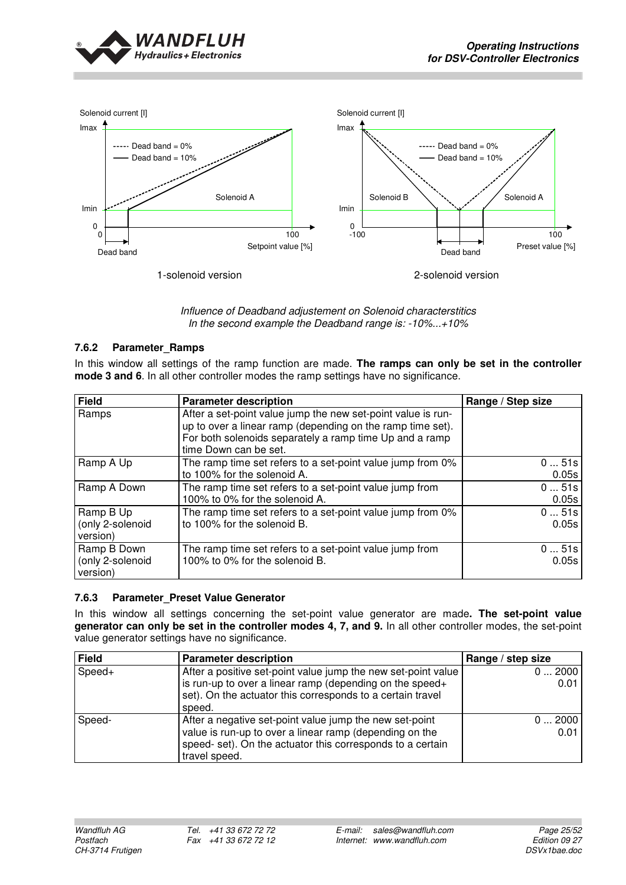*Influence of Deadband adjustement on Solenoid characterstitics*
*In the second example the Deadband range is: -10%...+10%*

### 7.6.2 Parameter_Ramps

In this window all settings of the ramp function are made. **The ramps can only be set in the controller mode 3 and 6**. In all other controller modes the ramp settings have no significance.

| Field | Parameter description | Range / Step size |
|---|---|---|
| Ramps | After a set-point value jump the new set-point value is run-up to over a linear ramp (depending on the ramp time set). For both solenoids separately a ramp time Up and a ramp time Down can be set. | |
| Ramp A Up | The ramp time set refers to a set-point value jump from 0% to 100% for the solenoid A. | 0 ... 51s<br>0.05s |
| Ramp A Down | The ramp time set refers to a set-point value jump from 100% to 0% for the solenoid A. | 0 ... 51s<br>0.05s |
| Ramp B Up (only 2-solenoid version) | The ramp time set refers to a set-point value jump from 0% to 100% for the solenoid B. | 0 ... 51s<br>0.05s |
| Ramp B Down (only 2-solenoid version) | The ramp time set refers to a set-point value jump from 100% to 0% for the solenoid B. | 0 ... 51s<br>0.05s |

### 7.6.3 Parameter_Preset Value Generator

In this window all settings concerning the set-point value generator are made**. The set-point value generator can only be set in the controller modes 4, 7, and 9.** In all other controller modes, the set-point value generator settings have no significance.

| Field | Parameter description | Range / step size |
|---|---|---|
| Speed+ | After a positive set-point value jump the new set-point value is run-up to over a linear ramp (depending on the speed+ set). On the actuator this corresponds to a certain travel speed. | 0 ... 2000<br>0.01 |
| Speed- | After a negative set-point value jump the new set-point value is run-up to over a linear ramp (depending on the speed- set). On the actuator this corresponds to a certain travel speed. | 0 ... 2000<br>0.01 |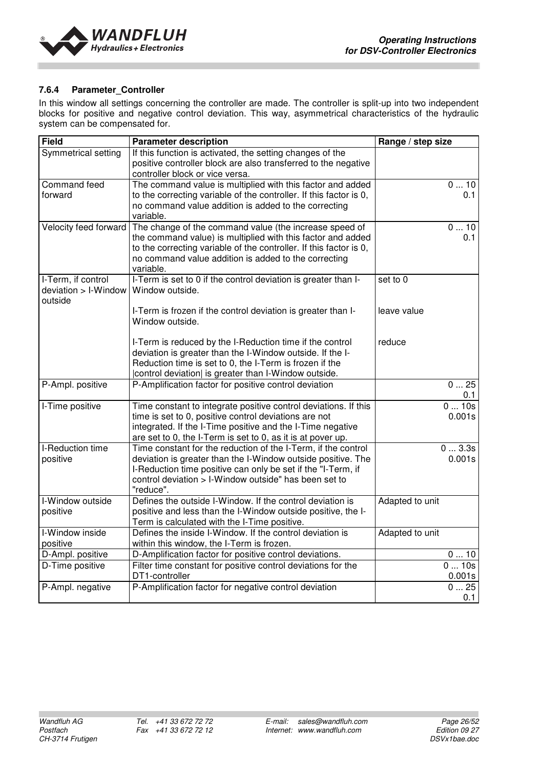### 7.6.4 Parameter_Controller

In this window all settings concerning the controller are made. The controller is split-up into two independent blocks for positive and negative control deviation. This way, asymmetrical characteristics of the hydraulic system can be compensated for.

| Field | Parameter description | Range / step size |
|---|---|---|
| Symmetrical setting | If this function is activated, the setting changes of the positive controller block are also transferred to the negative controller block or vice versa. | |
| Command feed forward | The command value is multiplied with this factor and added to the correcting variable of the controller. If this factor is 0, no command value addition is added to the correcting variable. | 0 ... 10<br>0.1 |
| Velocity feed forward | The change of the command value (the increase speed of the command value) is multiplied with this factor and added to the correcting variable of the controller. If this factor is 0, no command value addition is added to the correcting variable. | 0 ... 10<br>0.1 |
| I-Term, if control deviation > I-Window outside | I-Term is set to 0 if the control deviation is greater than I-Window outside. | set to 0 |
| | I-Term is frozen if the control deviation is greater than I-Window outside. | leave value |
| | I-Term is reduced by the I-Reduction time if the control deviation is greater than the I-Window outside. If the I-Reduction time is set to 0, the I-Term is frozen if the \|control deviation\| is greater than I-Window outside. | reduce |
| P-Ampl. positive | P-Amplification factor for positive control deviation | 0 ... 25<br>0.1 |
| I-Time positive | Time constant to integrate positive control deviations. If this time is set to 0, positive control deviations are not integrated. If the I-Time positive and the I-Time negative are set to 0, the I-Term is set to 0, as it is at pover up. | 0 ... 10s<br>0.001s |
| I-Reduction time positive | Time constant for the reduction of the I-Term, if the control deviation is greater than the I-Window outside positive. The I-Reduction time positive can only be set if the "I-Term, if control deviation > I-Window outside" has been set to "reduce". | 0 ... 3.3s<br>0.001s |
| I-Window outside positive | Defines the outside I-Window. If the control deviation is positive and less than the I-Window outside positive, the I-Term is calculated with the I-Time positive. | Adapted to unit |
| I-Window inside positive | Defines the inside I-Window. If the control deviation is within this window, the I-Term is frozen. | Adapted to unit |
| D-Ampl. positive | D-Amplification factor for positive control deviations. | 0 ... 10 |
| D-Time positive | Filter time constant for positive control deviations for the DT1-controller | 0 ... 10s<br>0.001s |
| P-Ampl. negative | P-Amplification factor for negative control deviation | 0 ... 25<br>0.1 |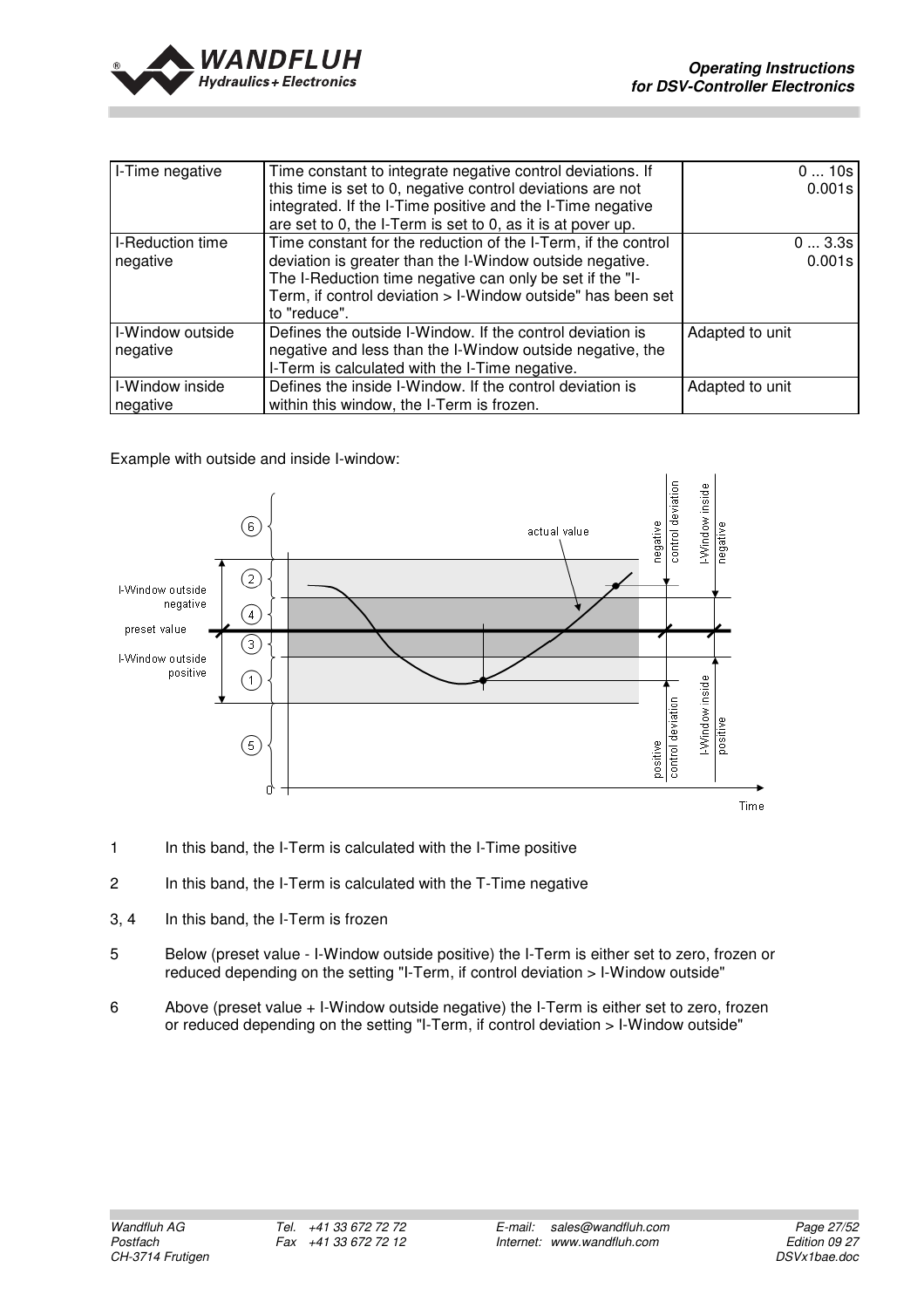| I-Time negative | Time constant to integrate negative control deviations. If this time is set to 0, negative control deviations are not integrated. If the I-Time positive and the I-Time negative are set to 0, the I-Term is set to 0, as it is at pover up. | 0 ... 10s 0.001s |
|---|---|---|
| I-Reduction time negative | Time constant for the reduction of the I-Term, if the control deviation is greater than the I-Window outside negative. The I-Reduction time negative can only be set if the "I-Term, if control deviation > I-Window outside" has been set to "reduce". | 0 ... 3.3s 0.001s |
| I-Window outside negative | Defines the outside I-Window. If the control deviation is negative and less than the I-Window outside negative, the I-Term is calculated with the I-Time negative. | Adapted to unit |
| I-Window inside negative | Defines the inside I-Window. If the control deviation is within this window, the I-Term is frozen. | Adapted to unit |

Example with outside and inside I-window:

1 In this band, the I-Term is calculated with the I-Time positive

2 In this band, the I-Term is calculated with the T-Time negative

3, 4 In this band, the I-Term is frozen

5 Below (preset value - I-Window outside positive) the I-Term is either set to zero, frozen or reduced depending on the setting "I-Term, if control deviation > I-Window outside"

6 Above (preset value + I-Window outside negative) the I-Term is either set to zero, frozen or reduced depending on the setting "I-Term, if control deviation > I-Window outside"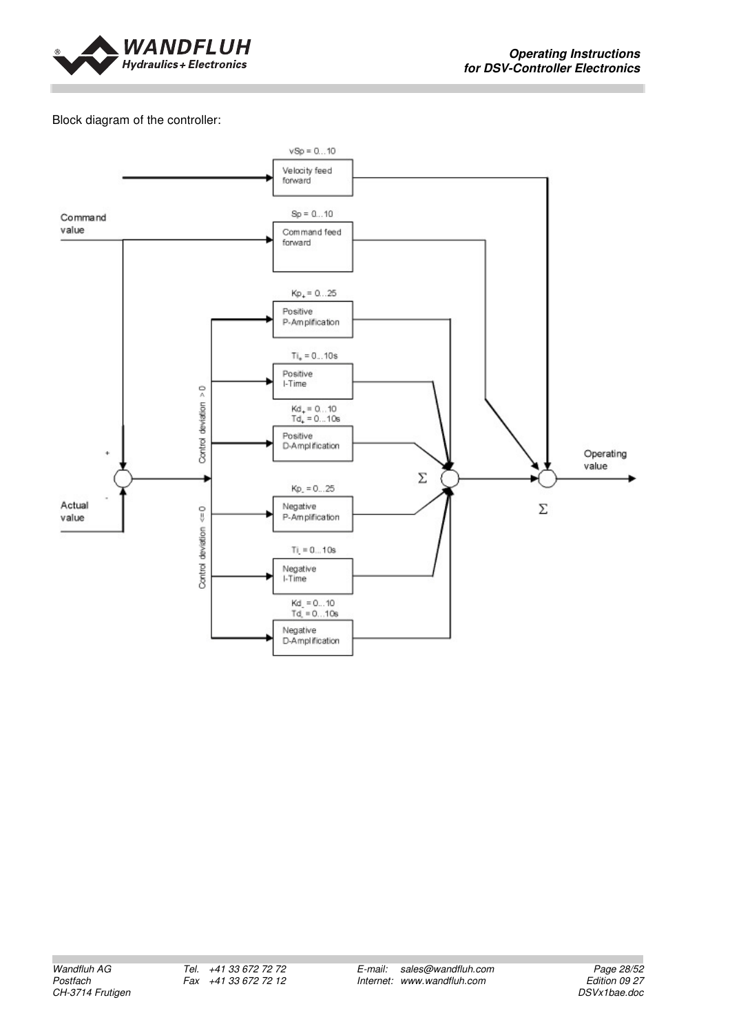Block diagram of the controller:

Velocity feed forward: $vSp = 0...10$

Command feed forward: $Sp = 0...10$

Command value (+), Actual value (-)

Control deviation > 0:

- Positive P-Amplification: $Kp_+ = 0...25$
- Positive I-Time: $Ti_+ = 0...10s$
- Positive D-Amplification: $Kd_+ = 0...10$, $Td_+ = 0...10s$

Control deviation <= 0:

- Negative P-Amplification: $Kp_- = 0...25$
- Negative I-Time: $Ti_- = 0...10s$
- Negative D-Amplification: $Kd_- = 0...10$, $Td_- = 0...10s$

Σ

Σ

Operating value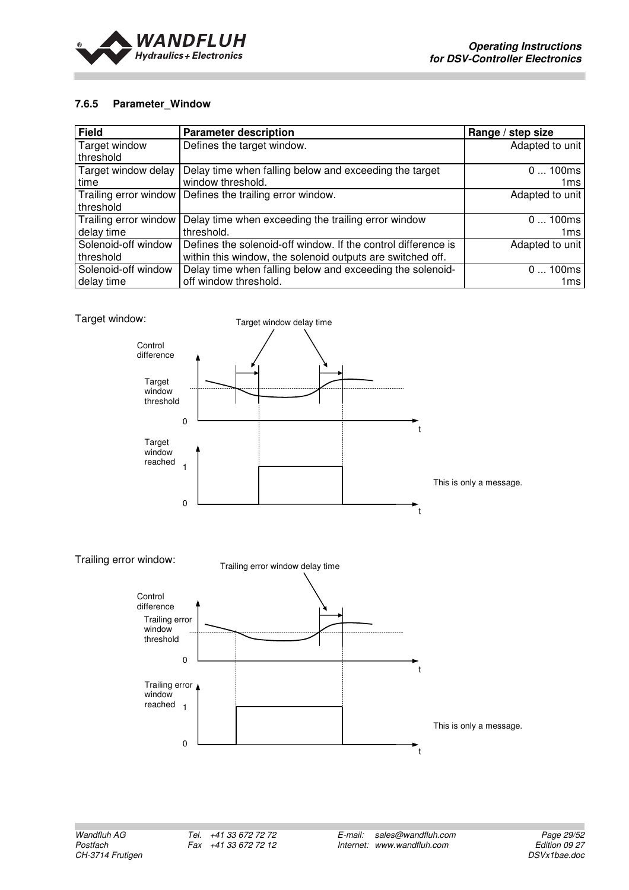### 7.6.5 Parameter_Window

| Field | Parameter description | Range / step size |
|---|---|---|
| Target window threshold | Defines the target window. | Adapted to unit |
| Target window delay time | Delay time when falling below and exceeding the target window threshold. | 0 ... 100ms<br>1ms |
| Trailing error window threshold | Defines the trailing error window. | Adapted to unit |
| Trailing error window delay time | Delay time when exceeding the trailing error window threshold. | 0 ... 100ms<br>1ms |
| Solenoid-off window threshold | Defines the solenoid-off window. If the control difference is within this window, the solenoid outputs are switched off. | Adapted to unit |
| Solenoid-off window delay time | Delay time when falling below and exceeding the solenoid-off window threshold. | 0 ... 100ms<br>1ms |

Target window:

This is only a message.

Trailing error window:

This is only a message.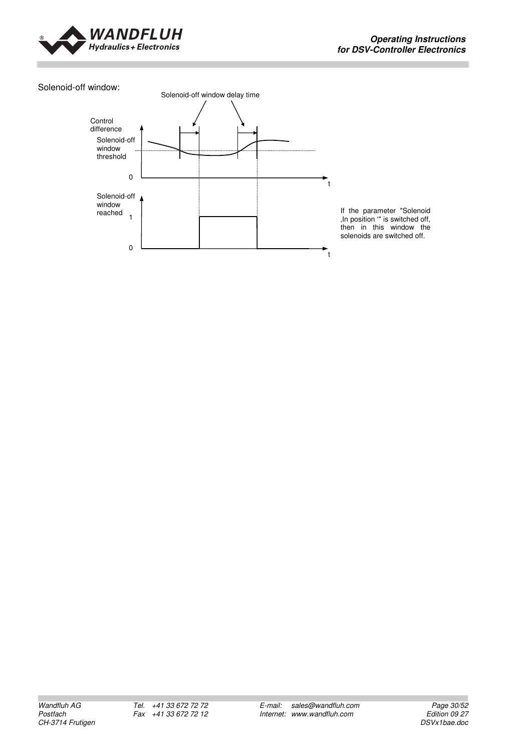Solenoid-off window:

Solenoid-off window delay time

Control difference

Solenoid-off window threshold

0

t

Solenoid-off window reached

1

0

t

If the parameter "Solenoid ,In position '" is switched off, then in this window the solenoids are switched off.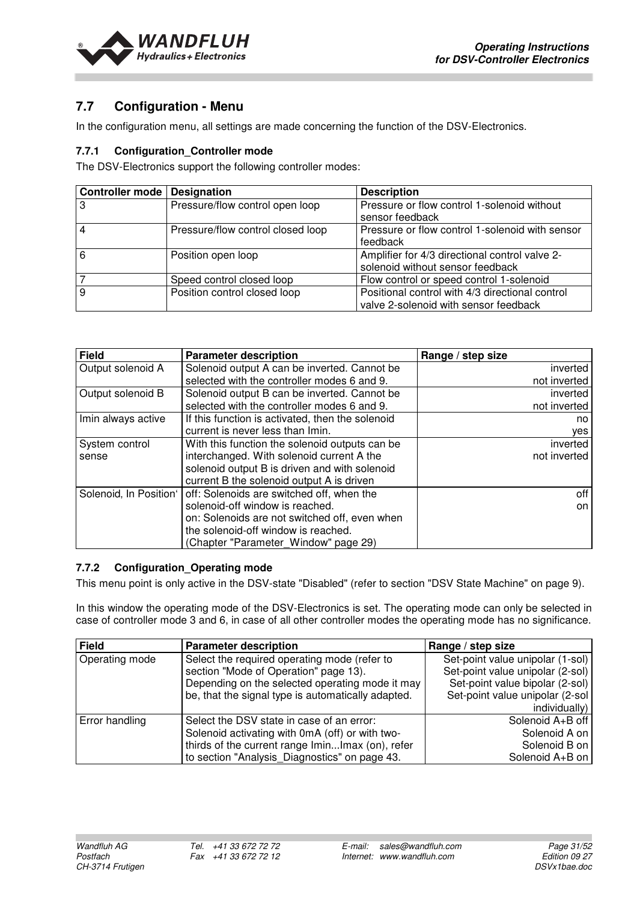## 7.7 Configuration - Menu

In the configuration menu, all settings are made concerning the function of the DSV-Electronics.

### 7.7.1 Configuration_Controller mode

The DSV-Electronics support the following controller modes:

| Controller mode | Designation | Description |
|---|---|---|
| 3 | Pressure/flow control open loop | Pressure or flow control 1-solenoid without sensor feedback |
| 4 | Pressure/flow control closed loop | Pressure or flow control 1-solenoid with sensor feedback |
| 6 | Position open loop | Amplifier for 4/3 directional control valve 2-solenoid without sensor feedback |
| 7 | Speed control closed loop | Flow control or speed control 1-solenoid |
| 9 | Position control closed loop | Positional control with 4/3 directional control valve 2-solenoid with sensor feedback |

| Field | Parameter description | Range / step size |
|---|---|---|
| Output solenoid A | Solenoid output A can be inverted. Cannot be selected with the controller modes 6 and 9. | inverted<br>not inverted |
| Output solenoid B | Solenoid output B can be inverted. Cannot be selected with the controller modes 6 and 9. | inverted<br>not inverted |
| Imin always active | If this function is activated, then the solenoid current is never less than Imin. | no<br>yes |
| System control sense | With this function the solenoid outputs can be interchanged. With solenoid current A the solenoid output B is driven and with solenoid current B the solenoid output A is driven | inverted<br>not inverted |
| Solenoid, In Position' | off: Solenoids are switched off, when the solenoid-off window is reached.<br>on: Solenoids are not switched off, even when the solenoid-off window is reached.<br>(Chapter "Parameter_Window" page 29) | off<br>on |

### 7.7.2 Configuration_Operating mode

This menu point is only active in the DSV-state "Disabled" (refer to section "DSV State Machine" on page 9).

In this window the operating mode of the DSV-Electronics is set. The operating mode can only be selected in case of controller mode 3 and 6, in case of all other controller modes the operating mode has no significance.

| Field | Parameter description | Range / step size |
|---|---|---|
| Operating mode | Select the required operating mode (refer to section "Mode of Operation" page 13). Depending on the selected operating mode it may be, that the signal type is automatically adapted. | Set-point value unipolar (1-sol)<br>Set-point value unipolar (2-sol)<br>Set-point value bipolar (2-sol)<br>Set-point value unipolar (2-sol individually) |
| Error handling | Select the DSV state in case of an error: Solenoid activating with 0mA (off) or with two-thirds of the current range Imin...Imax (on), refer to section "Analysis_Diagnostics" on page 43. | Solenoid A+B off<br>Solenoid A on<br>Solenoid B on<br>Solenoid A+B on |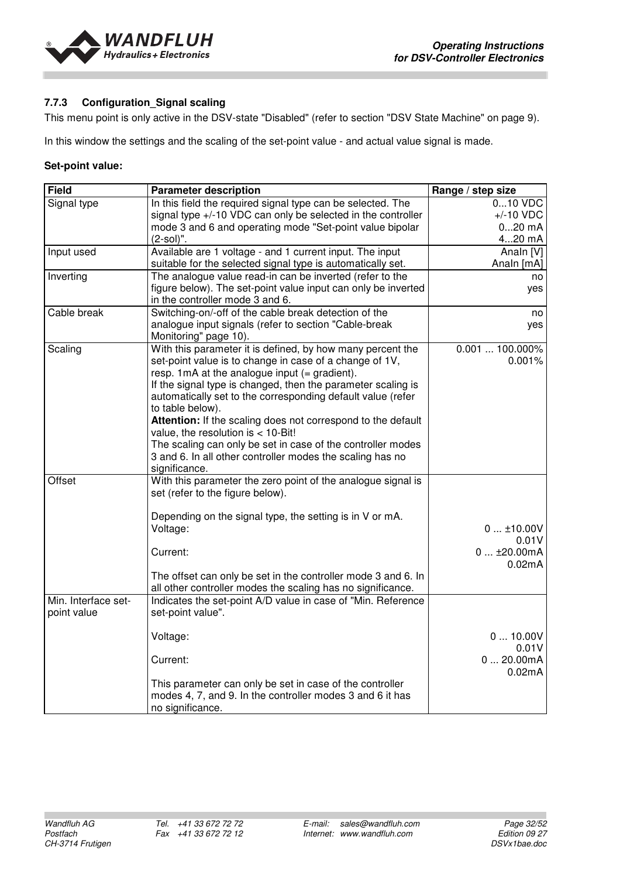### 7.7.3 Configuration_Signal scaling

This menu point is only active in the DSV-state "Disabled" (refer to section "DSV State Machine" on page 9).

In this window the settings and the scaling of the set-point value - and actual value signal is made.

**Set-point value:**

| Field | Parameter description | Range / step size |
|---|---|---|
| Signal type | In this field the required signal type can be selected. The signal type +/-10 VDC can only be selected in the controller mode 3 and 6 and operating mode "Set-point value bipolar (2-sol)". | 0...10 VDC<br>+/-10 VDC<br>0...20 mA<br>4...20 mA |
| Input used | Available are 1 voltage - and 1 current input. The input suitable for the selected signal type is automatically set. | AnaIn [V]<br>AnaIn [mA] |
| Inverting | The analogue value read-in can be inverted (refer to the figure below). The set-point value input can only be inverted in the controller mode 3 and 6. | no<br>yes |
| Cable break | Switching-on/-off of the cable break detection of the analogue input signals (refer to section "Cable-break Monitoring" page 10). | no<br>yes |
| Scaling | With this parameter it is defined, by how many percent the set-point value is to change in case of a change of 1V, resp. 1mA at the analogue input (= gradient).<br>If the signal type is changed, then the parameter scaling is automatically set to the corresponding default value (refer to table below).<br>**Attention:** If the scaling does not correspond to the default value, the resolution is < 10-Bit!<br>The scaling can only be set in case of the controller modes 3 and 6. In all other controller modes the scaling has no significance. | 0.001 ... 100.000%<br>0.001% |
| Offset | With this parameter the zero point of the analogue signal is set (refer to the figure below).<br><br>Depending on the signal type, the setting is in V or mA.<br>Voltage:<br><br>Current:<br><br>The offset can only be set in the controller mode 3 and 6. In all other controller modes the scaling has no significance. | <br><br><br>0 ... ±10.00V<br>0.01V<br>0 ... ±20.00mA<br>0.02mA |
| Min. Interface set-point value | Indicates the set-point A/D value in case of "Min. Reference set-point value".<br><br>Voltage:<br><br>Current:<br><br>This parameter can only be set in case of the controller modes 4, 7, and 9. In the controller modes 3 and 6 it has no significance. | <br><br>0 ... 10.00V<br>0.01V<br>0 ... 20.00mA<br>0.02mA |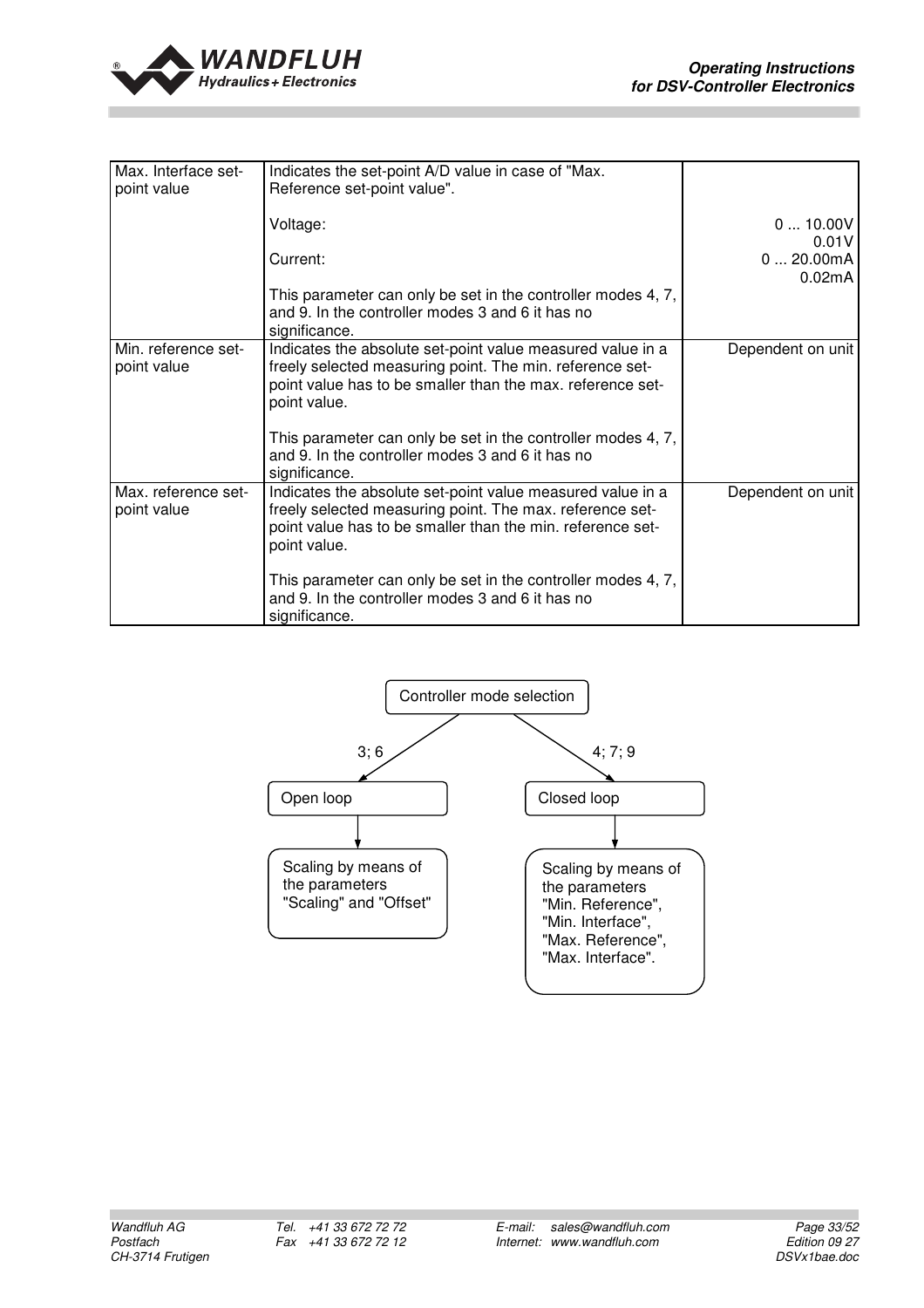| Max. Interface set-point value | Indicates the set-point A/D value in case of "Max. Reference set-point value".<br><br>Voltage:<br><br>Current:<br><br>This parameter can only be set in the controller modes 4, 7, and 9. In the controller modes 3 and 6 it has no significance. | <br><br>0 ... 10.00V<br>0.01V<br>0 ... 20.00mA<br>0.02mA |
|---|---|---|
| Min. reference set-point value | Indicates the absolute set-point value measured value in a freely selected measuring point. The min. reference set-point value has to be smaller than the max. reference set-point value.<br><br>This parameter can only be set in the controller modes 4, 7, and 9. In the controller modes 3 and 6 it has no significance. | Dependent on unit |
| Max. reference set-point value | Indicates the absolute set-point value measured value in a freely selected measuring point. The max. reference set-point value has to be smaller than the min. reference set-point value.<br><br>This parameter can only be set in the controller modes 4, 7, and 9. In the controller modes 3 and 6 it has no significance. | Dependent on unit |

Controller mode selection

- 3; 6 → Open loop → Scaling by means of the parameters "Scaling" and "Offset"
- 4; 7; 9 → Closed loop → Scaling by means of the parameters "Min. Reference", "Min. Interface", "Max. Reference", "Max. Interface".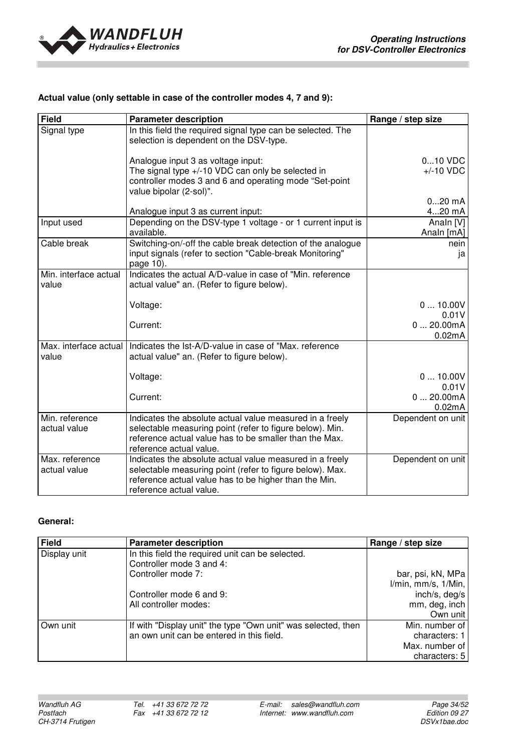**Actual value (only settable in case of the controller modes 4, 7 and 9):**

| Field | Parameter description | Range / step size |
|---|---|---|
| Signal type | In this field the required signal type can be selected. The selection is dependent on the DSV-type.<br><br>Analogue input 3 as voltage input:<br>The signal type +/-10 VDC can only be selected in controller modes 3 and 6 and operating mode "Set-point value bipolar (2-sol)".<br><br>Analogue input 3 as current input: | <br><br><br>0...10 VDC<br>+/-10 VDC<br><br><br>0...20 mA<br>4...20 mA |
| Input used | Depending on the DSV-type 1 voltage - or 1 current input is available. | AnaIn [V]<br>AnaIn [mA] |
| Cable break | Switching-on/-off the cable break detection of the analogue input signals (refer to section "Cable-break Monitoring" page 10). | nein<br>ja |
| Min. interface actual value | Indicates the actual A/D-value in case of "Min. reference actual value" an. (Refer to figure below).<br><br>Voltage:<br><br>Current: | <br><br><br>0 ... 10.00V<br>0.01V<br>0 ... 20.00mA<br>0.02mA |
| Max. interface actual value | Indicates the Ist-A/D-value in case of "Max. reference actual value" an. (Refer to figure below).<br><br>Voltage:<br><br>Current: | <br><br><br>0 ... 10.00V<br>0.01V<br>0 ... 20.00mA<br>0.02mA |
| Min. reference actual value | Indicates the absolute actual value measured in a freely selectable measuring point (refer to figure below). Min. reference actual value has to be smaller than the Max. reference actual value. | Dependent on unit |
| Max. reference actual value | Indicates the absolute actual value measured in a freely selectable measuring point (refer to figure below). Max. reference actual value has to be higher than the Min. reference actual value. | Dependent on unit |

**General:**

| Field | Parameter description | Range / step size |
|---|---|---|
| Display unit | In this field the required unit can be selected.<br>Controller mode 3 and 4:<br>Controller mode 7:<br><br>Controller mode 6 and 9:<br>All controller modes: | <br><br>bar, psi, kN, MPa<br>l/min, mm/s, 1/Min,<br>inch/s, deg/s<br>mm, deg, inch<br>Own unit |
| Own unit | If with "Display unit" the type "Own unit" was selected, then an own unit can be entered in this field. | Min. number of characters: 1<br>Max. number of characters: 5 |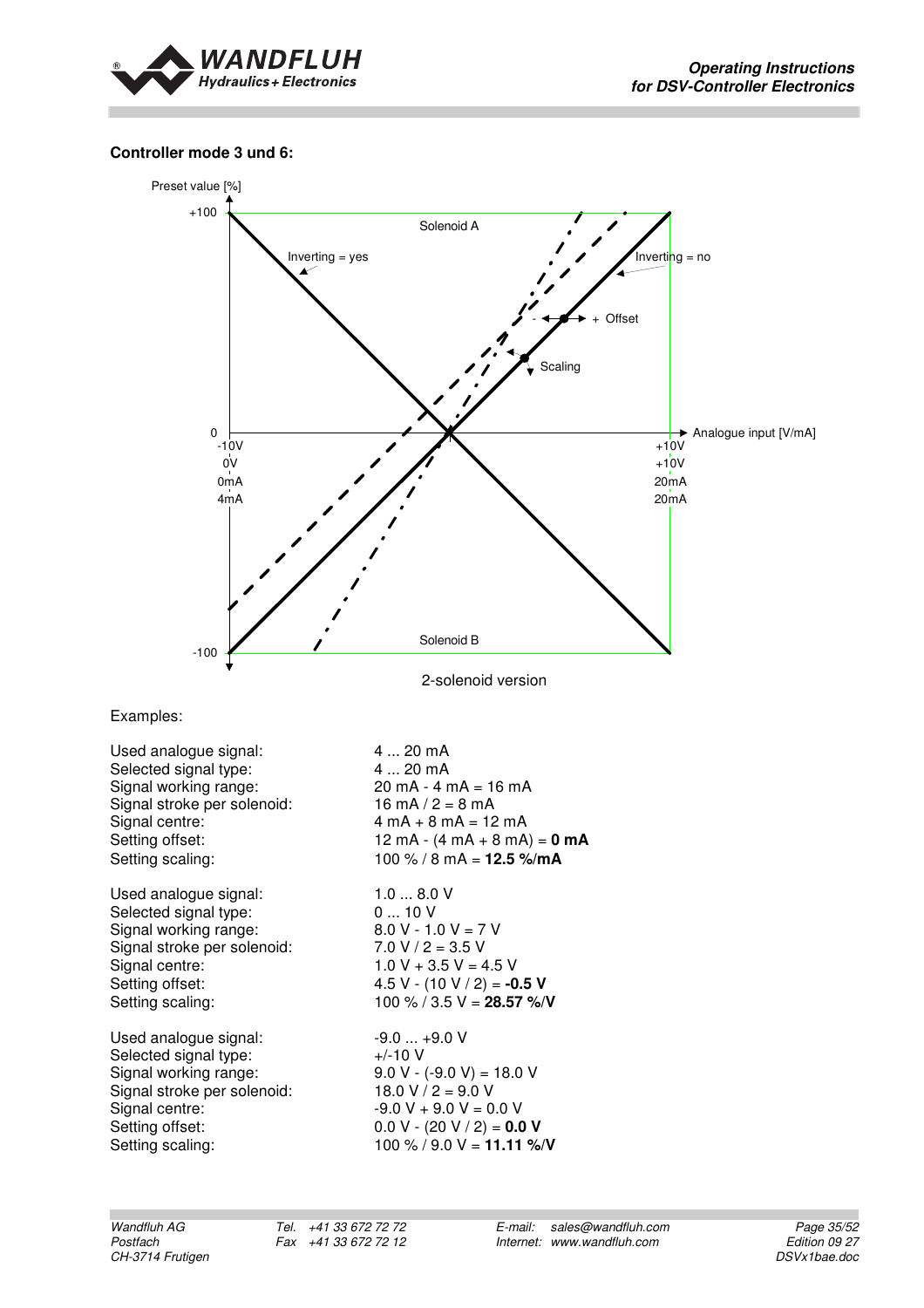**Controller mode 3 und 6:**

Preset value [%]

+100

Solenoid A

Inverting = yes

Inverting = no

- + Offset

Scaling

0

Analogue input [V/mA]

-10V
0V
0mA
4mA

+10V
+10V
20mA
20mA

Solenoid B

-100

2-solenoid version

Examples:

Used analogue signal: 4 ... 20 mA
Selected signal type: 4 ... 20 mA
Signal working range: 20 mA - 4 mA = 16 mA
Signal stroke per solenoid: 16 mA / 2 = 8 mA
Signal centre: 4 mA + 8 mA = 12 mA
Setting offset: 12 mA - (4 mA + 8 mA) = **0 mA**
Setting scaling: 100 % / 8 mA = **12.5 %/mA**

Used analogue signal: 1.0 ... 8.0 V
Selected signal type: 0 ... 10 V
Signal working range: 8.0 V - 1.0 V = 7 V
Signal stroke per solenoid: 7.0 V / 2 = 3.5 V
Signal centre: 1.0 V + 3.5 V = 4.5 V
Setting offset: 4.5 V - (10 V / 2) = **-0.5 V**
Setting scaling: 100 % / 3.5 V = **28.57 %/V**

Used analogue signal: -9.0 ... +9.0 V
Selected signal type: +/-10 V
Signal working range: 9.0 V - (-9.0 V) = 18.0 V
Signal stroke per solenoid: 18.0 V / 2 = 9.0 V
Signal centre: -9.0 V + 9.0 V = 0.0 V
Setting offset: 0.0 V - (20 V / 2) = **0.0 V**
Setting scaling: 100 % / 9.0 V = **11.11 %/V**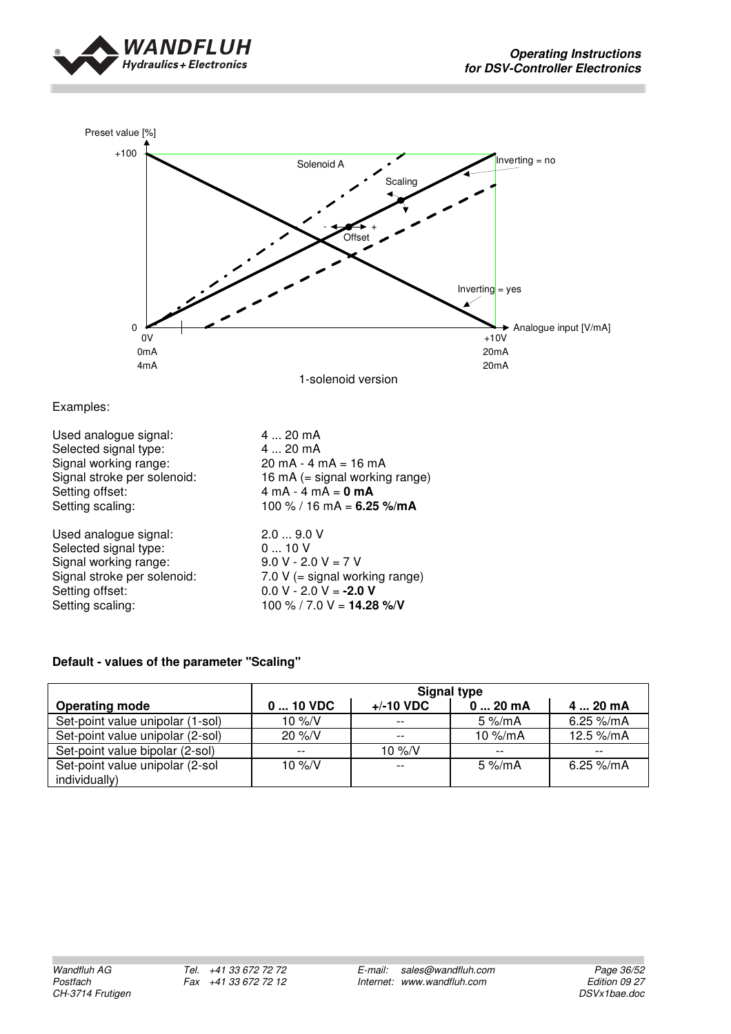Preset value [%]

+100

0

Solenoid A

Scaling

Offset

Inverting = no

Inverting = yes

Analogue input [V/mA]

0V
0mA
4mA

+10V
20mA
20mA

1-solenoid version

Examples:

| | |
|---|---|
| Used analogue signal: | 4 ... 20 mA |
| Selected signal type: | 4 ... 20 mA |
| Signal working range: | 20 mA - 4 mA = 16 mA |
| Signal stroke per solenoid: | 16 mA (= signal working range) |
| Setting offset: | 4 mA - 4 mA = **0 mA** |
| Setting scaling: | 100 % / 16 mA = **6.25 %/mA** |

| | |
|---|---|
| Used analogue signal: | 2.0 ... 9.0 V |
| Selected signal type: | 0 ... 10 V |
| Signal working range: | 9.0 V - 2.0 V = 7 V |
| Signal stroke per solenoid: | 7.0 V (= signal working range) |
| Setting offset: | 0.0 V - 2.0 V = **-2.0 V** |
| Setting scaling: | 100 % / 7.0 V = **14.28 %/V** |

**Default - values of the parameter "Scaling"**

| | Signal type | | | |
|---|---|---|---|---|
| **Operating mode** | **0 ... 10 VDC** | **+/-10 VDC** | **0 ... 20 mA** | **4 ... 20 mA** |
| Set-point value unipolar (1-sol) | 10 %/V | -- | 5 %/mA | 6.25 %/mA |
| Set-point value unipolar (2-sol) | 20 %/V | -- | 10 %/mA | 12.5 %/mA |
| Set-point value bipolar (2-sol) | -- | 10 %/V | -- | -- |
| Set-point value unipolar (2-sol individually) | 10 %/V | -- | 5 %/mA | 6.25 %/mA |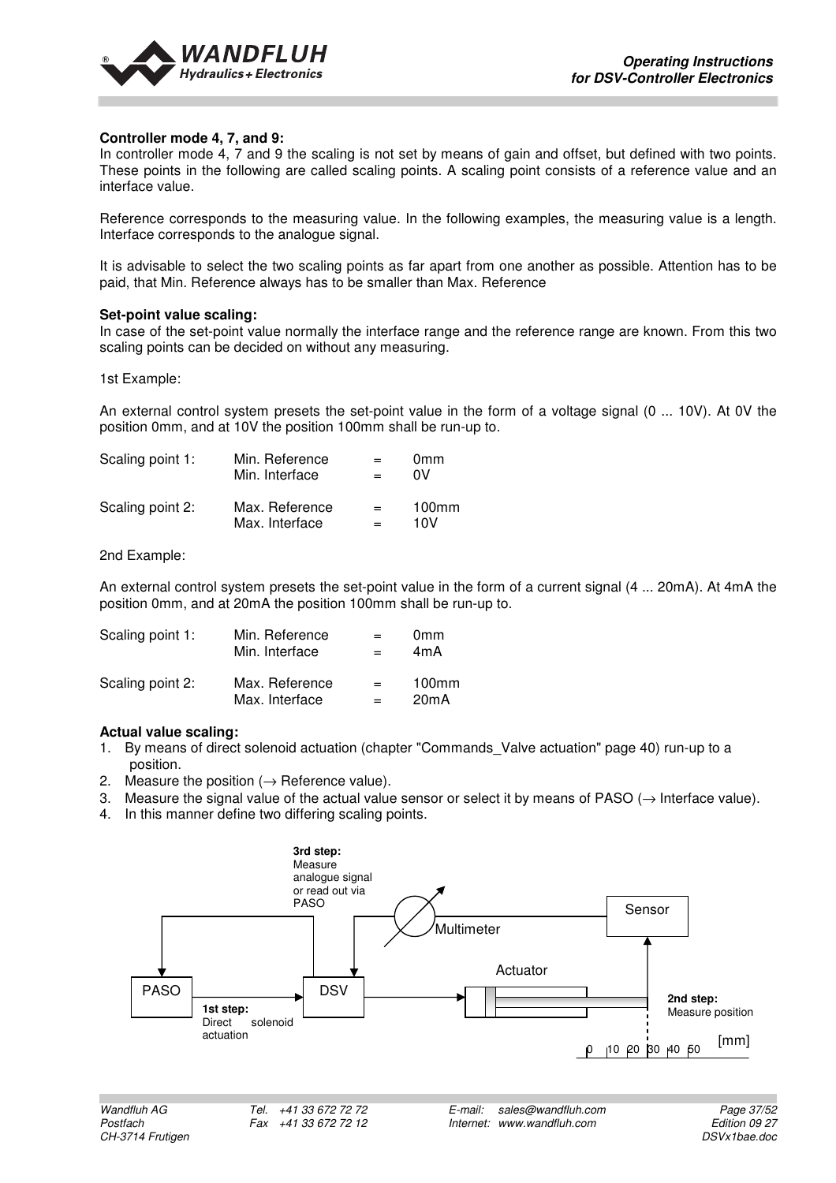**Controller mode 4, 7, and 9:**
In controller mode 4, 7 and 9 the scaling is not set by means of gain and offset, but defined with two points. These points in the following are called scaling points. A scaling point consists of a reference value and an interface value.

Reference corresponds to the measuring value. In the following examples, the measuring value is a length. Interface corresponds to the analogue signal.

It is advisable to select the two scaling points as far apart from one another as possible. Attention has to be paid, that Min. Reference always has to be smaller than Max. Reference

**Set-point value scaling:**
In case of the set-point value normally the interface range and the reference range are known. From this two scaling points can be decided on without any measuring.

1st Example:

An external control system presets the set-point value in the form of a voltage signal (0 ... 10V). At 0V the position 0mm, and at 10V the position 100mm shall be run-up to.

| | | | |
|---|---|---|---|
| Scaling point 1: | Min. Reference | = | 0mm |
| | Min. Interface | = | 0V |
| Scaling point 2: | Max. Reference | = | 100mm |
| | Max. Interface | = | 10V |

2nd Example:

An external control system presets the set-point value in the form of a current signal (4 ... 20mA). At 4mA the position 0mm, and at 20mA the position 100mm shall be run-up to.

| | | | |
|---|---|---|---|
| Scaling point 1: | Min. Reference | = | 0mm |
| | Min. Interface | = | 4mA |
| Scaling point 2: | Max. Reference | = | 100mm |
| | Max. Interface | = | 20mA |

**Actual value scaling:**
1. By means of direct solenoid actuation (chapter "Commands_Valve actuation" page 40) run-up to a position.
2. Measure the position (→ Reference value).
3. Measure the signal value of the actual value sensor or select it by means of PASO (→ Interface value).
4. In this manner define two differing scaling points.

3rd step: Measure analogue signal or read out via PASO

Multimeter

Sensor

Actuator

PASO

DSV

1st step: Direct solenoid actuation

2nd step: Measure position

0 10 20 30 40 50 [mm]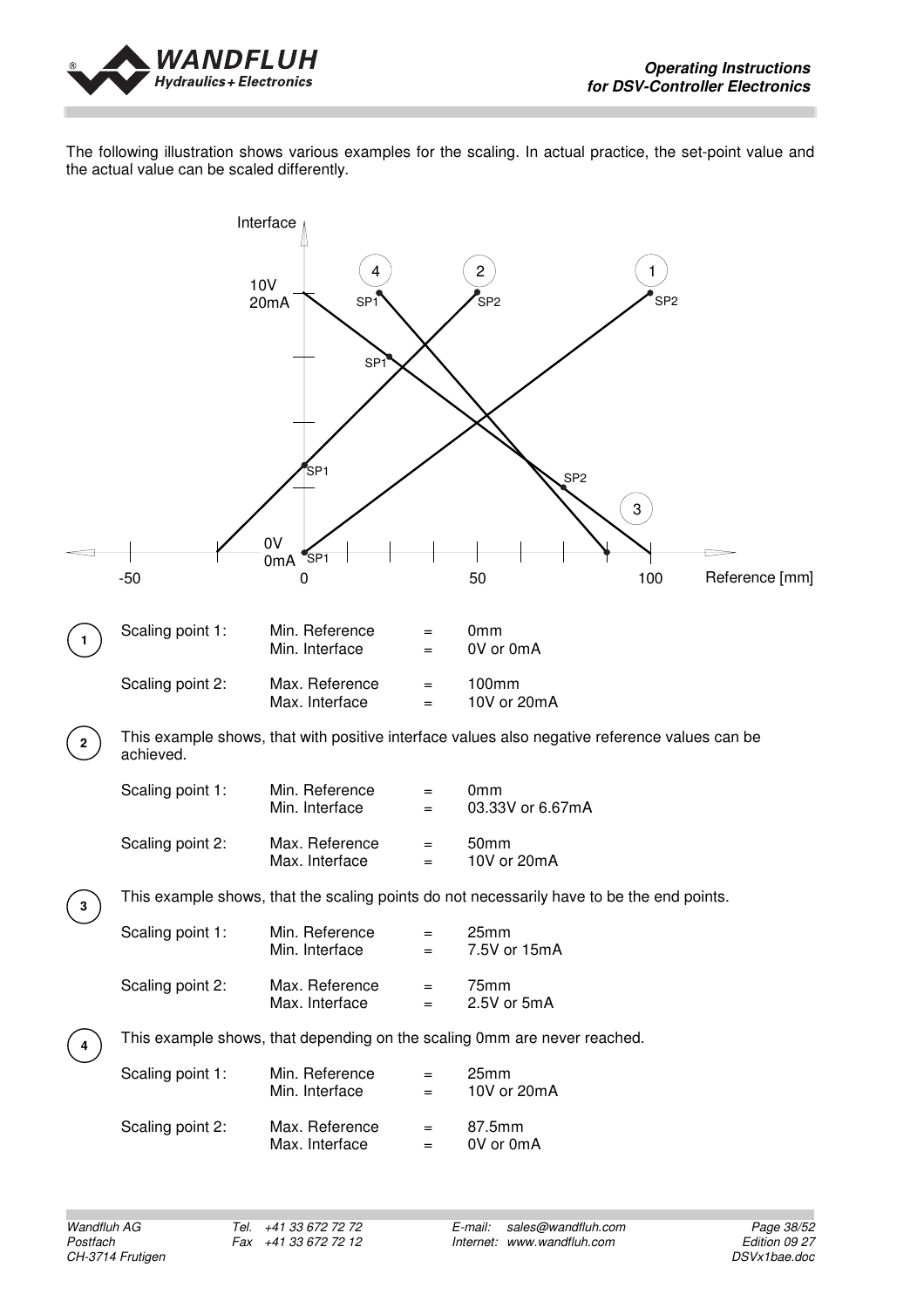The following illustration shows various examples for the scaling. In actual practice, the set-point value and the actual value can be scaled differently.

**1**

| Scaling point 1: | Min. Reference | = | 0mm |
|---|---|---|---|
| | Min. Interface | = | 0V or 0mA |
| Scaling point 2: | Max. Reference | = | 100mm |
| | Max. Interface | = | 10V or 20mA |

**2**

This example shows, that with positive interface values also negative reference values can be achieved.

| Scaling point 1: | Min. Reference | = | 0mm |
|---|---|---|---|
| | Min. Interface | = | 03.33V or 6.67mA |
| Scaling point 2: | Max. Reference | = | 50mm |
| | Max. Interface | = | 10V or 20mA |

**3**

This example shows, that the scaling points do not necessarily have to be the end points.

| Scaling point 1: | Min. Reference | = | 25mm |
|---|---|---|---|
| | Min. Interface | = | 7.5V or 15mA |
| Scaling point 2: | Max. Reference | = | 75mm |
| | Max. Interface | = | 2.5V or 5mA |

**4**

This example shows, that depending on the scaling 0mm are never reached.

| Scaling point 1: | Min. Reference | = | 25mm |
|---|---|---|---|
| | Min. Interface | = | 10V or 20mA |
| Scaling point 2: | Max. Reference | = | 87.5mm |
| | Max. Interface | = | 0V or 0mA |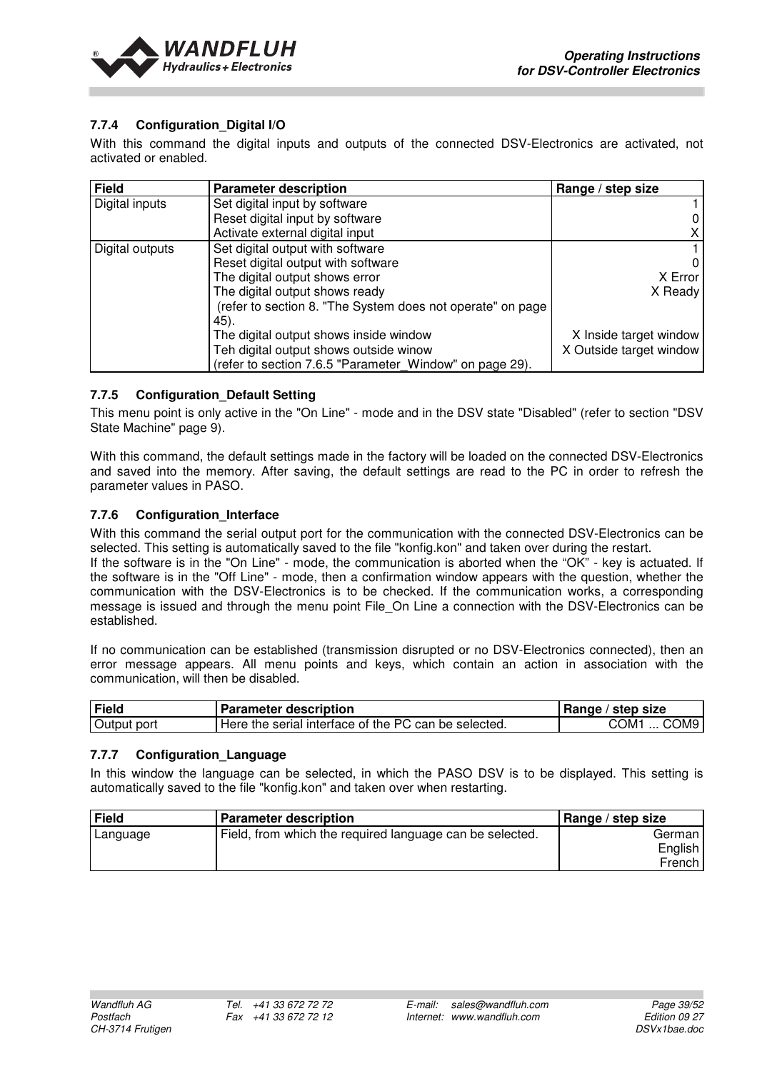### 7.7.4 Configuration_Digital I/O

With this command the digital inputs and outputs of the connected DSV-Electronics are activated, not activated or enabled.

| Field | Parameter description | Range / step size |
|---|---|---|
| Digital inputs | Set digital input by software<br>Reset digital input by software<br>Activate external digital input | 1<br>0<br>X |
| Digital outputs | Set digital output with software<br>Reset digital output with software<br>The digital output shows error<br>The digital output shows ready<br>(refer to section 8. "The System does not operate" on page 45).<br>The digital output shows inside window<br>Teh digital output shows outside winow<br>(refer to section 7.6.5 "Parameter_Window" on page 29). | 1<br>0<br>X Error<br>X Ready<br><br><br>X Inside target window<br>X Outside target window |

### 7.7.5 Configuration_Default Setting

This menu point is only active in the "On Line" - mode and in the DSV state "Disabled" (refer to section "DSV State Machine" page 9).

With this command, the default settings made in the factory will be loaded on the connected DSV-Electronics and saved into the memory. After saving, the default settings are read to the PC in order to refresh the parameter values in PASO.

### 7.7.6 Configuration_Interface

With this command the serial output port for the communication with the connected DSV-Electronics can be selected. This setting is automatically saved to the file "konfig.kon" and taken over during the restart.
If the software is in the "On Line" - mode, the communication is aborted when the "OK" - key is actuated. If the software is in the "Off Line" - mode, then a confirmation window appears with the question, whether the communication with the DSV-Electronics is to be checked. If the communication works, a corresponding message is issued and through the menu point File_On Line a connection with the DSV-Electronics can be established.

If no communication can be established (transmission disrupted or no DSV-Electronics connected), then an error message appears. All menu points and keys, which contain an action in association with the communication, will then be disabled.

| Field | Parameter description | Range / step size |
|---|---|---|
| Output port | Here the serial interface of the PC can be selected. | COM1 ... COM9 |

### 7.7.7 Configuration_Language

In this window the language can be selected, in which the PASO DSV is to be displayed. This setting is automatically saved to the file "konfig.kon" and taken over when restarting.

| Field | Parameter description | Range / step size |
|---|---|---|
| Language | Field, from which the required language can be selected. | German<br>English<br>French |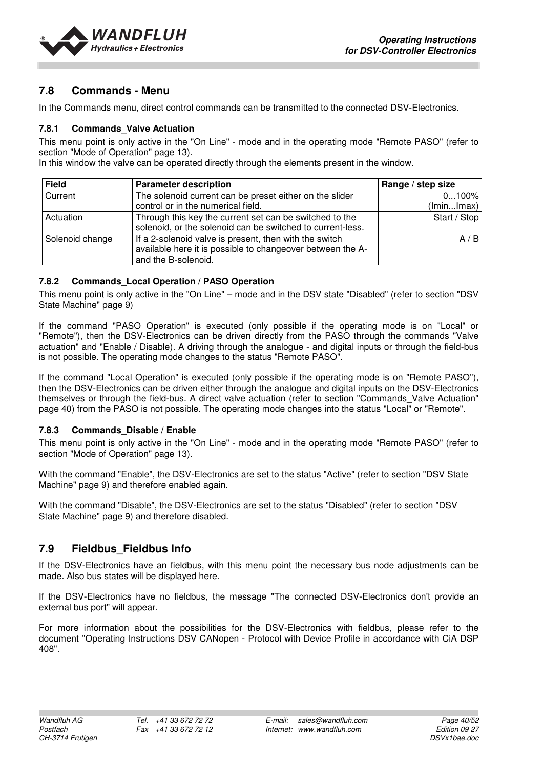## 7.8 Commands - Menu

In the Commands menu, direct control commands can be transmitted to the connected DSV-Electronics.

### 7.8.1 Commands_Valve Actuation

This menu point is only active in the "On Line" - mode and in the operating mode "Remote PASO" (refer to section "Mode of Operation" page 13).
In this window the valve can be operated directly through the elements present in the window.

| Field | Parameter description | Range / step size |
|---|---|---|
| Current | The solenoid current can be preset either on the slider control or in the numerical field. | 0...100% (Imin...Imax) |
| Actuation | Through this key the current set can be switched to the solenoid, or the solenoid can be switched to current-less. | Start / Stop |
| Solenoid change | If a 2-solenoid valve is present, then with the switch available here it is possible to changeover between the A- and the B-solenoid. | A / B |

### 7.8.2 Commands_Local Operation / PASO Operation

This menu point is only active in the "On Line" – mode and in the DSV state "Disabled" (refer to section "DSV State Machine" page 9)

If the command "PASO Operation" is executed (only possible if the operating mode is on "Local" or "Remote"), then the DSV-Electronics can be driven directly from the PASO through the commands "Valve actuation" and "Enable / Disable). A driving through the analogue - and digital inputs or through the field-bus is not possible. The operating mode changes to the status "Remote PASO".

If the command "Local Operation" is executed (only possible if the operating mode is on "Remote PASO"), then the DSV-Electronics can be driven either through the analogue and digital inputs on the DSV-Electronics themselves or through the field-bus. A direct valve actuation (refer to section "Commands_Valve Actuation" page 40) from the PASO is not possible. The operating mode changes into the status "Local" or "Remote".

### 7.8.3 Commands_Disable / Enable

This menu point is only active in the "On Line" - mode and in the operating mode "Remote PASO" (refer to section "Mode of Operation" page 13).

With the command "Enable", the DSV-Electronics are set to the status "Active" (refer to section "DSV State Machine" page 9) and therefore enabled again.

With the command "Disable", the DSV-Electronics are set to the status "Disabled" (refer to section "DSV State Machine" page 9) and therefore disabled.

## 7.9 Fieldbus_Fieldbus Info

If the DSV-Electronics have an fieldbus, with this menu point the necessary bus node adjustments can be made. Also bus states will be displayed here.

If the DSV-Electronics have no fieldbus, the message "The connected DSV-Electronics don't provide an external bus port" will appear.

For more information about the possibilities for the DSV-Electronics with fieldbus, please refer to the document "Operating Instructions DSV CANopen - Protocol with Device Profile in accordance with CiA DSP 408".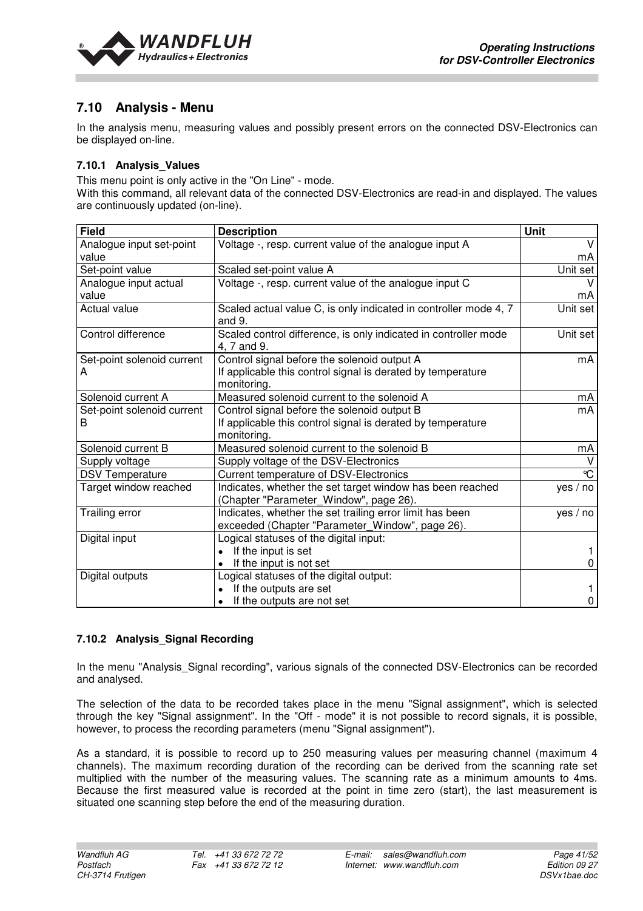## 7.10 Analysis - Menu

In the analysis menu, measuring values and possibly present errors on the connected DSV-Electronics can be displayed on-line.

### 7.10.1 Analysis_Values

This menu point is only active in the "On Line" - mode.
With this command, all relevant data of the connected DSV-Electronics are read-in and displayed. The values are continuously updated (on-line).

| Field | Description | Unit |
|---|---|---|
| Analogue input set-point value | Voltage -, resp. current value of the analogue input A | V<br>mA |
| Set-point value | Scaled set-point value A | Unit set |
| Analogue input actual value | Voltage -, resp. current value of the analogue input C | V<br>mA |
| Actual value | Scaled actual value C, is only indicated in controller mode 4, 7 and 9. | Unit set |
| Control difference | Scaled control difference, is only indicated in controller mode 4, 7 and 9. | Unit set |
| Set-point solenoid current A | Control signal before the solenoid output A<br>If applicable this control signal is derated by temperature monitoring. | mA |
| Solenoid current A | Measured solenoid current to the solenoid A | mA |
| Set-point solenoid current B | Control signal before the solenoid output B<br>If applicable this control signal is derated by temperature monitoring. | mA |
| Solenoid current B | Measured solenoid current to the solenoid B | mA |
| Supply voltage | Supply voltage of the DSV-Electronics | V |
| DSV Temperature | Current temperature of DSV-Electronics | °C |
| Target window reached | Indicates, whether the set target window has been reached (Chapter "Parameter_Window", page 26). | yes / no |
| Trailing error | Indicates, whether the set trailing error limit has been exceeded (Chapter "Parameter_Window", page 26). | yes / no |
| Digital input | Logical statuses of the digital input:<br>• If the input is set<br>• If the input is not set | <br>1<br>0 |
| Digital outputs | Logical statuses of the digital output:<br>• If the outputs are set<br>• If the outputs are not set | <br>1<br>0 |

### 7.10.2 Analysis_Signal Recording

In the menu "Analysis_Signal recording", various signals of the connected DSV-Electronics can be recorded and analysed.

The selection of the data to be recorded takes place in the menu "Signal assignment", which is selected through the key "Signal assignment". In the "Off - mode" it is not possible to record signals, it is possible, however, to process the recording parameters (menu "Signal assignment").

As a standard, it is possible to record up to 250 measuring values per measuring channel (maximum 4 channels). The maximum recording duration of the recording can be derived from the scanning rate set multiplied with the number of the measuring values. The scanning rate as a minimum amounts to 4ms. Because the first measured value is recorded at the point in time zero (start), the last measurement is situated one scanning step before the end of the measuring duration.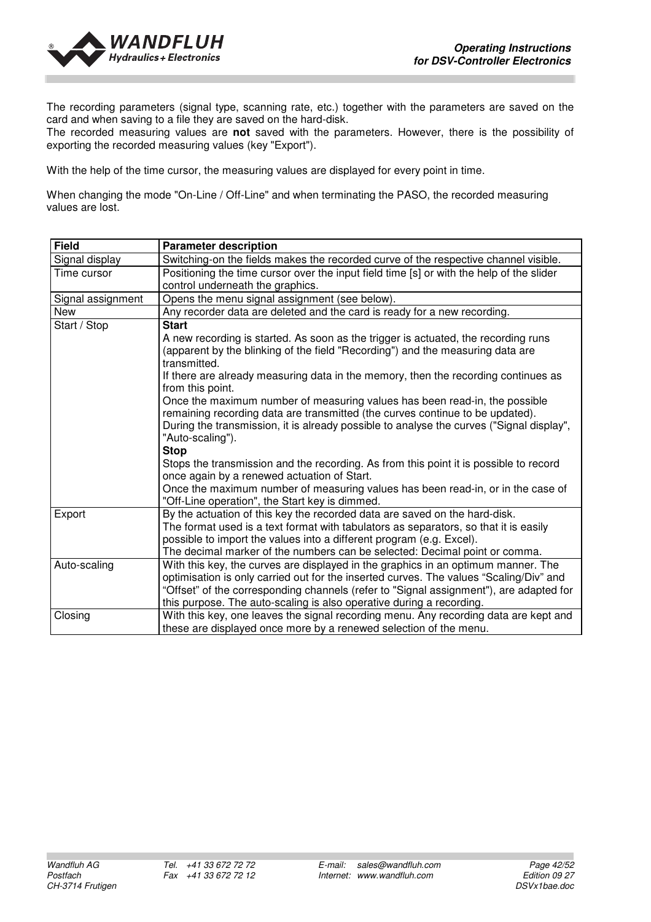The recording parameters (signal type, scanning rate, etc.) together with the parameters are saved on the card and when saving to a file they are saved on the hard-disk.
The recorded measuring values are **not** saved with the parameters. However, there is the possibility of exporting the recorded measuring values (key "Export").

With the help of the time cursor, the measuring values are displayed for every point in time.

When changing the mode "On-Line / Off-Line" and when terminating the PASO, the recorded measuring values are lost.

| Field | Parameter description |
|---|---|
| Signal display | Switching-on the fields makes the recorded curve of the respective channel visible. |
| Time cursor | Positioning the time cursor over the input field time [s] or with the help of the slider control underneath the graphics. |
| Signal assignment | Opens the menu signal assignment (see below). |
| New | Any recorder data are deleted and the card is ready for a new recording. |
| Start / Stop | **Start**<br>A new recording is started. As soon as the trigger is actuated, the recording runs (apparent by the blinking of the field "Recording") and the measuring data are transmitted.<br>If there are already measuring data in the memory, then the recording continues as from this point.<br>Once the maximum number of measuring values has been read-in, the possible remaining recording data are transmitted (the curves continue to be updated).<br>During the transmission, it is already possible to analyse the curves ("Signal display", "Auto-scaling").<br>**Stop**<br>Stops the transmission and the recording. As from this point it is possible to record once again by a renewed actuation of Start.<br>Once the maximum number of measuring values has been read-in, or in the case of "Off-Line operation", the Start key is dimmed. |
| Export | By the actuation of this key the recorded data are saved on the hard-disk.<br>The format used is a text format with tabulators as separators, so that it is easily possible to import the values into a different program (e.g. Excel).<br>The decimal marker of the numbers can be selected: Decimal point or comma. |
| Auto-scaling | With this key, the curves are displayed in the graphics in an optimum manner. The optimisation is only carried out for the inserted curves. The values "Scaling/Div" and "Offset" of the corresponding channels (refer to "Signal assignment"), are adapted for this purpose. The auto-scaling is also operative during a recording. |
| Closing | With this key, one leaves the signal recording menu. Any recording data are kept and these are displayed once more by a renewed selection of the menu. |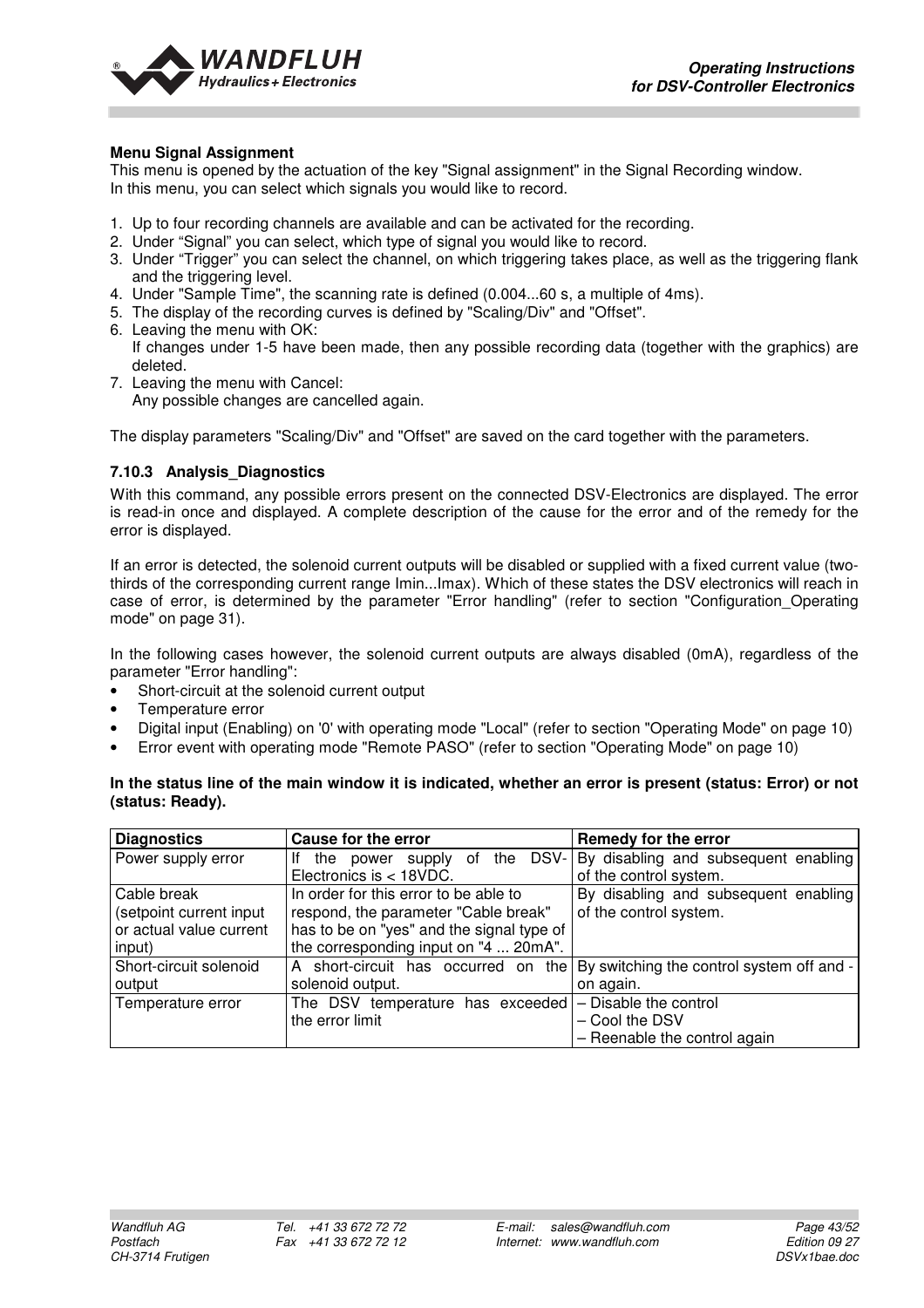**Menu Signal Assignment**

This menu is opened by the actuation of the key "Signal assignment" in the Signal Recording window.
In this menu, you can select which signals you would like to record.

1. Up to four recording channels are available and can be activated for the recording.
2. Under “Signal” you can select, which type of signal you would like to record.
3. Under “Trigger” you can select the channel, on which triggering takes place, as well as the triggering flank and the triggering level.
4. Under "Sample Time", the scanning rate is defined (0.004...60 s, a multiple of 4ms).
5. The display of the recording curves is defined by "Scaling/Div" and "Offset".
6. Leaving the menu with OK:
   If changes under 1-5 have been made, then any possible recording data (together with the graphics) are deleted.
7. Leaving the menu with Cancel:
   Any possible changes are cancelled again.

The display parameters "Scaling/Div" and "Offset" are saved on the card together with the parameters.

### 7.10.3 Analysis_Diagnostics

With this command, any possible errors present on the connected DSV-Electronics are displayed. The error is read-in once and displayed. A complete description of the cause for the error and of the remedy for the error is displayed.

If an error is detected, the solenoid current outputs will be disabled or supplied with a fixed current value (two-thirds of the corresponding current range Imin...Imax). Which of these states the DSV electronics will reach in case of error, is determined by the parameter "Error handling" (refer to section "Configuration_Operating mode" on page 31).

In the following cases however, the solenoid current outputs are always disabled (0mA), regardless of the parameter "Error handling":

- Short-circuit at the solenoid current output
- Temperature error
- Digital input (Enabling) on '0' with operating mode "Local" (refer to section "Operating Mode" on page 10)
- Error event with operating mode "Remote PASO" (refer to section "Operating Mode" on page 10)

**In the status line of the main window it is indicated, whether an error is present (status: Error) or not (status: Ready).**

| Diagnostics | Cause for the error | Remedy for the error |
|---|---|---|
| Power supply error | If the power supply of the DSV-Electronics is < 18VDC. | By disabling and subsequent enabling of the control system. |
| Cable break (setpoint current input or actual value current input) | In order for this error to be able to respond, the parameter "Cable break" has to be on "yes" and the signal type of the corresponding input on "4 ... 20mA". | By disabling and subsequent enabling of the control system. |
| Short-circuit solenoid output | A short-circuit has occurred on the solenoid output. | By switching the control system off and - on again. |
| Temperature error | The DSV temperature has exceeded the error limit | – Disable the control<br>– Cool the DSV<br>– Reenable the control again |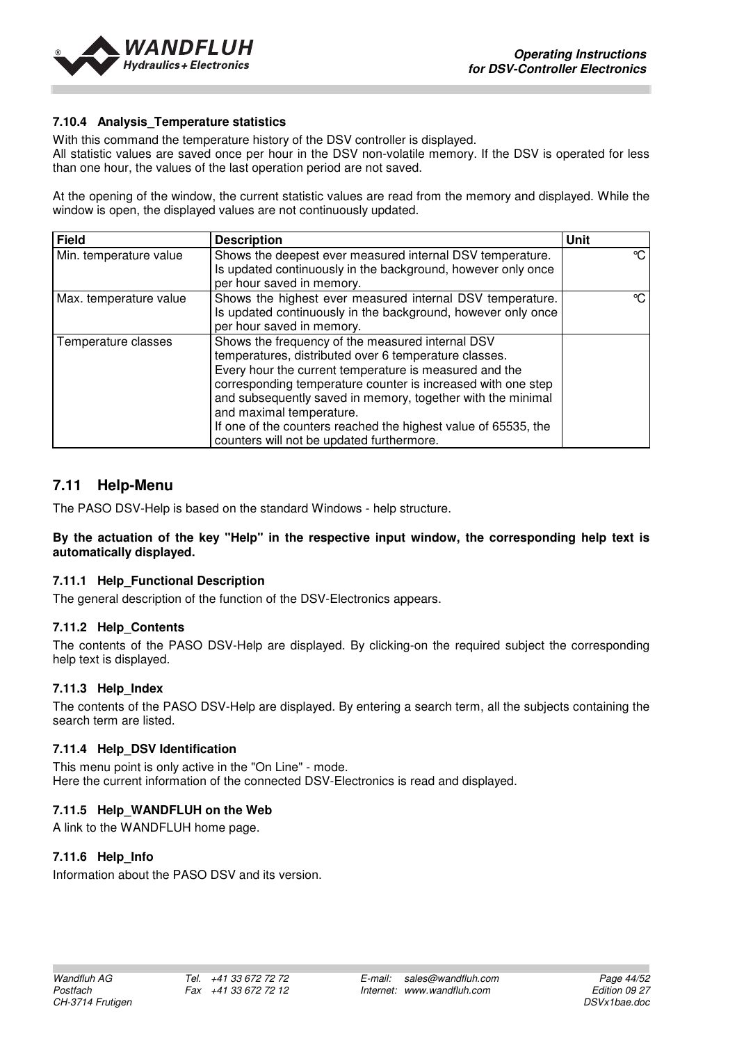### 7.10.4 Analysis_Temperature statistics

With this command the temperature history of the DSV controller is displayed.
All statistic values are saved once per hour in the DSV non-volatile memory. If the DSV is operated for less than one hour, the values of the last operation period are not saved.

At the opening of the window, the current statistic values are read from the memory and displayed. While the window is open, the displayed values are not continuously updated.

| Field | Description | Unit |
|---|---|---|
| Min. temperature value | Shows the deepest ever measured internal DSV temperature. Is updated continuously in the background, however only once per hour saved in memory. | °C |
| Max. temperature value | Shows the highest ever measured internal DSV temperature. Is updated continuously in the background, however only once per hour saved in memory. | °C |
| Temperature classes | Shows the frequency of the measured internal DSV temperatures, distributed over 6 temperature classes. Every hour the current temperature is measured and the corresponding temperature counter is increased with one step and subsequently saved in memory, together with the minimal and maximal temperature. If one of the counters reached the highest value of 65535, the counters will not be updated furthermore. | |

## 7.11 Help-Menu

The PASO DSV-Help is based on the standard Windows - help structure.

**By the actuation of the key "Help" in the respective input window, the corresponding help text is automatically displayed.**

### 7.11.1 Help_Functional Description

The general description of the function of the DSV-Electronics appears.

### 7.11.2 Help_Contents

The contents of the PASO DSV-Help are displayed. By clicking-on the required subject the corresponding help text is displayed.

### 7.11.3 Help_Index

The contents of the PASO DSV-Help are displayed. By entering a search term, all the subjects containing the search term are listed.

### 7.11.4 Help_DSV Identification

This menu point is only active in the "On Line" - mode.
Here the current information of the connected DSV-Electronics is read and displayed.

### 7.11.5 Help_WANDFLUH on the Web

A link to the WANDFLUH home page.

### 7.11.6 Help_Info

Information about the PASO DSV and its version.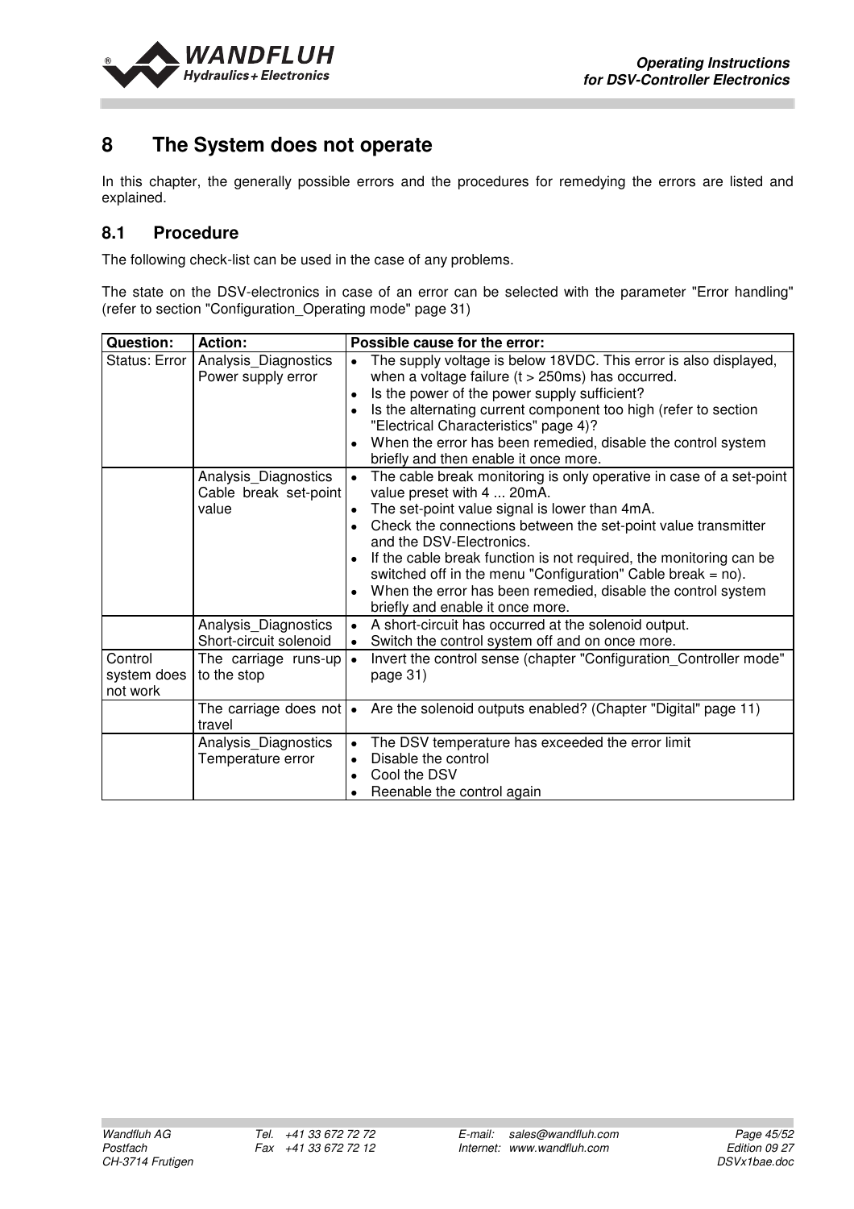# 8 The System does not operate

In this chapter, the generally possible errors and the procedures for remedying the errors are listed and explained.

## 8.1 Procedure

The following check-list can be used in the case of any problems.

The state on the DSV-electronics in case of an error can be selected with the parameter "Error handling" (refer to section "Configuration_Operating mode" page 31)

| Question: | Action: | Possible cause for the error: |
|---|---|---|
| Status: Error | Analysis_Diagnostics Power supply error | • The supply voltage is below 18VDC. This error is also displayed, when a voltage failure (t > 250ms) has occurred.<br>• Is the power of the power supply sufficient?<br>• Is the alternating current component too high (refer to section "Electrical Characteristics" page 4)?<br>• When the error has been remedied, disable the control system briefly and then enable it once more. |
| | Analysis_Diagnostics Cable break set-point value | • The cable break monitoring is only operative in case of a set-point value preset with 4 ... 20mA.<br>• The set-point value signal is lower than 4mA.<br>• Check the connections between the set-point value transmitter and the DSV-Electronics.<br>• If the cable break function is not required, the monitoring can be switched off in the menu "Configuration" Cable break = no).<br>• When the error has been remedied, disable the control system briefly and enable it once more. |
| | Analysis_Diagnostics Short-circuit solenoid | • A short-circuit has occurred at the solenoid output.<br>• Switch the control system off and on once more. |
| Control system does not work | The carriage runs-up to the stop | • Invert the control sense (chapter "Configuration_Controller mode" page 31) |
| | The carriage does not travel | • Are the solenoid outputs enabled? (Chapter "Digital" page 11) |
| | Analysis_Diagnostics Temperature error | • The DSV temperature has exceeded the error limit<br>• Disable the control<br>• Cool the DSV<br>• Reenable the control again |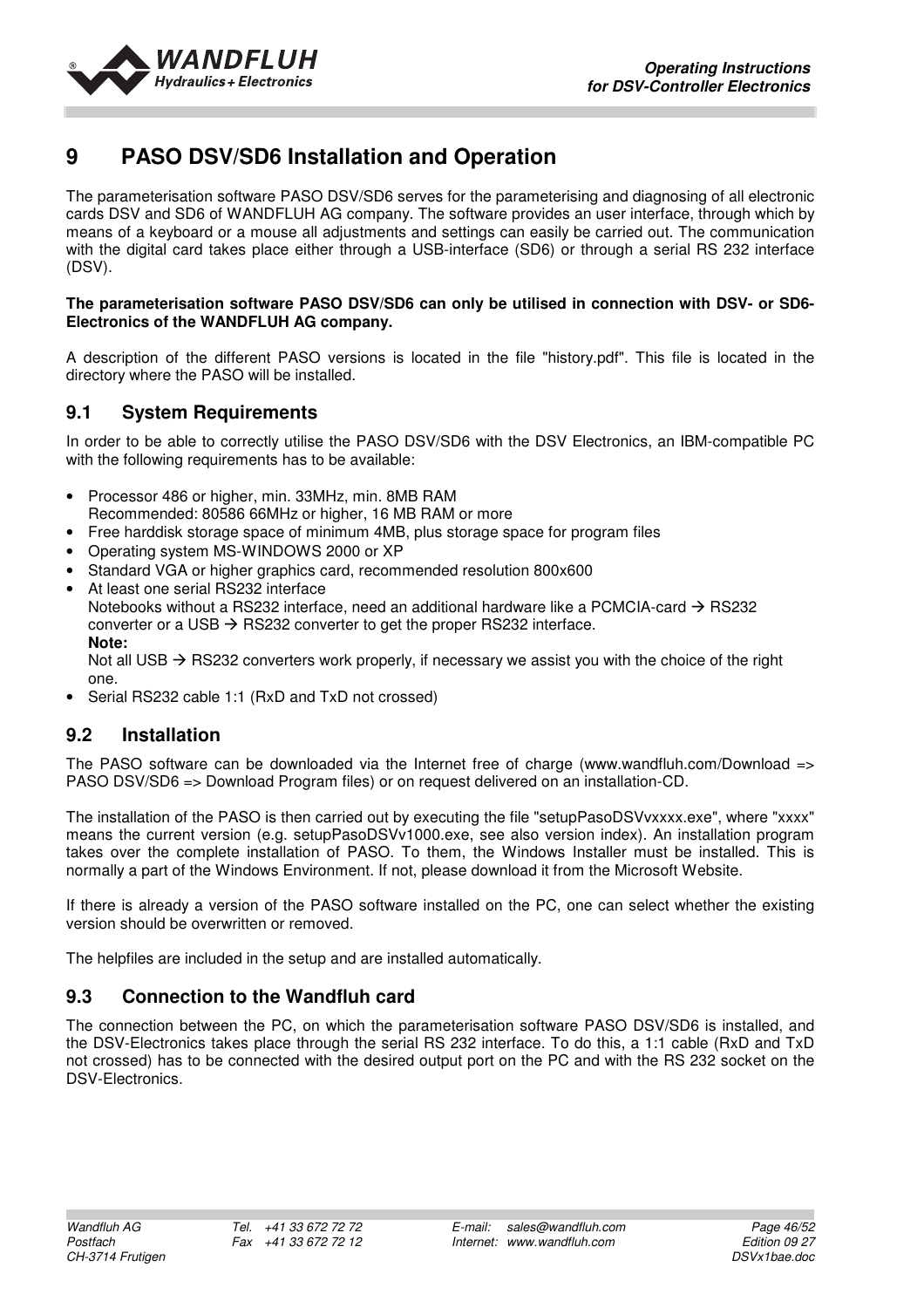# 9 PASO DSV/SD6 Installation and Operation

The parameterisation software PASO DSV/SD6 serves for the parameterising and diagnosing of all electronic cards DSV and SD6 of WANDFLUH AG company. The software provides an user interface, through which by means of a keyboard or a mouse all adjustments and settings can easily be carried out. The communication with the digital card takes place either through a USB-interface (SD6) or through a serial RS 232 interface (DSV).

**The parameterisation software PASO DSV/SD6 can only be utilised in connection with DSV- or SD6-Electronics of the WANDFLUH AG company.**

A description of the different PASO versions is located in the file "history.pdf". This file is located in the directory where the PASO will be installed.

## 9.1 System Requirements

In order to be able to correctly utilise the PASO DSV/SD6 with the DSV Electronics, an IBM-compatible PC with the following requirements has to be available:

- Processor 486 or higher, min. 33MHz, min. 8MB RAM
  Recommended: 80586 66MHz or higher, 16 MB RAM or more
- Free harddisk storage space of minimum 4MB, plus storage space for program files
- Operating system MS-WINDOWS 2000 or XP
- Standard VGA or higher graphics card, recommended resolution 800x600
- At least one serial RS232 interface
  Notebooks without a RS232 interface, need an additional hardware like a PCMCIA-card → RS232 converter or a USB → RS232 converter to get the proper RS232 interface.
  **Note:**
  Not all USB → RS232 converters work properly, if necessary we assist you with the choice of the right one.
- Serial RS232 cable 1:1 (RxD and TxD not crossed)

## 9.2 Installation

The PASO software can be downloaded via the Internet free of charge (www.wandfluh.com/Download => PASO DSV/SD6 => Download Program files) or on request delivered on an installation-CD.

The installation of the PASO is then carried out by executing the file "setupPasoDSVvxxxx.exe", where "xxxx" means the current version (e.g. setupPasoDSVv1000.exe, see also version index). An installation program takes over the complete installation of PASO. To them, the Windows Installer must be installed. This is normally a part of the Windows Environment. If not, please download it from the Microsoft Website.

If there is already a version of the PASO software installed on the PC, one can select whether the existing version should be overwritten or removed.

The helpfiles are included in the setup and are installed automatically.

## 9.3 Connection to the Wandfluh card

The connection between the PC, on which the parameterisation software PASO DSV/SD6 is installed, and the DSV-Electronics takes place through the serial RS 232 interface. To do this, a 1:1 cable (RxD and TxD not crossed) has to be connected with the desired output port on the PC and with the RS 232 socket on the DSV-Electronics.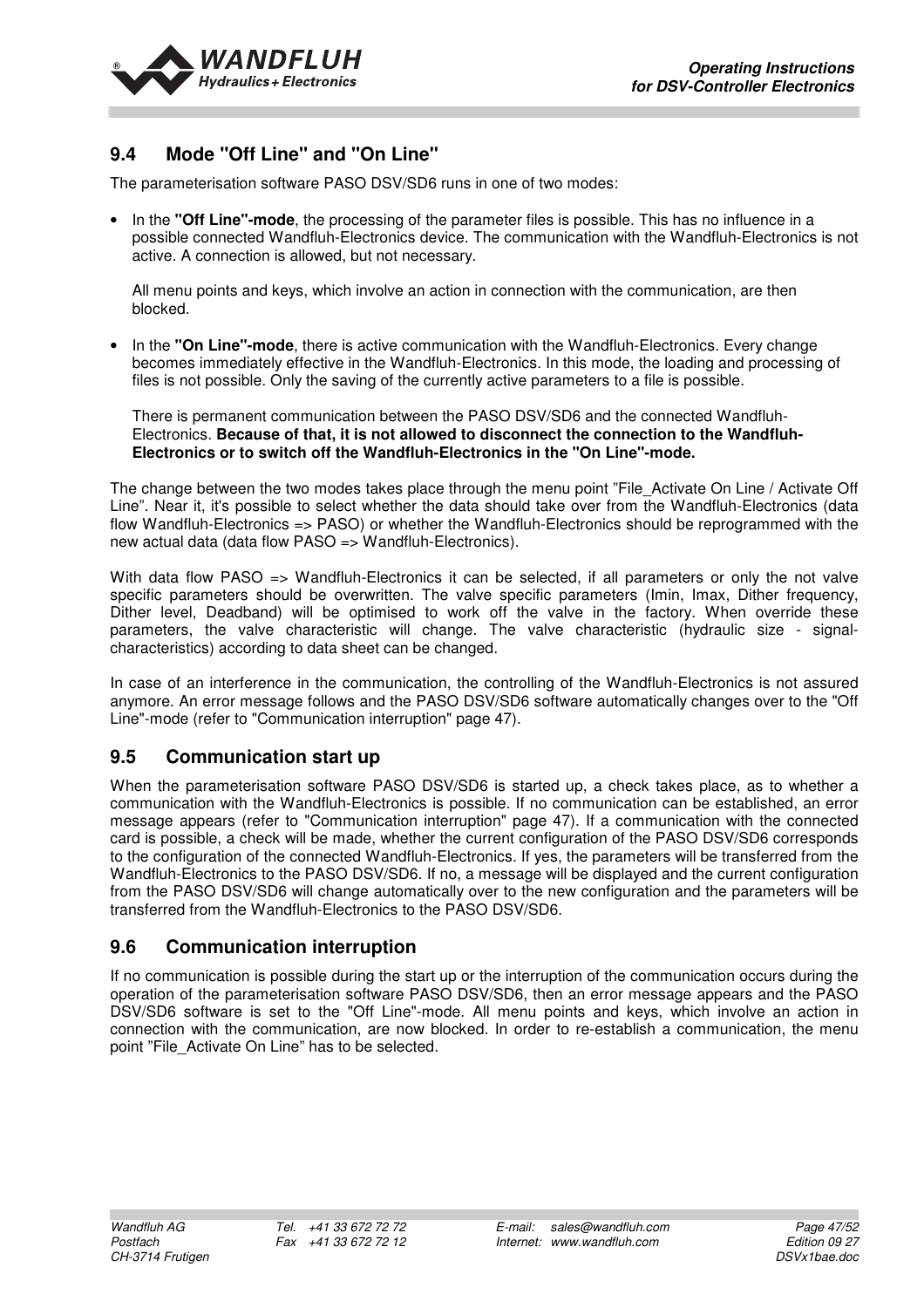## 9.4 Mode "Off Line" and "On Line"

The parameterisation software PASO DSV/SD6 runs in one of two modes:

- In the **"Off Line"-mode**, the processing of the parameter files is possible. This has no influence in a possible connected Wandfluh-Electronics device. The communication with the Wandfluh-Electronics is not active. A connection is allowed, but not necessary.

  All menu points and keys, which involve an action in connection with the communication, are then blocked.

- In the **"On Line"-mode**, there is active communication with the Wandfluh-Electronics. Every change becomes immediately effective in the Wandfluh-Electronics. In this mode, the loading and processing of files is not possible. Only the saving of the currently active parameters to a file is possible.

  There is permanent communication between the PASO DSV/SD6 and the connected Wandfluh-Electronics. **Because of that, it is not allowed to disconnect the connection to the Wandfluh-Electronics or to switch off the Wandfluh-Electronics in the "On Line"-mode.**

The change between the two modes takes place through the menu point "File_Activate On Line / Activate Off Line". Near it, it's possible to select whether the data should take over from the Wandfluh-Electronics (data flow Wandfluh-Electronics => PASO) or whether the Wandfluh-Electronics should be reprogrammed with the new actual data (data flow PASO => Wandfluh-Electronics).

With data flow PASO => Wandfluh-Electronics it can be selected, if all parameters or only the not valve specific parameters should be overwritten. The valve specific parameters (Imin, Imax, Dither frequency, Dither level, Deadband) will be optimised to work off the valve in the factory. When override these parameters, the valve characteristic will change. The valve characteristic (hydraulic size - signal-characteristics) according to data sheet can be changed.

In case of an interference in the communication, the controlling of the Wandfluh-Electronics is not assured anymore. An error message follows and the PASO DSV/SD6 software automatically changes over to the "Off Line"-mode (refer to "Communication interruption" page 47).

## 9.5 Communication start up

When the parameterisation software PASO DSV/SD6 is started up, a check takes place, as to whether a communication with the Wandfluh-Electronics is possible. If no communication can be established, an error message appears (refer to "Communication interruption" page 47). If a communication with the connected card is possible, a check will be made, whether the current configuration of the PASO DSV/SD6 corresponds to the configuration of the connected Wandfluh-Electronics. If yes, the parameters will be transferred from the Wandfluh-Electronics to the PASO DSV/SD6. If no, a message will be displayed and the current configuration from the PASO DSV/SD6 will change automatically over to the new configuration and the parameters will be transferred from the Wandfluh-Electronics to the PASO DSV/SD6.

## 9.6 Communication interruption

If no communication is possible during the start up or the interruption of the communication occurs during the operation of the parameterisation software PASO DSV/SD6, then an error message appears and the PASO DSV/SD6 software is set to the "Off Line"-mode. All menu points and keys, which involve an action in connection with the communication, are now blocked. In order to re-establish a communication, the menu point "File_Activate On Line" has to be selected.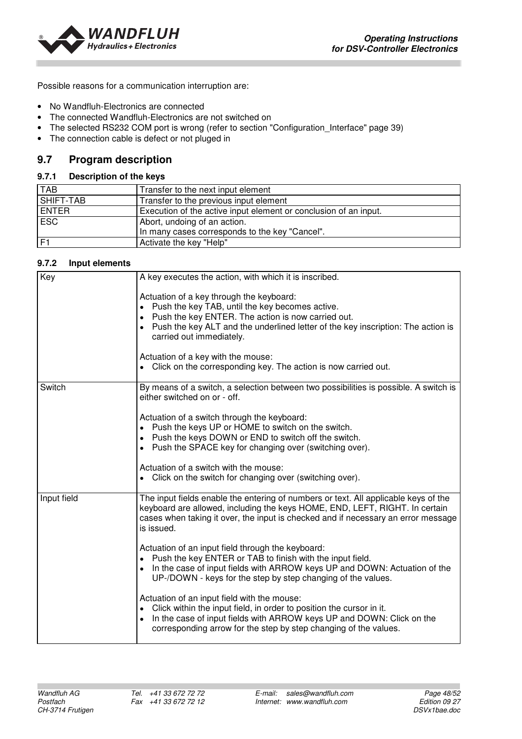Possible reasons for a communication interruption are:

- No Wandfluh-Electronics are connected
- The connected Wandfluh-Electronics are not switched on
- The selected RS232 COM port is wrong (refer to section "Configuration_Interface" page 39)
- The connection cable is defect or not pluged in

## 9.7 Program description

### 9.7.1 Description of the keys

| TAB | Transfer to the next input element |
|---|---|
| SHIFT-TAB | Transfer to the previous input element |
| ENTER | Execution of the active input element or conclusion of an input. |
| ESC | Abort, undoing of an action.<br>In many cases corresponds to the key "Cancel". |
| F1 | Activate the key "Help" |

### 9.7.2 Input elements

| Key | A key executes the action, with which it is inscribed.<br><br>Actuation of a key through the keyboard:<br>• Push the key TAB, until the key becomes active.<br>• Push the key ENTER. The action is now carried out.<br>• Push the key ALT and the underlined letter of the key inscription: The action is carried out immediately.<br><br>Actuation of a key with the mouse:<br>• Click on the corresponding key. The action is now carried out. |
|---|---|
| Switch | By means of a switch, a selection between two possibilities is possible. A switch is either switched on or - off.<br><br>Actuation of a switch through the keyboard:<br>• Push the keys UP or HOME to switch on the switch.<br>• Push the keys DOWN or END to switch off the switch.<br>• Push the SPACE key for changing over (switching over).<br><br>Actuation of a switch with the mouse:<br>• Click on the switch for changing over (switching over). |
| Input field | The input fields enable the entering of numbers or text. All applicable keys of the keyboard are allowed, including the keys HOME, END, LEFT, RIGHT. In certain cases when taking it over, the input is checked and if necessary an error message is issued.<br><br>Actuation of an input field through the keyboard:<br>• Push the key ENTER or TAB to finish with the input field.<br>• In the case of input fields with ARROW keys UP and DOWN: Actuation of the UP-/DOWN - keys for the step by step changing of the values.<br><br>Actuation of an input field with the mouse:<br>• Click within the input field, in order to position the cursor in it.<br>• In the case of input fields with ARROW keys UP and DOWN: Click on the corresponding arrow for the step by step changing of the values. |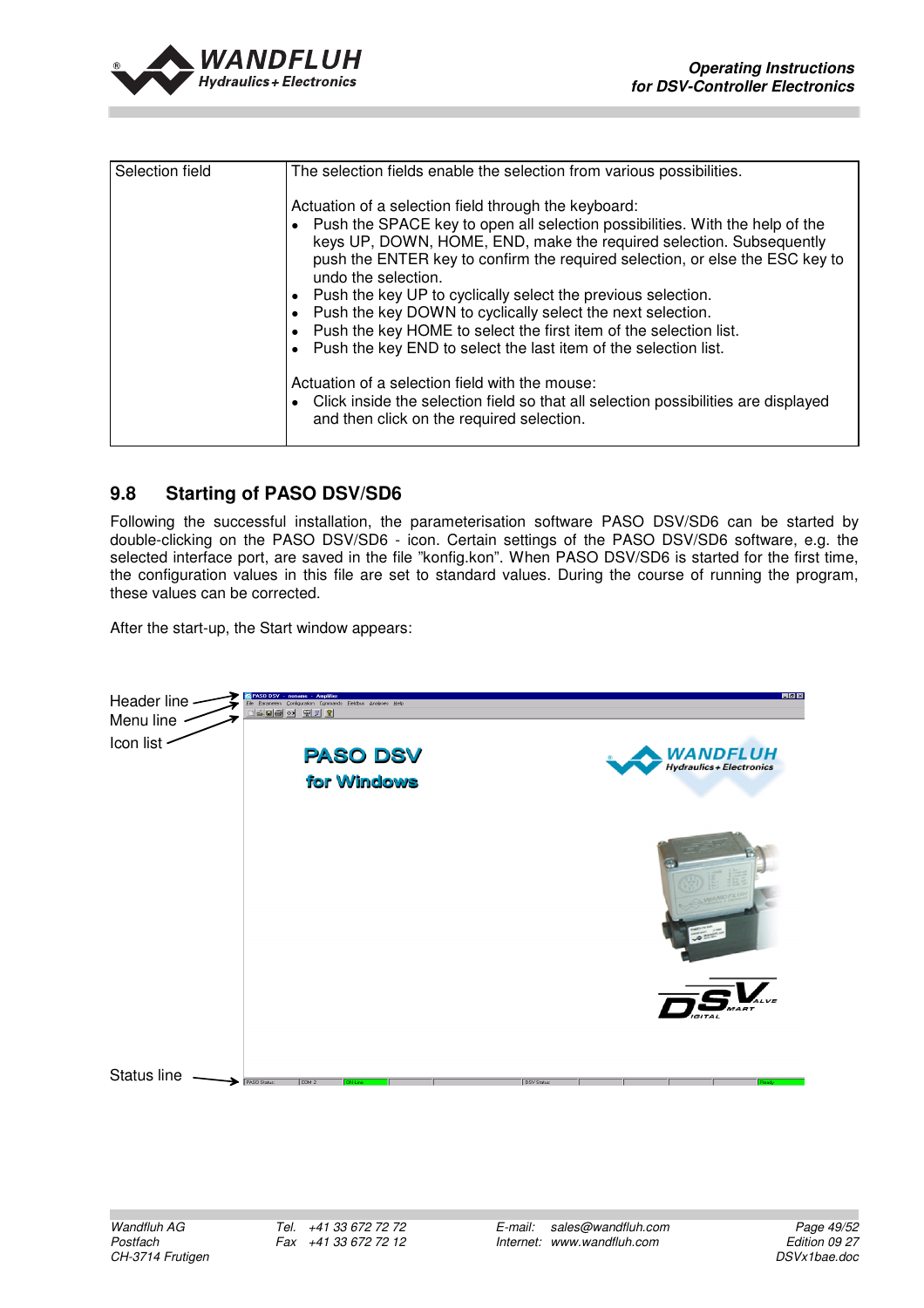| Selection field | The selection fields enable the selection from various possibilities.<br><br>Actuation of a selection field through the keyboard:<br>• Push the SPACE key to open all selection possibilities. With the help of the keys UP, DOWN, HOME, END, make the required selection. Subsequently push the ENTER key to confirm the required selection, or else the ESC key to undo the selection.<br>• Push the key UP to cyclically select the previous selection.<br>• Push the key DOWN to cyclically select the next selection.<br>• Push the key HOME to select the first item of the selection list.<br>• Push the key END to select the last item of the selection list.<br><br>Actuation of a selection field with the mouse:<br>• Click inside the selection field so that all selection possibilities are displayed and then click on the required selection. |
|---|---|

## 9.8 Starting of PASO DSV/SD6

Following the successful installation, the parameterisation software PASO DSV/SD6 can be started by double-clicking on the PASO DSV/SD6 - icon. Certain settings of the PASO DSV/SD6 software, e.g. the selected interface port, are saved in the file "konfig.kon". When PASO DSV/SD6 is started for the first time, the configuration values in this file are set to standard values. During the course of running the program, these values can be corrected.

After the start-up, the Start window appears:

Header line
Menu line
Icon list

Status line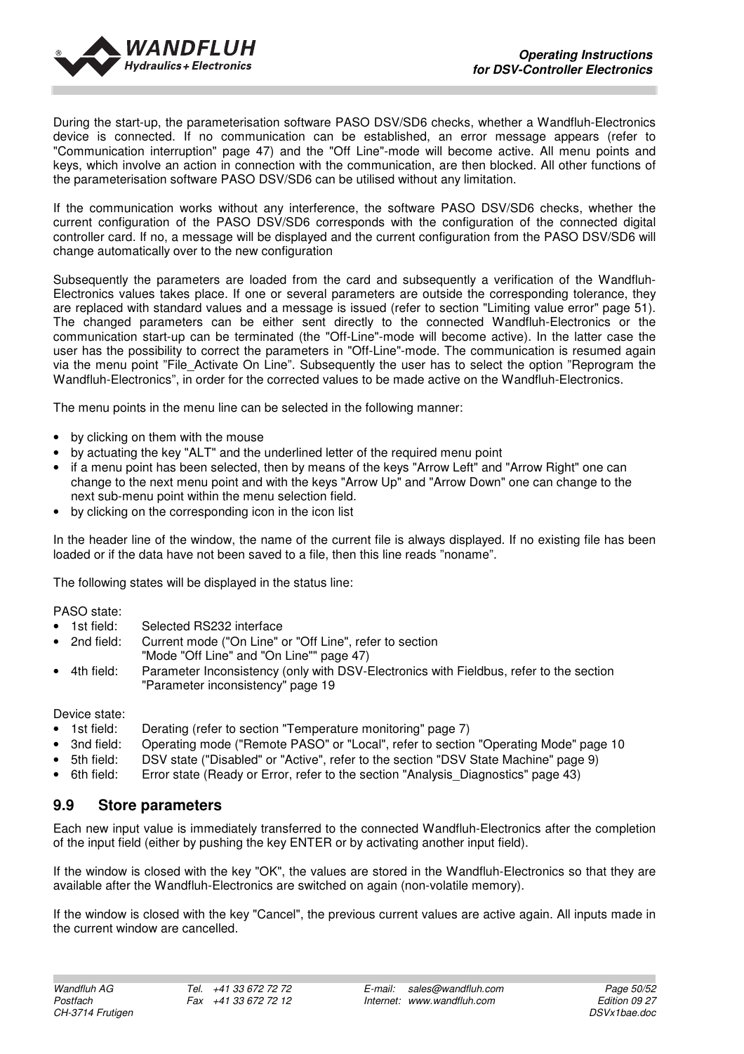During the start-up, the parameterisation software PASO DSV/SD6 checks, whether a Wandfluh-Electronics device is connected. If no communication can be established, an error message appears (refer to "Communication interruption" page 47) and the "Off Line"-mode will become active. All menu points and keys, which involve an action in connection with the communication, are then blocked. All other functions of the parameterisation software PASO DSV/SD6 can be utilised without any limitation.

If the communication works without any interference, the software PASO DSV/SD6 checks, whether the current configuration of the PASO DSV/SD6 corresponds with the configuration of the connected digital controller card. If no, a message will be displayed and the current configuration from the PASO DSV/SD6 will change automatically over to the new configuration

Subsequently the parameters are loaded from the card and subsequently a verification of the Wandfluh-Electronics values takes place. If one or several parameters are outside the corresponding tolerance, they are replaced with standard values and a message is issued (refer to section "Limiting value error" page 51). The changed parameters can be either sent directly to the connected Wandfluh-Electronics or the communication start-up can be terminated (the "Off-Line"-mode will become active). In the latter case the user has the possibility to correct the parameters in "Off-Line"-mode. The communication is resumed again via the menu point "File_Activate On Line". Subsequently the user has to select the option "Reprogram the Wandfluh-Electronics", in order for the corrected values to be made active on the Wandfluh-Electronics.

The menu points in the menu line can be selected in the following manner:

- by clicking on them with the mouse
- by actuating the key "ALT" and the underlined letter of the required menu point
- if a menu point has been selected, then by means of the keys "Arrow Left" and "Arrow Right" one can change to the next menu point and with the keys "Arrow Up" and "Arrow Down" one can change to the next sub-menu point within the menu selection field.
- by clicking on the corresponding icon in the icon list

In the header line of the window, the name of the current file is always displayed. If no existing file has been loaded or if the data have not been saved to a file, then this line reads "noname".

The following states will be displayed in the status line:

PASO state:

- 1st field: Selected RS232 interface
- 2nd field: Current mode ("On Line" or "Off Line", refer to section "Mode "Off Line" and "On Line"" page 47)
- 4th field: Parameter Inconsistency (only with DSV-Electronics with Fieldbus, refer to the section "Parameter inconsistency" page 19

Device state:

- 1st field: Derating (refer to section "Temperature monitoring" page 7)
- 3nd field: Operating mode ("Remote PASO" or "Local", refer to section "Operating Mode" page 10
- 5th field: DSV state ("Disabled" or "Active", refer to the section "DSV State Machine" page 9)
- 6th field: Error state (Ready or Error, refer to the section "Analysis_Diagnostics" page 43)

## 9.9 Store parameters

Each new input value is immediately transferred to the connected Wandfluh-Electronics after the completion of the input field (either by pushing the key ENTER or by activating another input field).

If the window is closed with the key "OK", the values are stored in the Wandfluh-Electronics so that they are available after the Wandfluh-Electronics are switched on again (non-volatile memory).

If the window is closed with the key "Cancel", the previous current values are active again. All inputs made in the current window are cancelled.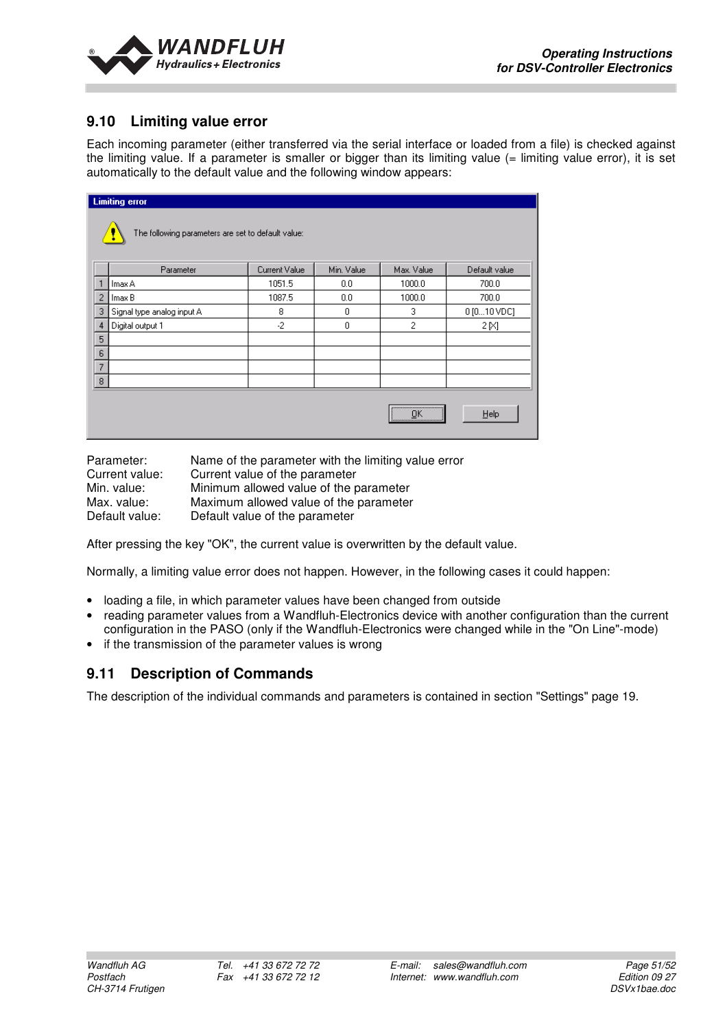## 9.10 Limiting value error

Each incoming parameter (either transferred via the serial interface or loaded from a file) is checked against the limiting value. If a parameter is smaller or bigger than its limiting value (= limiting value error), it is set automatically to the default value and the following window appears:

**Limiting error**

The following parameters are set to default value:

| | Parameter | Current Value | Min. Value | Max. Value | Default value |
|---|---|---|---|---|---|
| 1 | Imax A | 1051.5 | 0.0 | 1000.0 | 700.0 |
| 2 | Imax B | 1087.5 | 0.0 | 1000.0 | 700.0 |
| 3 | Signal type analog input A | 8 | 0 | 3 | 0 [0...10 VDC] |
| 4 | Digital output 1 | -2 | 0 | 2 | 2 [X] |
| 5 | | | | | |
| 6 | | | | | |
| 7 | | | | | |
| 8 | | | | | |

OK  Help

Parameter: Name of the parameter with the limiting value error
Current value: Current value of the parameter
Min. value: Minimum allowed value of the parameter
Max. value: Maximum allowed value of the parameter
Default value: Default value of the parameter

After pressing the key "OK", the current value is overwritten by the default value.

Normally, a limiting value error does not happen. However, in the following cases it could happen:

- loading a file, in which parameter values have been changed from outside
- reading parameter values from a Wandfluh-Electronics device with another configuration than the current configuration in the PASO (only if the Wandfluh-Electronics were changed while in the "On Line"-mode)
- if the transmission of the parameter values is wrong

## 9.11 Description of Commands

The description of the individual commands and parameters is contained in section "Settings" page 19.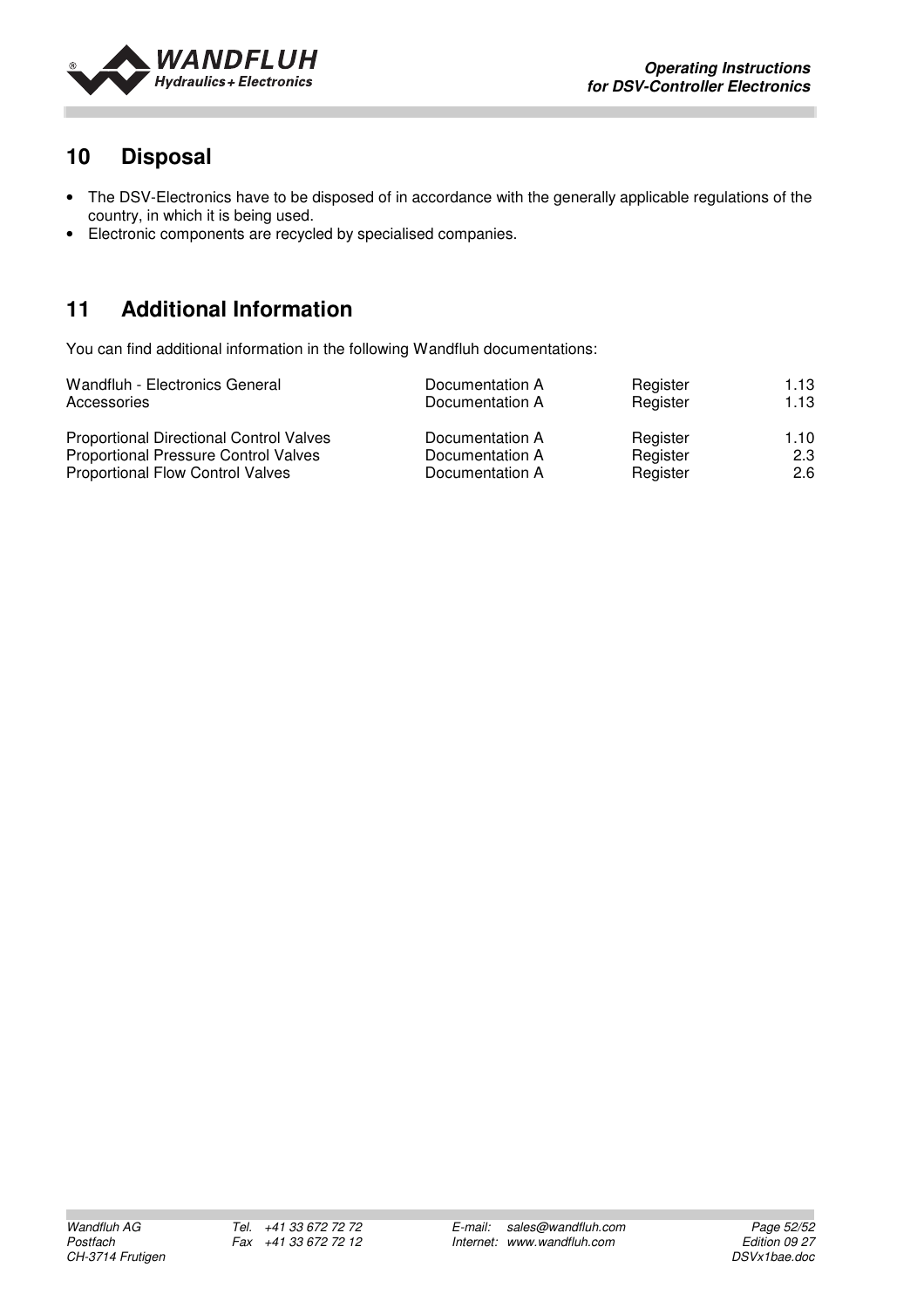## 10 Disposal

- The DSV-Electronics have to be disposed of in accordance with the generally applicable regulations of the country, in which it is being used.
- Electronic components are recycled by specialised companies.

## 11 Additional Information

You can find additional information in the following Wandfluh documentations:

| | | | |
|---|---|---|---|
| Wandfluh - Electronics General | Documentation A | Register | 1.13 |
| Accessories | Documentation A | Register | 1.13 |
| Proportional Directional Control Valves | Documentation A | Register | 1.10 |
| Proportional Pressure Control Valves | Documentation A | Register | 2.3 |
| Proportional Flow Control Valves | Documentation A | Register | 2.6 |